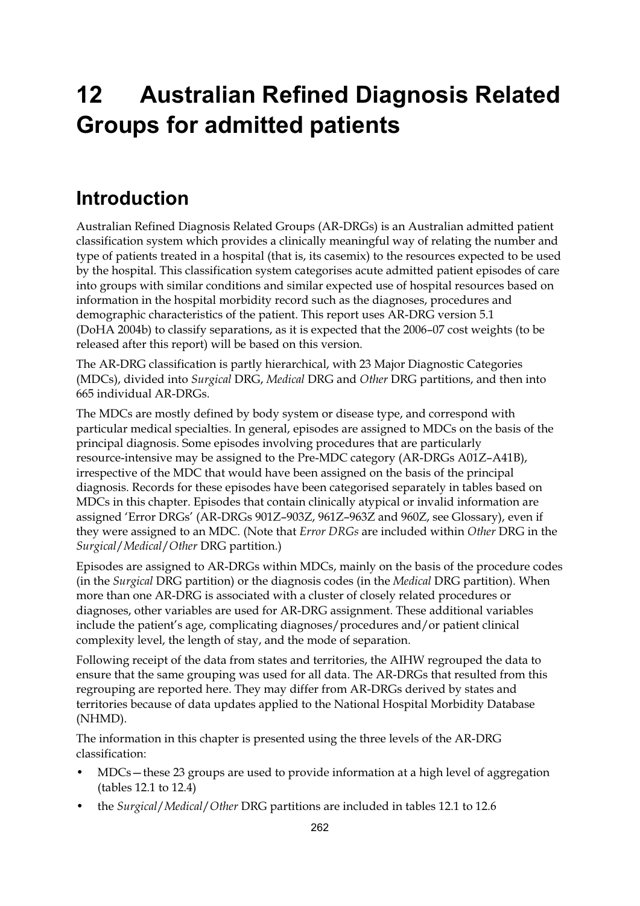# 12 Australian Refined Diagnosis Related Groups for admitted patients

## Introduction

Australian Refined Diagnosis Related Groups (AR-DRGs) is an Australian admitted patient classification system which provides a clinically meaningful way of relating the number and type of patients treated in a hospital (that is, its casemix) to the resources expected to be used by the hospital. This classification system categorises acute admitted patient episodes of care into groups with similar conditions and similar expected use of hospital resources based on information in the hospital morbidity record such as the diagnoses, procedures and demographic characteristics of the patient. This report uses AR-DRG version 5.1 (DoHA 2004b) to classify separations, as it is expected that the 2006–07 cost weights (to be released after this report) will be based on this version.

The AR-DRG classification is partly hierarchical, with 23 Major Diagnostic Categories (MDCs), divided into *Surgical* DRG, *Medical* DRG and *Other* DRG partitions, and then into 665 individual AR-DRGs.

The MDCs are mostly defined by body system or disease type, and correspond with particular medical specialties. In general, episodes are assigned to MDCs on the basis of the principal diagnosis. Some episodes involving procedures that are particularly resource-intensive may be assigned to the Pre-MDC category (AR-DRGs A01Z–A41B), irrespective of the MDC that would have been assigned on the basis of the principal diagnosis. Records for these episodes have been categorised separately in tables based on MDCs in this chapter. Episodes that contain clinically atypical or invalid information are assigned 'Error DRGs' (AR-DRGs 901Z–903Z, 961Z–963Z and 960Z, see Glossary), even if they were assigned to an MDC. (Note that *Error DRGs* are included within *Other* DRG in the *Surgical*/*Medical*/*Other* DRG partition.)

Episodes are assigned to AR-DRGs within MDCs, mainly on the basis of the procedure codes (in the *Surgical* DRG partition) or the diagnosis codes (in the *Medical* DRG partition). When more than one AR-DRG is associated with a cluster of closely related procedures or diagnoses, other variables are used for AR-DRG assignment. These additional variables include the patient's age, complicating diagnoses/procedures and/or patient clinical complexity level, the length of stay, and the mode of separation.

Following receipt of the data from states and territories, the AIHW regrouped the data to ensure that the same grouping was used for all data. The AR-DRGs that resulted from this regrouping are reported here. They may differ from AR-DRGs derived by states and territories because of data updates applied to the National Hospital Morbidity Database (NHMD).

The information in this chapter is presented using the three levels of the AR-DRG classification:

- MDCs—these 23 groups are used to provide information at a high level of aggregation (tables 12.1 to 12.4)
- the *Surgical*/*Medical*/*Other* DRG partitions are included in tables 12.1 to 12.6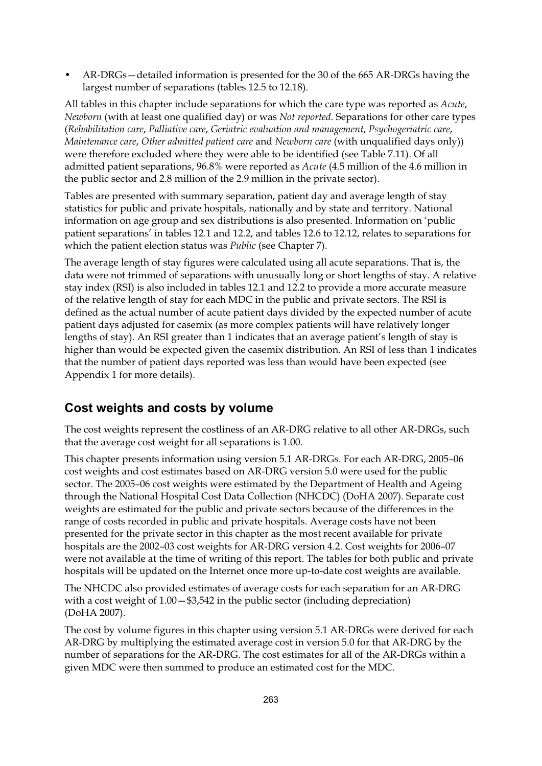- AR-DRGs—detailed information is presented for the 30 of the 665 AR-DRGs having the largest number of separations (tables 12.5 to 12.18).

All tables in this chapter include separations for which the care type was reported as *Acute*, *Newborn* (with at least one qualified day) or was *Not reported*. Separations for other care types (*Rehabilitation care*, *Palliative care*, *Geriatric evaluation and management*, *Psychogeriatric care*, *Maintenance care*, *Other admitted patient care* and *Newborn care* (with unqualified days only)) were therefore excluded where they were able to be identified (see Table 7.11). Of all admitted patient separations, 96.8% were reported as *Acute* (4.5 million of the 4.6 million in the public sector and 2.8 million of the 2.9 million in the private sector).

Tables are presented with summary separation, patient day and average length of stay statistics for public and private hospitals, nationally and by state and territory. National information on age group and sex distributions is also presented. Information on 'public patient separations' in tables 12.1 and 12.2, and tables 12.6 to 12.12, relates to separations for which the patient election status was *Public* (see Chapter 7).

The average length of stay figures were calculated using all acute separations. That is, the data were not trimmed of separations with unusually long or short lengths of stay. A relative stay index (RSI) is also included in tables 12.1 and 12.2 to provide a more accurate measure of the relative length of stay for each MDC in the public and private sectors. The RSI is defined as the actual number of acute patient days divided by the expected number of acute patient days adjusted for casemix (as more complex patients will have relatively longer lengths of stay). An RSI greater than 1 indicates that an average patient's length of stay is higher than would be expected given the casemix distribution. An RSI of less than 1 indicates that the number of patient days reported was less than would have been expected (see Appendix 1 for more details).

## Cost weights and costs by volume

The cost weights represent the costliness of an AR-DRG relative to all other AR-DRGs, such that the average cost weight for all separations is 1.00.

This chapter presents information using version 5.1 AR-DRGs. For each AR-DRG, 2005–06 cost weights and cost estimates based on AR-DRG version 5.0 were used for the public sector. The 2005–06 cost weights were estimated by the Department of Health and Ageing through the National Hospital Cost Data Collection (NHCDC) (DoHA 2007). Separate cost weights are estimated for the public and private sectors because of the differences in the range of costs recorded in public and private hospitals. Average costs have not been presented for the private sector in this chapter as the most recent available for private hospitals are the 2002–03 cost weights for AR-DRG version 4.2. Cost weights for 2006–07 were not available at the time of writing of this report. The tables for both public and private hospitals will be updated on the Internet once more up-to-date cost weights are available.

The NHCDC also provided estimates of average costs for each separation for an AR-DRG with a cost weight of 1.00—$3,542 in the public sector (including depreciation) (DoHA 2007).

The cost by volume figures in this chapter using version 5.1 AR-DRGs were derived for each AR-DRG by multiplying the estimated average cost in version 5.0 for that AR-DRG by the number of separations for the AR-DRG. The cost estimates for all of the AR-DRGs within a given MDC were then summed to produce an estimated cost for the MDC.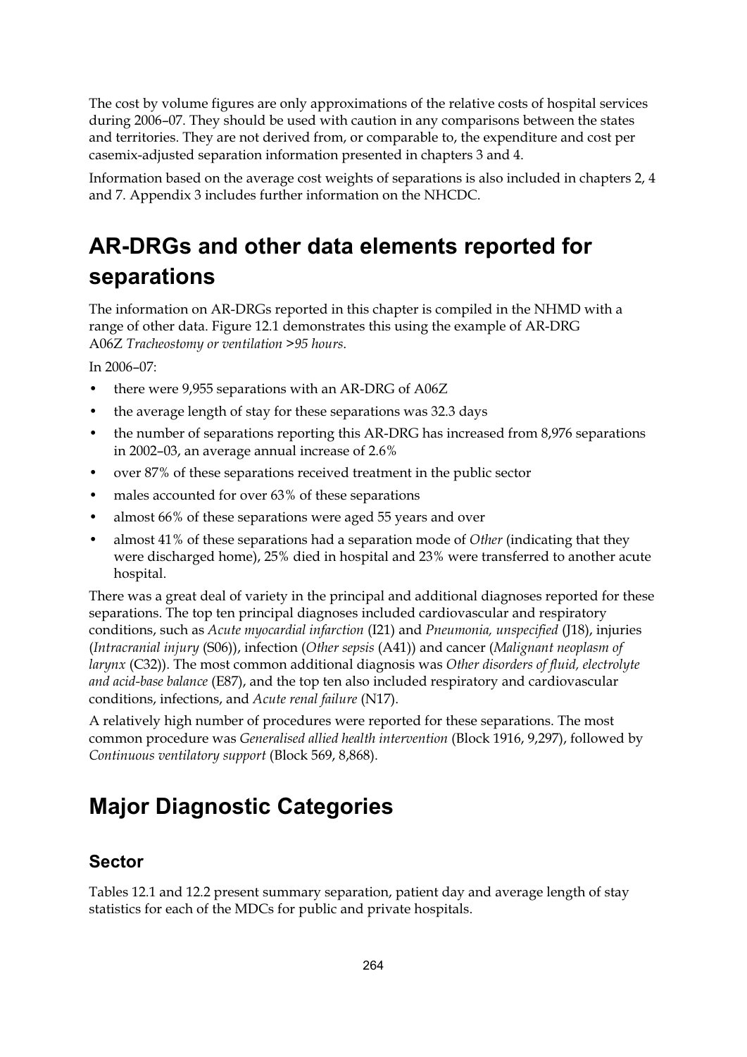The cost by volume figures are only approximations of the relative costs of hospital services during 2006–07. They should be used with caution in any comparisons between the states and territories. They are not derived from, or comparable to, the expenditure and cost per casemix-adjusted separation information presented in chapters 3 and 4.

Information based on the average cost weights of separations is also included in chapters 2, 4 and 7. Appendix 3 includes further information on the NHCDC.

# AR-DRGs and other data elements reported for separations

The information on AR-DRGs reported in this chapter is compiled in the NHMD with a range of other data. Figure 12.1 demonstrates this using the example of AR-DRG A06Z *Tracheostomy or ventilation >95 hours*.

In 2006–07:

- there were 9,955 separations with an AR-DRG of A06Z
- the average length of stay for these separations was 32.3 days
- the number of separations reporting this AR-DRG has increased from 8,976 separations in 2002–03, an average annual increase of 2.6%
- over 87% of these separations received treatment in the public sector
- males accounted for over 63% of these separations
- almost 66% of these separations were aged 55 years and over
- almost 41% of these separations had a separation mode of *Other* (indicating that they were discharged home), 25% died in hospital and 23% were transferred to another acute hospital.

There was a great deal of variety in the principal and additional diagnoses reported for these separations. The top ten principal diagnoses included cardiovascular and respiratory conditions, such as *Acute myocardial infarction* (I21) and *Pneumonia, unspecified* (J18), injuries (*Intracranial injury* (S06)), infection (*Other sepsis* (A41)) and cancer (*Malignant neoplasm of larynx* (C32)). The most common additional diagnosis was *Other disorders of fluid, electrolyte and acid-base balance* (E87), and the top ten also included respiratory and cardiovascular conditions, infections, and *Acute renal failure* (N17).

A relatively high number of procedures were reported for these separations. The most common procedure was *Generalised allied health intervention* (Block 1916, 9,297), followed by *Continuous ventilatory support* (Block 569, 8,868).

# Major Diagnostic Categories

## Sector

Tables 12.1 and 12.2 present summary separation, patient day and average length of stay statistics for each of the MDCs for public and private hospitals.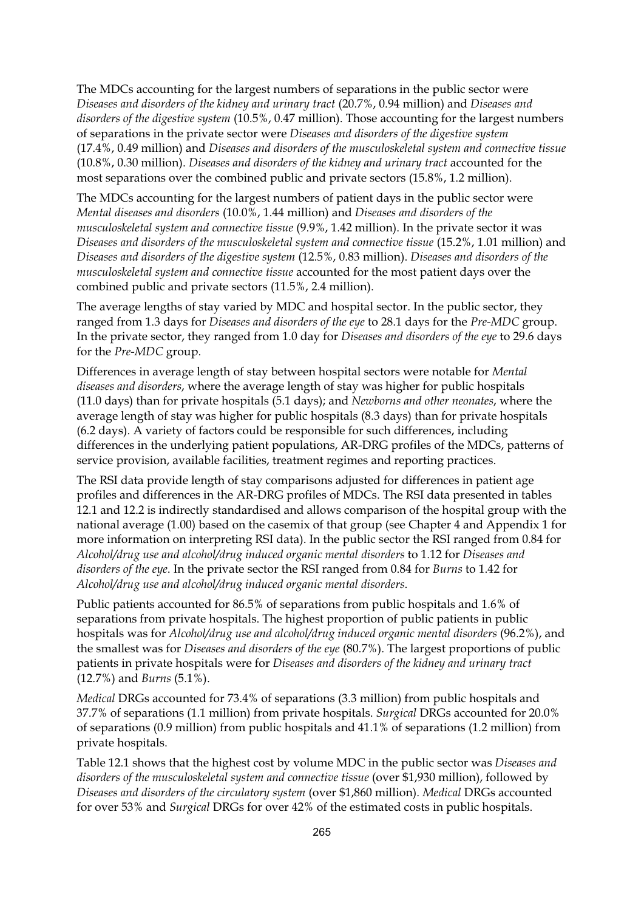The MDCs accounting for the largest numbers of separations in the public sector were *Diseases and disorders of the kidney and urinary tract* (20.7%, 0.94 million) and *Diseases and disorders of the digestive system* (10.5%, 0.47 million). Those accounting for the largest numbers of separations in the private sector were *Diseases and disorders of the digestive system* (17.4%, 0.49 million) and *Diseases and disorders of the musculoskeletal system and connective tissue* (10.8%, 0.30 million). *Diseases and disorders of the kidney and urinary tract* accounted for the most separations over the combined public and private sectors (15.8%, 1.2 million).

The MDCs accounting for the largest numbers of patient days in the public sector were *Mental diseases and disorders* (10.0%, 1.44 million) and *Diseases and disorders of the musculoskeletal system and connective tissue* (9.9%, 1.42 million). In the private sector it was *Diseases and disorders of the musculoskeletal system and connective tissue* (15.2%, 1.01 million) and *Diseases and disorders of the digestive system* (12.5%, 0.83 million). *Diseases and disorders of the musculoskeletal system and connective tissue* accounted for the most patient days over the combined public and private sectors (11.5%, 2.4 million).

The average lengths of stay varied by MDC and hospital sector. In the public sector, they ranged from 1.3 days for *Diseases and disorders of the eye* to 28.1 days for the *Pre-MDC* group. In the private sector, they ranged from 1.0 day for *Diseases and disorders of the eye* to 29.6 days for the *Pre-MDC* group.

Differences in average length of stay between hospital sectors were notable for *Mental diseases and disorders*, where the average length of stay was higher for public hospitals (11.0 days) than for private hospitals (5.1 days); and *Newborns and other neonates*, where the average length of stay was higher for public hospitals (8.3 days) than for private hospitals (6.2 days). A variety of factors could be responsible for such differences, including differences in the underlying patient populations, AR-DRG profiles of the MDCs, patterns of service provision, available facilities, treatment regimes and reporting practices.

The RSI data provide length of stay comparisons adjusted for differences in patient age profiles and differences in the AR-DRG profiles of MDCs. The RSI data presented in tables 12.1 and 12.2 is indirectly standardised and allows comparison of the hospital group with the national average (1.00) based on the casemix of that group (see Chapter 4 and Appendix 1 for more information on interpreting RSI data). In the public sector the RSI ranged from 0.84 for *Alcohol/drug use and alcohol/drug induced organic mental disorders* to 1.12 for *Diseases and disorders of the eye.* In the private sector the RSI ranged from 0.84 for *Burns* to 1.42 for *Alcohol/drug use and alcohol/drug induced organic mental disorders*.

Public patients accounted for 86.5% of separations from public hospitals and 1.6% of separations from private hospitals. The highest proportion of public patients in public hospitals was for *Alcohol/drug use and alcohol/drug induced organic mental disorders* (96.2%), and the smallest was for *Diseases and disorders of the eye* (80.7%). The largest proportions of public patients in private hospitals were for *Diseases and disorders of the kidney and urinary tract* (12.7%) and *Burns* (5.1%).

*Medical* DRGs accounted for 73.4% of separations (3.3 million) from public hospitals and 37.7% of separations (1.1 million) from private hospitals. *Surgical* DRGs accounted for 20.0% of separations (0.9 million) from public hospitals and 41.1% of separations (1.2 million) from private hospitals.

Table 12.1 shows that the highest cost by volume MDC in the public sector was *Diseases and disorders of the musculoskeletal system and connective tissue* (over $1,930 million), followed by *Diseases and disorders of the circulatory system* (over $1,860 million). *Medical* DRGs accounted for over 53% and *Surgical* DRGs for over 42% of the estimated costs in public hospitals.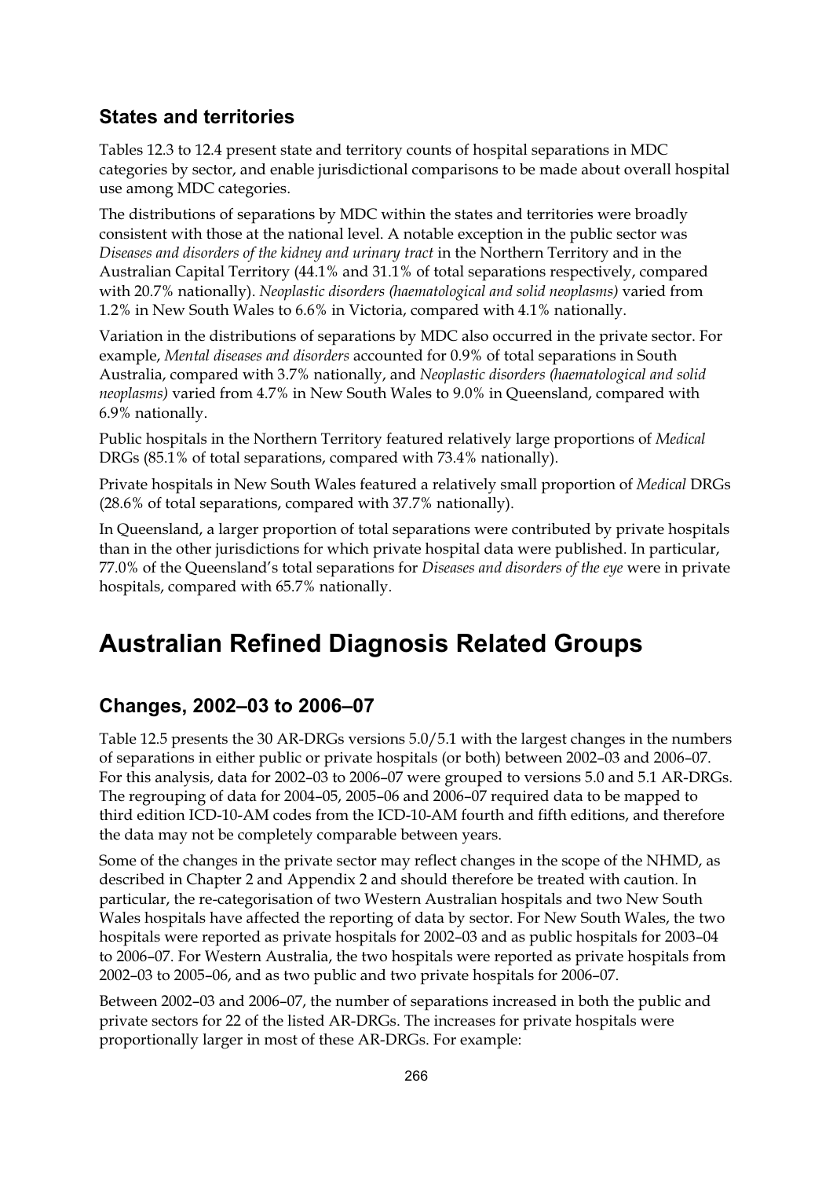### States and territories

Tables 12.3 to 12.4 present state and territory counts of hospital separations in MDC categories by sector, and enable jurisdictional comparisons to be made about overall hospital use among MDC categories.

The distributions of separations by MDC within the states and territories were broadly consistent with those at the national level. A notable exception in the public sector was *Diseases and disorders of the kidney and urinary tract* in the Northern Territory and in the Australian Capital Territory (44.1% and 31.1% of total separations respectively, compared with 20.7% nationally). *Neoplastic disorders (haematological and solid neoplasms)* varied from 1.2% in New South Wales to 6.6% in Victoria, compared with 4.1% nationally.

Variation in the distributions of separations by MDC also occurred in the private sector. For example, *Mental diseases and disorders* accounted for 0.9% of total separations in South Australia, compared with 3.7% nationally, and *Neoplastic disorders (haematological and solid neoplasms)* varied from 4.7% in New South Wales to 9.0% in Queensland, compared with 6.9% nationally.

Public hospitals in the Northern Territory featured relatively large proportions of *Medical* DRGs (85.1% of total separations, compared with 73.4% nationally).

Private hospitals in New South Wales featured a relatively small proportion of *Medical* DRGs (28.6% of total separations, compared with 37.7% nationally).

In Queensland, a larger proportion of total separations were contributed by private hospitals than in the other jurisdictions for which private hospital data were published. In particular, 77.0% of the Queensland's total separations for *Diseases and disorders of the eye* were in private hospitals, compared with 65.7% nationally.

# Australian Refined Diagnosis Related Groups

## Changes, 2002–03 to 2006–07

Table 12.5 presents the 30 AR-DRGs versions 5.0/5.1 with the largest changes in the numbers of separations in either public or private hospitals (or both) between 2002–03 and 2006–07. For this analysis, data for 2002–03 to 2006–07 were grouped to versions 5.0 and 5.1 AR-DRGs. The regrouping of data for 2004–05, 2005–06 and 2006–07 required data to be mapped to third edition ICD-10-AM codes from the ICD-10-AM fourth and fifth editions, and therefore the data may not be completely comparable between years.

Some of the changes in the private sector may reflect changes in the scope of the NHMD, as described in Chapter 2 and Appendix 2 and should therefore be treated with caution. In particular, the re-categorisation of two Western Australian hospitals and two New South Wales hospitals have affected the reporting of data by sector. For New South Wales, the two hospitals were reported as private hospitals for 2002–03 and as public hospitals for 2003–04 to 2006–07. For Western Australia, the two hospitals were reported as private hospitals from 2002–03 to 2005–06, and as two public and two private hospitals for 2006–07.

Between 2002–03 and 2006–07, the number of separations increased in both the public and private sectors for 22 of the listed AR-DRGs. The increases for private hospitals were proportionally larger in most of these AR-DRGs. For example: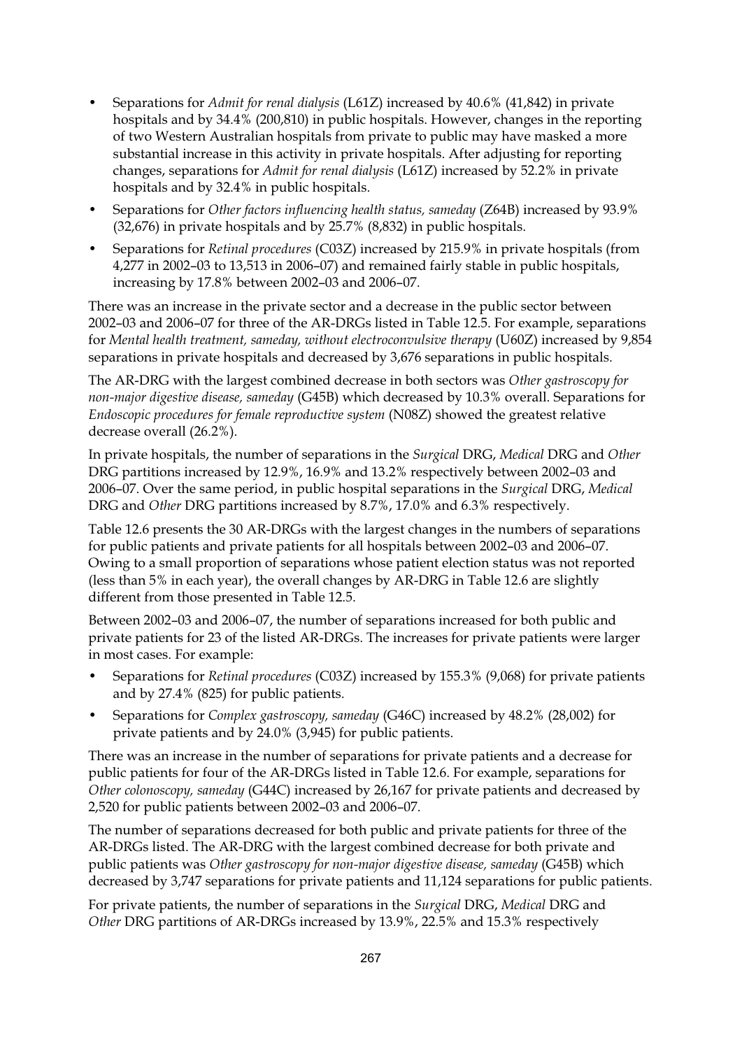- Separations for *Admit for renal dialysis* (L61Z) increased by 40.6% (41,842) in private hospitals and by 34.4% (200,810) in public hospitals. However, changes in the reporting of two Western Australian hospitals from private to public may have masked a more substantial increase in this activity in private hospitals. After adjusting for reporting changes, separations for *Admit for renal dialysis* (L61Z) increased by 52.2% in private hospitals and by 32.4% in public hospitals.
- Separations for *Other factors influencing health status, sameday* (Z64B) increased by 93.9% (32,676) in private hospitals and by 25.7% (8,832) in public hospitals.
- Separations for *Retinal procedures* (C03Z) increased by 215.9% in private hospitals (from 4,277 in 2002–03 to 13,513 in 2006–07) and remained fairly stable in public hospitals, increasing by 17.8% between 2002–03 and 2006–07.

There was an increase in the private sector and a decrease in the public sector between 2002–03 and 2006–07 for three of the AR-DRGs listed in Table 12.5. For example, separations for *Mental health treatment, sameday, without electroconvulsive therapy* (U60Z) increased by 9,854 separations in private hospitals and decreased by 3,676 separations in public hospitals.

The AR-DRG with the largest combined decrease in both sectors was *Other gastroscopy for non-major digestive disease, sameday* (G45B) which decreased by 10.3% overall. Separations for *Endoscopic procedures for female reproductive system* (N08Z) showed the greatest relative decrease overall (26.2%).

In private hospitals, the number of separations in the *Surgical* DRG, *Medical* DRG and *Other* DRG partitions increased by 12.9%, 16.9% and 13.2% respectively between 2002–03 and 2006–07. Over the same period, in public hospital separations in the *Surgical* DRG, *Medical* DRG and *Other* DRG partitions increased by 8.7%, 17.0% and 6.3% respectively.

Table 12.6 presents the 30 AR-DRGs with the largest changes in the numbers of separations for public patients and private patients for all hospitals between 2002–03 and 2006–07. Owing to a small proportion of separations whose patient election status was not reported (less than 5% in each year), the overall changes by AR-DRG in Table 12.6 are slightly different from those presented in Table 12.5.

Between 2002–03 and 2006–07, the number of separations increased for both public and private patients for 23 of the listed AR-DRGs. The increases for private patients were larger in most cases. For example:

- Separations for *Retinal procedures* (C03Z) increased by 155.3% (9,068) for private patients and by 27.4% (825) for public patients.
- Separations for *Complex gastroscopy, sameday* (G46C) increased by 48.2% (28,002) for private patients and by 24.0% (3,945) for public patients.

There was an increase in the number of separations for private patients and a decrease for public patients for four of the AR-DRGs listed in Table 12.6. For example, separations for *Other colonoscopy, sameday* (G44C) increased by 26,167 for private patients and decreased by 2,520 for public patients between 2002–03 and 2006–07.

The number of separations decreased for both public and private patients for three of the AR-DRGs listed. The AR-DRG with the largest combined decrease for both private and public patients was *Other gastroscopy for non-major digestive disease, sameday* (G45B) which decreased by 3,747 separations for private patients and 11,124 separations for public patients.

For private patients, the number of separations in the *Surgical* DRG, *Medical* DRG and *Other* DRG partitions of AR-DRGs increased by 13.9%, 22.5% and 15.3% respectively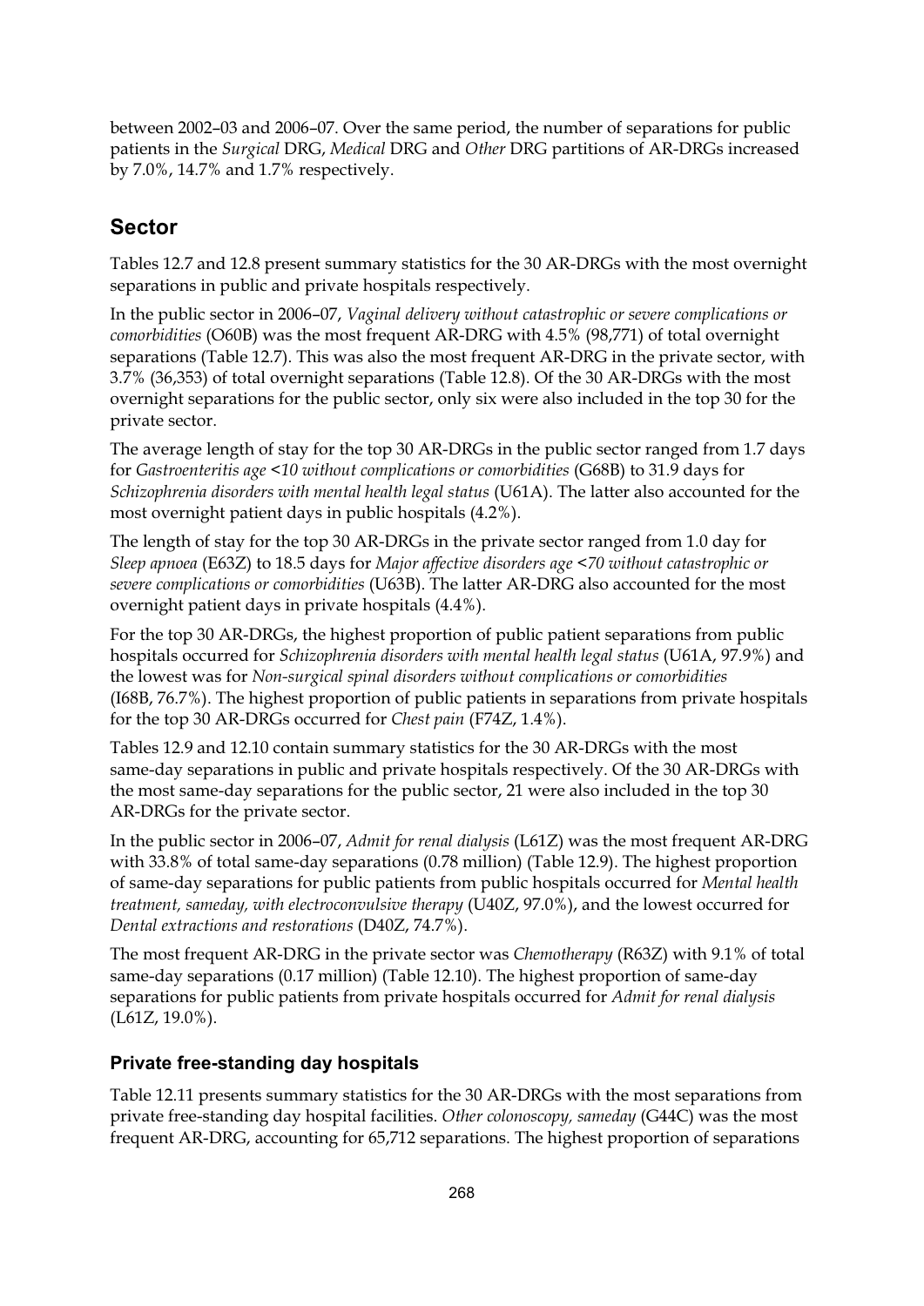between 2002–03 and 2006–07. Over the same period, the number of separations for public patients in the *Surgical* DRG, *Medical* DRG and *Other* DRG partitions of AR-DRGs increased by 7.0%, 14.7% and 1.7% respectively.

## Sector

Tables 12.7 and 12.8 present summary statistics for the 30 AR-DRGs with the most overnight separations in public and private hospitals respectively.

In the public sector in 2006–07, *Vaginal delivery without catastrophic or severe complications or comorbidities* (O60B) was the most frequent AR-DRG with 4.5% (98,771) of total overnight separations (Table 12.7). This was also the most frequent AR-DRG in the private sector, with 3.7% (36,353) of total overnight separations (Table 12.8). Of the 30 AR-DRGs with the most overnight separations for the public sector, only six were also included in the top 30 for the private sector.

The average length of stay for the top 30 AR-DRGs in the public sector ranged from 1.7 days for *Gastroenteritis age <10 without complications or comorbidities* (G68B) to 31.9 days for *Schizophrenia disorders with mental health legal status* (U61A). The latter also accounted for the most overnight patient days in public hospitals (4.2%).

The length of stay for the top 30 AR-DRGs in the private sector ranged from 1.0 day for *Sleep apnoea* (E63Z) to 18.5 days for *Major affective disorders age <70 without catastrophic or severe complications or comorbidities* (U63B). The latter AR-DRG also accounted for the most overnight patient days in private hospitals (4.4%).

For the top 30 AR-DRGs, the highest proportion of public patient separations from public hospitals occurred for *Schizophrenia disorders with mental health legal status* (U61A, 97.9%) and the lowest was for *Non-surgical spinal disorders without complications or comorbidities* (I68B, 76.7%). The highest proportion of public patients in separations from private hospitals for the top 30 AR-DRGs occurred for *Chest pain* (F74Z, 1.4%).

Tables 12.9 and 12.10 contain summary statistics for the 30 AR-DRGs with the most same-day separations in public and private hospitals respectively. Of the 30 AR-DRGs with the most same-day separations for the public sector, 21 were also included in the top 30 AR-DRGs for the private sector.

In the public sector in 2006–07, *Admit for renal dialysis* (L61Z) was the most frequent AR-DRG with 33.8% of total same-day separations (0.78 million) (Table 12.9). The highest proportion of same-day separations for public patients from public hospitals occurred for *Mental health treatment, sameday, with electroconvulsive therapy* (U40Z, 97.0%), and the lowest occurred for *Dental extractions and restorations* (D40Z, 74.7%).

The most frequent AR-DRG in the private sector was *Chemotherapy* (R63Z) with 9.1% of total same-day separations (0.17 million) (Table 12.10). The highest proportion of same-day separations for public patients from private hospitals occurred for *Admit for renal dialysis* (L61Z, 19.0%).

### Private free-standing day hospitals

Table 12.11 presents summary statistics for the 30 AR-DRGs with the most separations from private free-standing day hospital facilities. *Other colonoscopy, sameday* (G44C) was the most frequent AR-DRG, accounting for 65,712 separations. The highest proportion of separations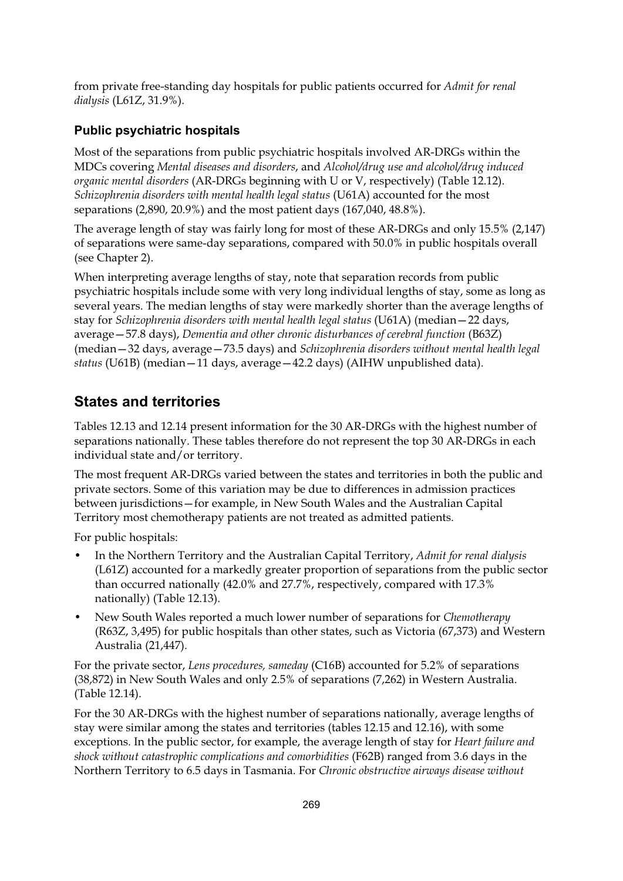from private free-standing day hospitals for public patients occurred for *Admit for renal dialysis* (L61Z, 31.9%).

### Public psychiatric hospitals

Most of the separations from public psychiatric hospitals involved AR-DRGs within the MDCs covering *Mental diseases and disorders*, and *Alcohol/drug use and alcohol/drug induced organic mental disorders* (AR-DRGs beginning with U or V, respectively) (Table 12.12). *Schizophrenia disorders with mental health legal status* (U61A) accounted for the most separations (2,890, 20.9%) and the most patient days (167,040, 48.8%).

The average length of stay was fairly long for most of these AR-DRGs and only 15.5% (2,147) of separations were same-day separations, compared with 50.0% in public hospitals overall (see Chapter 2).

When interpreting average lengths of stay, note that separation records from public psychiatric hospitals include some with very long individual lengths of stay, some as long as several years. The median lengths of stay were markedly shorter than the average lengths of stay for *Schizophrenia disorders with mental health legal status* (U61A) (median—22 days, average—57.8 days), *Dementia and other chronic disturbances of cerebral function* (B63Z) (median—32 days, average—73.5 days) and *Schizophrenia disorders without mental health legal status* (U61B) (median—11 days, average—42.2 days) (AIHW unpublished data).

## States and territories

Tables 12.13 and 12.14 present information for the 30 AR-DRGs with the highest number of separations nationally. These tables therefore do not represent the top 30 AR-DRGs in each individual state and/or territory.

The most frequent AR-DRGs varied between the states and territories in both the public and private sectors. Some of this variation may be due to differences in admission practices between jurisdictions—for example, in New South Wales and the Australian Capital Territory most chemotherapy patients are not treated as admitted patients.

For public hospitals:

- In the Northern Territory and the Australian Capital Territory, *Admit for renal dialysis* (L61Z) accounted for a markedly greater proportion of separations from the public sector than occurred nationally (42.0% and 27.7%, respectively, compared with 17.3% nationally) (Table 12.13).
- New South Wales reported a much lower number of separations for *Chemotherapy* (R63Z, 3,495) for public hospitals than other states, such as Victoria (67,373) and Western Australia (21,447).

For the private sector, *Lens procedures, sameday* (C16B) accounted for 5.2% of separations (38,872) in New South Wales and only 2.5% of separations (7,262) in Western Australia. (Table 12.14).

For the 30 AR-DRGs with the highest number of separations nationally, average lengths of stay were similar among the states and territories (tables 12.15 and 12.16), with some exceptions. In the public sector, for example, the average length of stay for *Heart failure and shock without catastrophic complications and comorbidities* (F62B) ranged from 3.6 days in the Northern Territory to 6.5 days in Tasmania. For *Chronic obstructive airways disease without*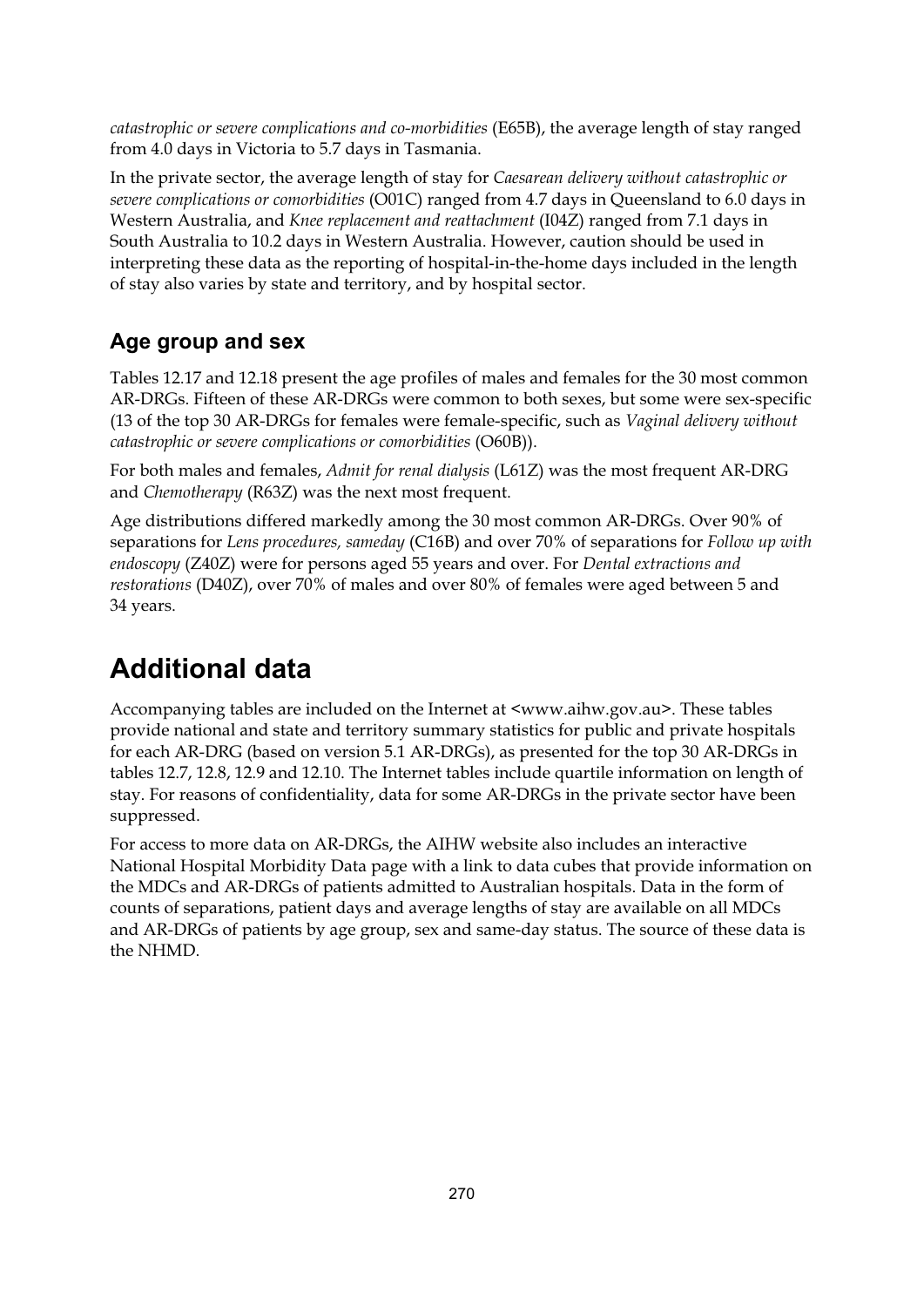*catastrophic or severe complications and co-morbidities* (E65B), the average length of stay ranged from 4.0 days in Victoria to 5.7 days in Tasmania.

In the private sector, the average length of stay for *Caesarean delivery without catastrophic or severe complications or comorbidities* (O01C) ranged from 4.7 days in Queensland to 6.0 days in Western Australia, and *Knee replacement and reattachment* (I04Z) ranged from 7.1 days in South Australia to 10.2 days in Western Australia. However, caution should be used in interpreting these data as the reporting of hospital-in-the-home days included in the length of stay also varies by state and territory, and by hospital sector.

### Age group and sex

Tables 12.17 and 12.18 present the age profiles of males and females for the 30 most common AR-DRGs. Fifteen of these AR-DRGs were common to both sexes, but some were sex-specific (13 of the top 30 AR-DRGs for females were female-specific, such as *Vaginal delivery without catastrophic or severe complications or comorbidities* (O60B)).

For both males and females, *Admit for renal dialysis* (L61Z) was the most frequent AR-DRG and *Chemotherapy* (R63Z) was the next most frequent.

Age distributions differed markedly among the 30 most common AR-DRGs. Over 90% of separations for *Lens procedures, sameday* (C16B) and over 70% of separations for *Follow up with endoscopy* (Z40Z) were for persons aged 55 years and over. For *Dental extractions and restorations* (D40Z), over 70% of males and over 80% of females were aged between 5 and 34 years.

## Additional data

Accompanying tables are included on the Internet at <www.aihw.gov.au>. These tables provide national and state and territory summary statistics for public and private hospitals for each AR-DRG (based on version 5.1 AR-DRGs), as presented for the top 30 AR-DRGs in tables 12.7, 12.8, 12.9 and 12.10. The Internet tables include quartile information on length of stay. For reasons of confidentiality, data for some AR-DRGs in the private sector have been suppressed.

For access to more data on AR-DRGs, the AIHW website also includes an interactive National Hospital Morbidity Data page with a link to data cubes that provide information on the MDCs and AR-DRGs of patients admitted to Australian hospitals. Data in the form of counts of separations, patient days and average lengths of stay are available on all MDCs and AR-DRGs of patients by age group, sex and same-day status. The source of these data is the NHMD.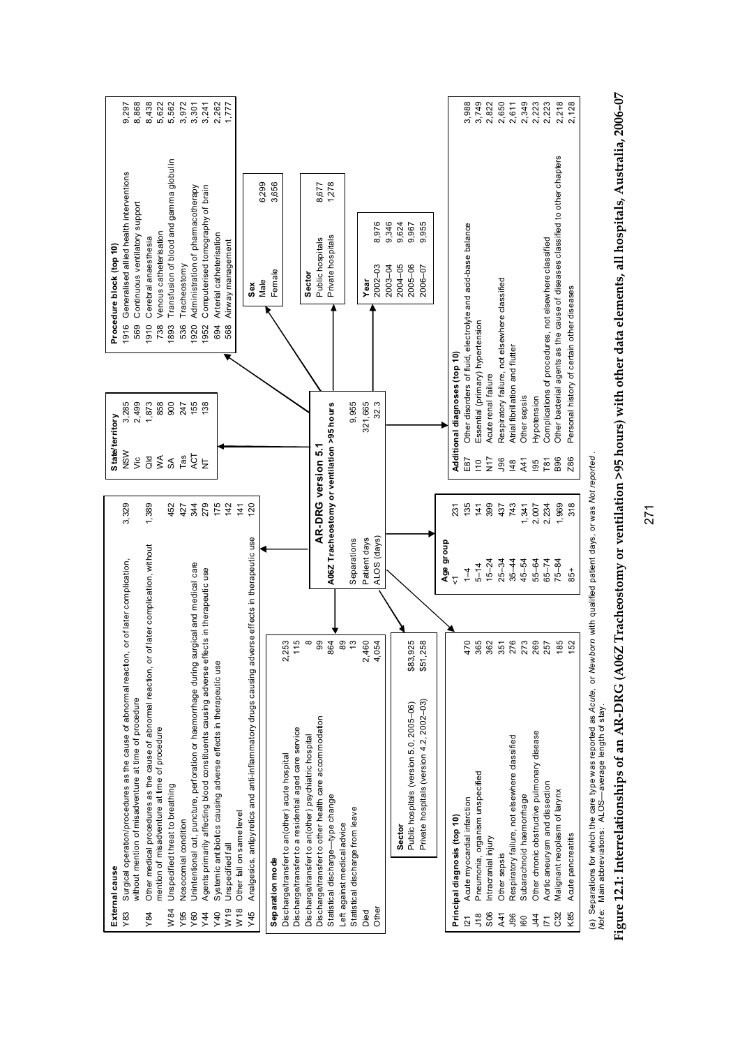## AR-DRG version 5.1

**A06Z Tracheostomy or ventilation >95 hours**

| | |
|---|---|
| Separations | 9,955 |
| Patient days | 321,665 |
| ALOS (days) | 32.3 |

**External cause**

| | | |
|---|---|---|
| Y83 | Surgical operation/procedures as the cause of abnormal reaction, or of later complication, without mention of misadventure at time of procedure | 3,329 |
| Y84 | Other medical procedures as the cause of abnormal reaction, or of later complication, without mention of misadventure at time of procedure | 1,389 |
| W84 | Unspecified threat to breathing | 452 |
| Y95 | Nosocomial condition | 427 |
| Y60 | Unintentional cut, puncture, perforation or haemorrhage during surgical and medical care | 344 |
| Y44 | Agents primarily affecting blood constituents causing adverse effects in therapeutic use | 279 |
| Y40 | Systemic antibiotics causing adverse effects in therapeutic use | 175 |
| W19 | Unspecified fall | 142 |
| W18 | Other fall on same level | 141 |
| Y45 | Analgesics, antipyretics and anti-inflammatory drugs causing adverse effects in therapeutic use | 120 |

**State/territory**

| | |
|---|---|
| NSW | 3,285 |
| Vic | 2,499 |
| Qld | 1,873 |
| WA | 858 |
| SA | 900 |
| Tas | 247 |
| ACT | 155 |
| NT | 138 |

**Procedure block (top 10)**

| | | |
|---|---|---|
| 1916 | Generalised allied health interventions | 9,297 |
| 569 | Continuous ventilatory support | 8,868 |
| 1910 | Cerebral anaesthesia | 8,438 |
| 738 | Venous catheterisation | 5,622 |
| 1893 | Transfusion of blood and gamma globulin | 5,562 |
| 536 | Tracheostomy | 3,972 |
| 1920 | Administration of pharmacotherapy | 3,301 |
| 1952 | Computerised tomography of brain | 3,241 |
| 694 | Arterial catheterisation | 2,262 |
| 568 | Airway management | 1,777 |

**Separation mode**

| | |
|---|---|
| Discharge/transfer to an(other) acute hospital | 2,253 |
| Discharge/transfer to a residential aged care service | 115 |
| Discharge/transfer to an(other) psychiatric hospital | 8 |
| Discharge/transfer to other health care accommodation | 99 |
| Statistical discharge—type change | 864 |
| Left against medical advice | 89 |
| Statistical discharge from leave | 13 |
| Died | 2,460 |
| Other | 4,054 |

**Sex**

| | |
|---|---|
| Male | 6,299 |
| Female | 3,656 |

**Sector**

| | |
|---|---|
| Public hospitals | 8,677 |
| Private hospitals | 1,278 |

**Sector**

| | |
|---|---|
| Public hospitals (version 5.0, 2005–06) | $83,925 |
| Private hospitals (version 4.2, 2002–03) | $51,258 |

**Year**

| | |
|---|---|
| 2002–03 | 8,976 |
| 2003–04 | 9,346 |
| 2004–05 | 9,624 |
| 2005–06 | 9,967 |
| 2006–07 | 9,955 |

**Age group**

| | |
|---|---|
| <1 | 231 |
| 1–4 | 135 |
| 5–14 | 141 |
| 15–24 | 399 |
| 25–34 | 437 |
| 35–44 | 743 |
| 45–54 | 1,341 |
| 55–64 | 2,007 |
| 65–74 | 2,234 |
| 75–84 | 1,969 |
| 85+ | 318 |

**Principal diagnosis (top 10)**

| | | |
|---|---|---|
| I21 | Acute myocardial infarction | 470 |
| J18 | Pneumonia, organism unspecified | 365 |
| S06 | Intracranial injury | 362 |
| A41 | Other sepsis | 351 |
| J96 | Respiratory failure, not elsewhere classified | 276 |
| I60 | Subarachnoid haemorrhage | 273 |
| J44 | Other chronic obstructive pulmonary disease | 269 |
| I71 | Aortic aneurysm and dissection | 257 |
| C32 | Malignant neoplasm of larynx | 185 |
| K85 | Acute pancreatitis | 152 |

**Additional diagnoses (top 10)**

| | | |
|---|---|---|
| E87 | Other disorders of fluid, electrolyte and acid-base balance | 3,988 |
| I10 | Essential (primary) hypertension | 3,749 |
| N17 | Acute renal failure | 2,822 |
| J96 | Respiratory failure, not elsewhere classified | 2,650 |
| I48 | Atrial fibrillation and flutter | 2,611 |
| A41 | Other sepsis | 2,349 |
| I95 | Hypotension | 2,223 |
| T81 | Complications of procedures, not elsewhere classified | 2,223 |
| B96 | Other bacterial agents as the cause of diseases classified to other chapters | 2,218 |
| Z86 | Personal history of certain other diseases | 2,128 |

(a) Separations for which the care type was reported as *Acute*, or *Newborn* with qualified patient days, or was *Not reported*.
*Note:* Main abbreviations: ALOS—average length of stay.

**Figure 12.1: Interrelationships of an AR-DRG (A06Z Tracheostomy or ventilation >95 hours) with other data elements, all hospitals, Australia, 2006–07**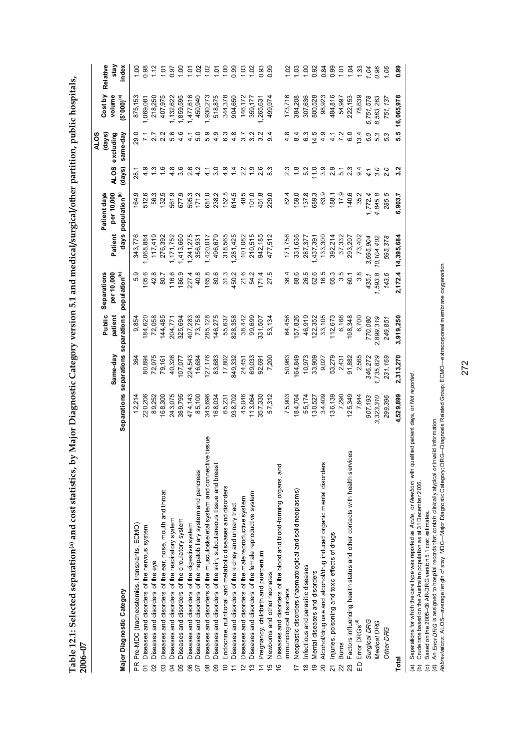**Table 12.1: Selected separation[(a)] and cost statistics, by Major Diagnostic Category version 5.1 and medical/surgical/other partition, public hospitals, 2006–07**

| Major Diagnostic Category | Separations | Same-day separations | Public patient separations | Separations per 10,000 population[(b)] | Patient days | Patient days per 10,000 population[(b)] | ALOS (days) | ALOS (days) excluding same-day | Cost by volume ($'000)[(c)] | Relative stay index |
|---|---|---|---|---|---|---|---|---|---|---|
| PR Pre-MDC (tracheostomies, transplants, ECMO) | 12,214 | 364 | 9,854 | 5.9 | 343,776 | 164.9 | 28.1 | 29.0 | 875,153 | 1.00 |
| 01 Diseases and disorders of the nervous system | 220,206 | 80,894 | 184,620 | 105.6 | 1,068,884 | 512.6 | 4.9 | 7.1 | 1,069,081 | 0.98 |
| 02 Diseases and disorders of the eye | 89,252 | 72,975 | 72,058 | 42.8 | 117,419 | 56.3 | 1.3 | 2.7 | 218,250 | 1.12 |
| 03 Diseases and disorders of the ear, nose, mouth and throat | 168,300 | 79,161 | 144,485 | 80.7 | 276,392 | 132.5 | 1.6 | 2.2 | 407,975 | 1.01 |
| 04 Diseases and disorders of the respiratory system | 243,075 | 40,326 | 204,771 | 116.6 | 1,171,752 | 561.9 | 4.8 | 5.6 | 1,132,622 | 0.97 |
| 05 Diseases and disorders of the circulatory system | 389,795 | 107,077 | 325,694 | 186.9 | 1,413,660 | 677.9 | 3.6 | 4.6 | 1,859,595 | 1.00 |
| 06 Diseases and disorders of the digestive system | 474,143 | 224,543 | 407,283 | 227.4 | 1,241,275 | 595.3 | 2.6 | 4.1 | 1,477,616 | 1.01 |
| 07 Diseases and disorders of the hepatobiliary system and pancreas | 85,100 | 16,684 | 73,758 | 40.8 | 356,931 | 171.2 | 4.2 | 5.0 | 450,940 | 1.02 |
| 08 Diseases and disorders of the musculoskeletal system and connective tissue | 345,696 | 127,176 | 285,128 | 165.8 | 1,420,017 | 681.0 | 4.1 | 5.9 | 1,930,273 | 1.02 |
| 09 Diseases and disorders of the skin, subcutaneous tissue and breast | 168,034 | 83,683 | 146,275 | 80.6 | 496,679 | 238.2 | 3.0 | 4.9 | 518,875 | 1.01 |
| 10 Endocrine, nutritional and metabolic diseases and disorders | 65,231 | 17,802 | 55,637 | 31.3 | 318,565 | 152.8 | 4.9 | 6.3 | 344,378 | 1.00 |
| 11 Diseases and disorders of the kidney and urinary tract | 938,702 | 849,332 | 828,358 | 450.2 | 1,281,425 | 614.5 | 1.4 | 4.8 | 904,650 | 0.99 |
| 12 Diseases and disorders of the male reproductive system | 45,046 | 24,451 | 38,442 | 21.6 | 101,082 | 48.5 | 2.2 | 3.7 | 146,172 | 1.03 |
| 13 Diseases and disorders of the female reproductive system | 113,064 | 69,033 | 99,699 | 54.2 | 210,515 | 101.0 | 1.9 | 3.2 | 359,177 | 1.02 |
| 14 Pregnancy, childbirth and puerperium | 357,330 | 92,691 | 331,507 | 171.4 | 942,185 | 451.8 | 2.6 | 3.2 | 1,265,631 | 0.93 |
| 15 Newborns and other neonates | 57,312 | 7,200 | 53,134 | 27.5 | 477,512 | 229.0 | 8.3 | 9.4 | 499,974 | 0.99 |
| 16 Diseases and disorders of the blood and blood-forming organs, and immunological disorders | 75,903 | 50,963 | 64,456 | 36.4 | 171,756 | 82.4 | 2.3 | 4.8 | 173,716 | 1.02 |
| 17 Neoplastic disorders (haematological and solid neoplasms) | 184,764 | 164,849 | 157,826 | 88.6 | 331,636 | 159.0 | 1.8 | 8.4 | 384,208 | 1.03 |
| 18 Infectious and parasitic diseases | 55,174 | 10,973 | 46,919 | 26.5 | 287,377 | 137.8 | 5.2 | 6.3 | 307,636 | 1.00 |
| 19 Mental diseases and disorders | 130,527 | 33,909 | 122,352 | 62.6 | 1,437,391 | 689.3 | 11.0 | 14.5 | 800,528 | 0.92 |
| 20 Alcohol/drug use and alcohol/drug induced organic mental disorders | 34,409 | 9,027 | 33,105 | 16.5 | 133,300 | 63.9 | 3.9 | 4.9 | 98,923 | 0.84 |
| 21 Injuries, poisoning and toxic effects of drugs | 136,139 | 53,279 | 112,673 | 65.3 | 392,214 | 188.1 | 2.9 | 4.1 | 484,816 | 0.99 |
| 22 Burns | 7,290 | 2,431 | 6,168 | 3.5 | 37,332 | 17.9 | 5.1 | 7.2 | 54,997 | 1.01 |
| 23 Factors influencing health status and other contacts with health services | 125,349 | 91,882 | 108,348 | 60.1 | 293,207 | 140.6 | 2.3 | 6.0 | 222,153 | 1.04 |
| ED Error DRGs[(d)] | 7,844 | 2,565 | 6,700 | 3.8 | 73,402 | 35.2 | 9.4 | 13.4 | 78,639 | 1.33 |
| *Surgical DRG* | *907,193* | *346,272* | *770,080* | *435.1* | *3,695,904* | *1,772.4* | *4.1* | *6.0* | *6,751,578* | *1.04* |
| *Medical DRG* | *3,323,310* | *1,735,829* | *2,899,319* | *1,593.8* | *10,104,402* | *4,845.8* | *3.0* | *5.3* | *8,563,263* | *0.96* |
| *Other DRG* | *299,396* | *231,169* | *249,851* | *143.6* | *595,378* | *285.5* | *2.0* | *5.3* | *751,137* | *1.06* |
| **Total** | **4,529,899** | **2,313,270** | **3,919,250** | **2,172.4** | **14,395,684** | **6,903.7** | **3.2** | **5.5** | **16,065,978** | **0.99** |

(a) Separations for which the care type was reported as *Acute*, or *Newborn* with qualified patient days, or *Not reported*.
(b) Crude rate based on the Australian population as at 31 December 2006.
(c) Based on the 2005–06 AR-DRG version 5.1 cost estimates.
(d) An *Error DRG* is assigned to hospital records that contain clinically atypical or invalid information.
*Abbreviations:* ALOS—average length of stay; MDC—Major Diagnostic Category; DRG—Diagnosis Related Group; ECMO—extracorporeal membrane oxygenation.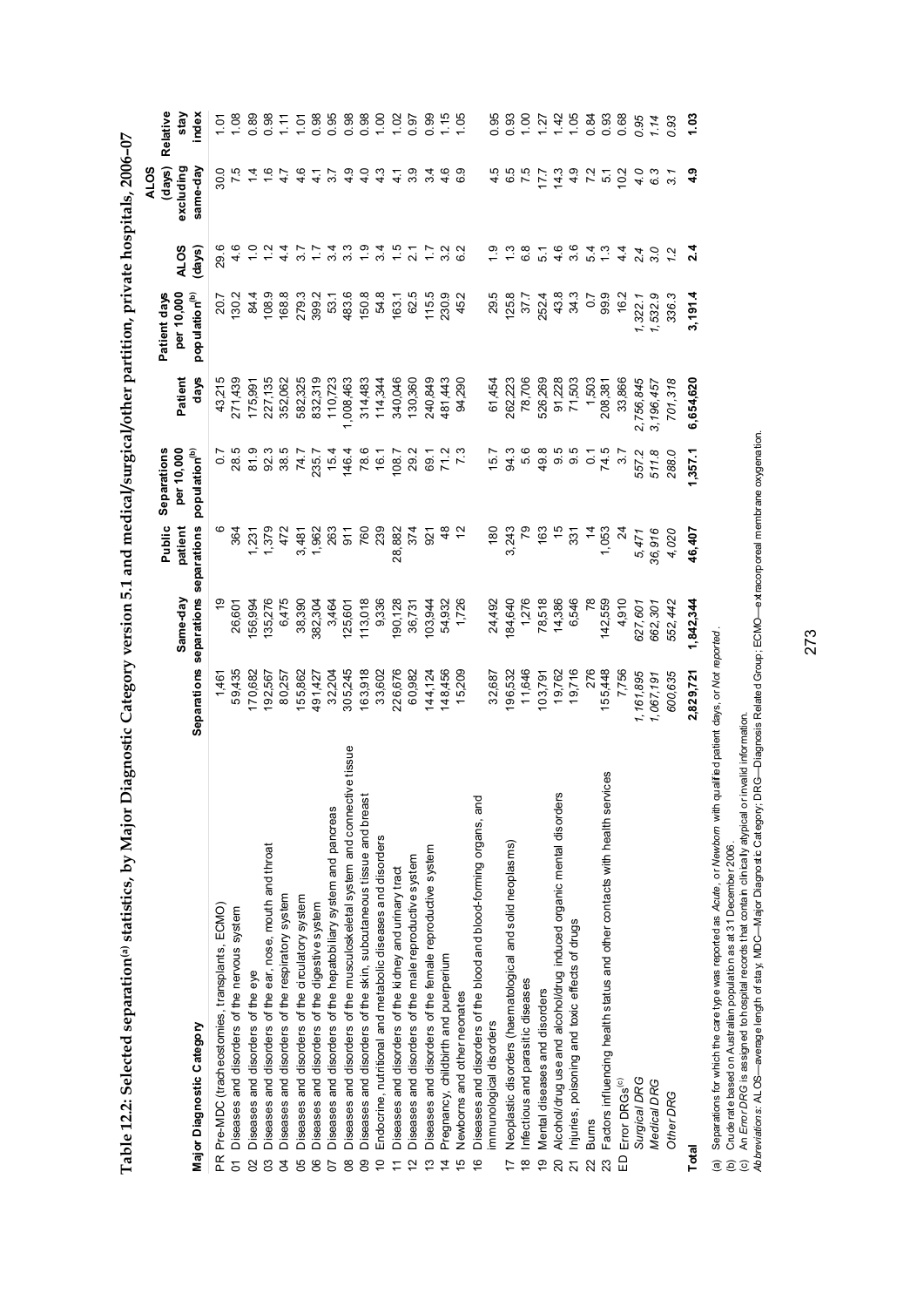**Table 12.2: Selected separation[(a)] statistics, by Major Diagnostic Category version 5.1 and medical/surgical/other partition, private hospitals, 2006–07**

| Major Diagnostic Category | Separations | Same-day separations | Public patient separations | Separations per 10,000 population[(b)] | Patient days | Patient days per 10,000 population[(b)] | ALOS (days) | ALOS (days) excluding same-day | Relative stay index |
|---|---|---|---|---|---|---|---|---|---|
| PR Pre-MDC (tracheostomies, transplants, ECMO) | 1,461 | 19 | 6 | 0.7 | 43,215 | 20.7 | 29.6 | 30.0 | 1.01 |
| 01 Diseases and disorders of the nervous system | 59,435 | 26,601 | 364 | 28.5 | 271,439 | 130.2 | 4.6 | 7.5 | 1.08 |
| 02 Diseases and disorders of the eye | 170,682 | 156,994 | 1,231 | 81.9 | 175,991 | 84.4 | 1.0 | 1.4 | 0.89 |
| 03 Diseases and disorders of the ear, nose, mouth and throat | 192,567 | 135,276 | 1,379 | 92.3 | 227,135 | 108.9 | 1.2 | 1.6 | 0.98 |
| 04 Diseases and disorders of the respiratory system | 80,257 | 6,475 | 472 | 38.5 | 352,062 | 168.8 | 4.4 | 4.7 | 1.11 |
| 05 Diseases and disorders of the circulatory system | 155,862 | 38,390 | 3,481 | 74.7 | 582,325 | 279.3 | 3.7 | 4.6 | 1.01 |
| 06 Diseases and disorders of the digestive system | 491,427 | 382,304 | 1,962 | 235.7 | 832,319 | 399.2 | 1.7 | 4.1 | 0.98 |
| 07 Diseases and disorders of the hepatobiliary system and pancreas | 32,204 | 3,464 | 263 | 15.4 | 110,723 | 53.1 | 3.4 | 3.7 | 0.95 |
| 08 Diseases and disorders of the musculoskeletal system and connective tissue | 305,245 | 125,601 | 911 | 146.4 | 1,008,463 | 483.6 | 3.3 | 4.9 | 0.98 |
| 09 Diseases and disorders of the skin, subcutaneous tissue and breast | 163,918 | 113,018 | 760 | 78.6 | 314,483 | 150.8 | 1.9 | 4.0 | 0.98 |
| 10 Endocrine, nutritional and metabolic diseases and disorders | 33,602 | 9,336 | 239 | 16.1 | 114,344 | 54.8 | 3.4 | 4.3 | 1.00 |
| 11 Diseases and disorders of the kidney and urinary tract | 226,676 | 190,128 | 28,882 | 108.7 | 340,046 | 163.1 | 1.5 | 4.1 | 1.02 |
| 12 Diseases and disorders of the male reproductive system | 60,982 | 36,731 | 374 | 29.2 | 130,360 | 62.5 | 2.1 | 3.9 | 0.97 |
| 13 Diseases and disorders of the female reproductive system | 144,124 | 103,944 | 921 | 69.1 | 240,849 | 115.5 | 1.7 | 3.4 | 0.99 |
| 14 Pregnancy, childbirth and puerperium | 148,456 | 54,932 | 48 | 71.2 | 481,443 | 230.9 | 3.2 | 4.6 | 1.15 |
| 15 Newborns and other neonates | 15,209 | 1,726 | 12 | 7.3 | 94,290 | 45.2 | 6.2 | 6.9 | 1.05 |
| 16 Diseases and disorders of the blood and blood-forming organs, and immunological disorders | 32,687 | 24,492 | 180 | 15.7 | 61,454 | 29.5 | 1.9 | 4.5 | 0.95 |
| 17 Neoplastic disorders (haematological and solid neoplasms) | 196,532 | 184,640 | 3,243 | 94.3 | 262,223 | 125.8 | 1.3 | 6.5 | 0.93 |
| 18 Infectious and parasitic diseases | 11,646 | 1,276 | 79 | 5.6 | 78,706 | 37.7 | 6.8 | 7.5 | 1.00 |
| 19 Mental diseases and disorders | 103,791 | 78,518 | 163 | 49.8 | 526,269 | 252.4 | 5.1 | 17.7 | 1.27 |
| 20 Alcohol/drug use and alcohol/drug induced organic mental disorders | 19,762 | 14,386 | 15 | 9.5 | 91,228 | 43.8 | 4.6 | 14.3 | 1.42 |
| 21 Injuries, poisoning and toxic effects of drugs | 19,716 | 6,546 | 331 | 9.5 | 71,503 | 34.3 | 3.6 | 4.9 | 1.05 |
| 22 Burns | 276 | 78 | 14 | 0.1 | 1,503 | 0.7 | 5.4 | 7.2 | 0.84 |
| 23 Factors influencing health status and other contacts with health services | 155,448 | 142,559 | 1,053 | 74.5 | 208,381 | 99.9 | 1.3 | 5.1 | 0.93 |
| ED Error DRGs[(c)] | 7,756 | 4,910 | 24 | 3.7 | 33,866 | 16.2 | 4.4 | 10.2 | 0.68 |
| *Surgical DRG* | *1,161,895* | *627,601* | *5,471* | *557.2* | *2,756,845* | *1,322.1* | *2.4* | *4.0* | *0.95* |
| *Medical DRG* | *1,067,191* | *662,301* | *36,916* | *511.8* | *3,196,457* | *1,532.9* | *3.0* | *6.3* | *1.14* |
| *Other DRG* | *600,635* | *552,442* | *4,020* | *288.0* | *701,318* | *336.3* | *1.2* | *3.1* | *0.93* |
| **Total** | **2,829,721** | **1,842,344** | **46,407** | **1,357.1** | **6,654,620** | **3,191.4** | **2.4** | **4.9** | **1.03** |

(a) Separations for which the care type was reported as *Acute*, or *Newborn* with qualified patient days, or *Not reported*.

(b) Crude rate based on Australian population as at 31 December 2006.

(c) An *Error DRG* is assigned to hospital records that contain clinically atypical or invalid information.

*Abbreviations:* ALOS—average length of stay; MDC—Major Diagnostic Category; DRG—Diagnosis Related Group; ECMO—extracorporeal membrane oxygenation.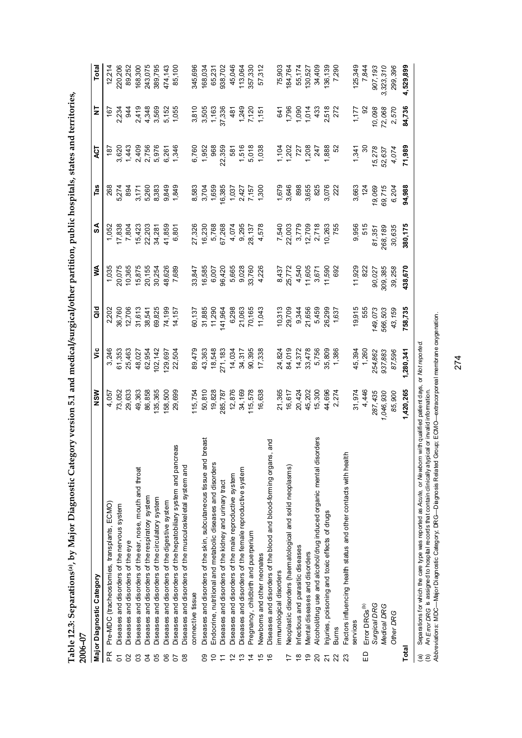**Table 12.3: Separations[(a)], by Major Diagnostic Category version 5.1 and medical/surgical/other partition, public hospitals, states and territories, 2006–07**

| | Major Diagnostic Category | NSW | Vic | Qld | WA | SA | Tas | ACT | NT | Total |
|---|---|---|---|---|---|---|---|---|---|---|
| PR | Pre-MDC (tracheostomies, transplants, ECMO) | 4,057 | 3,246 | 2,202 | 1,035 | 1,052 | 268 | 187 | 167 | 12,214 |
| 01 | Diseases and disorders of the nervous system | 73,052 | 61,353 | 36,760 | 20,075 | 17,838 | 5,274 | 3,620 | 2,234 | 220,206 |
| 02 | Diseases and disorders of the eye | 29,633 | 25,463 | 12,706 | 10,365 | 7,804 | 894 | 1,443 | 944 | 89,252 |
| 03 | Diseases and disorders of the ear, nose, mouth and throat | 49,363 | 48,027 | 31,613 | 15,875 | 15,423 | 3,171 | 2,409 | 2,419 | 168,300 |
| 04 | Diseases and disorders of the respiratory system | 86,858 | 62,954 | 38,541 | 20,155 | 22,203 | 5,260 | 2,756 | 4,348 | 243,075 |
| 05 | Diseases and disorders of the circulatory system | 135,365 | 102,142 | 69,825 | 30,254 | 34,281 | 8,383 | 5,976 | 3,569 | 389,795 |
| 06 | Diseases and disorders of the digestive system | 158,500 | 129,697 | 74,199 | 48,626 | 41,859 | 9,849 | 6,261 | 5,152 | 474,143 |
| 07 | Diseases and disorders of the hepatobiliary system and pancreas | 29,699 | 22,504 | 14,157 | 7,689 | 6,801 | 1,849 | 1,346 | 1,055 | 85,100 |
| 08 | Diseases and disorders of the musculoskeletal system and connective tissue | 115,754 | 89,479 | 60,137 | 33,847 | 27,326 | 8,583 | 6,760 | 3,810 | 345,696 |
| 09 | Diseases and disorders of the skin, subcutaneous tissue and breast | 50,810 | 43,363 | 31,885 | 16,585 | 16,230 | 3,704 | 1,952 | 3,505 | 168,034 |
| 10 | Endocrine, nutritional and metabolic diseases and disorders | 19,828 | 18,548 | 11,290 | 6,007 | 5,768 | 1,659 | 968 | 1,163 | 65,231 |
| 11 | Diseases and disorders of the kidney and urinary tract | 285,787 | 271,183 | 141,964 | 96,420 | 67,268 | 16,385 | 22,359 | 37,336 | 938,702 |
| 12 | Diseases and disorders of the male reproductive system | 12,876 | 14,034 | 6,298 | 5,665 | 4,074 | 1,037 | 581 | 481 | 45,046 |
| 13 | Diseases and disorders of the female reproductive system | 34,169 | 34,317 | 21,063 | 9,028 | 9,295 | 2,427 | 1,516 | 1,249 | 113,064 |
| 14 | Pregnancy, childbirth and puerperium | 115,578 | 90,395 | 70,165 | 33,760 | 28,137 | 7,157 | 5,018 | 7,120 | 357,330 |
| 15 | Newborns and other neonates | 16,638 | 17,338 | 11,043 | 4,226 | 4,578 | 1,300 | 1,038 | 1,151 | 57,312 |
| 16 | Diseases and disorders of the blood and blood-forming organs, and immunological disorders | 21,365 | 24,824 | 10,313 | 8,437 | 7,540 | 1,679 | 1,104 | 641 | 75,903 |
| 17 | Neoplastic disorders (haematological and solid neoplasms) | 16,617 | 84,019 | 29,709 | 25,772 | 22,003 | 3,646 | 1,202 | 1,796 | 184,764 |
| 18 | Infectious and parasitic diseases | 20,424 | 14,372 | 9,344 | 4,540 | 3,779 | 898 | 727 | 1,090 | 55,174 |
| 19 | Mental diseases and disorders | 45,202 | 33,478 | 21,656 | 11,605 | 12,709 | 3,655 | 1,208 | 1,014 | 130,527 |
| 20 | Alcohol/drug use and alcohol/drug induced organic mental disorders | 15,300 | 5,756 | 5,459 | 3,671 | 2,718 | 825 | 247 | 433 | 34,409 |
| 21 | Injuries, poisoning and toxic effects of drugs | 44,696 | 35,809 | 26,299 | 11,590 | 10,263 | 3,076 | 1,888 | 2,518 | 136,139 |
| 22 | Burns | 2,274 | 1,386 | 1,637 | 692 | 755 | 222 | 52 | 272 | 7,290 |
| 23 | Factors influencing health status and other contacts with health services | 31,974 | 45,394 | 19,915 | 11,929 | 9,956 | 3,663 | 1,341 | 1,177 | 125,349 |
| ED | Error DRGs[(b)] | 4,446 | 1,260 | 555 | 822 | 515 | 124 | 30 | 92 | 7,844 |
| | *Surgical DRG* | *287,435* | *254,862* | *149,073* | *90,027* | *81,351* | *19,069* | *15,278* | *10,098* | *907,193* |
| | *Medical DRG* | *1,046,930* | *937,883* | *566,503* | *309,385* | *268,189* | *69,715* | *52,637* | *72,068* | *3,323,310* |
| | *Other DRG* | *85,900* | *87,596* | *43,159* | *39,258* | *30,635* | *6,204* | *4,074* | *2,570* | *299,396* |
| **Total** | | **1,420,265** | **1,280,341** | **758,735** | **438,670** | **380,175** | **94,988** | **71,989** | **84,736** | **4,529,899** |

(a) Separations for which the care type was reported as *Acute*, or *Newborn* with qualified patient days, or *Not reported*.

(b) An *Error DRG* is assigned to hospital records that contain clinically atypical or invalid information.

*Abbreviations:* MDC—Major Diagnostic Category; DRG—Diagnosis Related Group; ECMO—extracorporeal membrane oxygenation.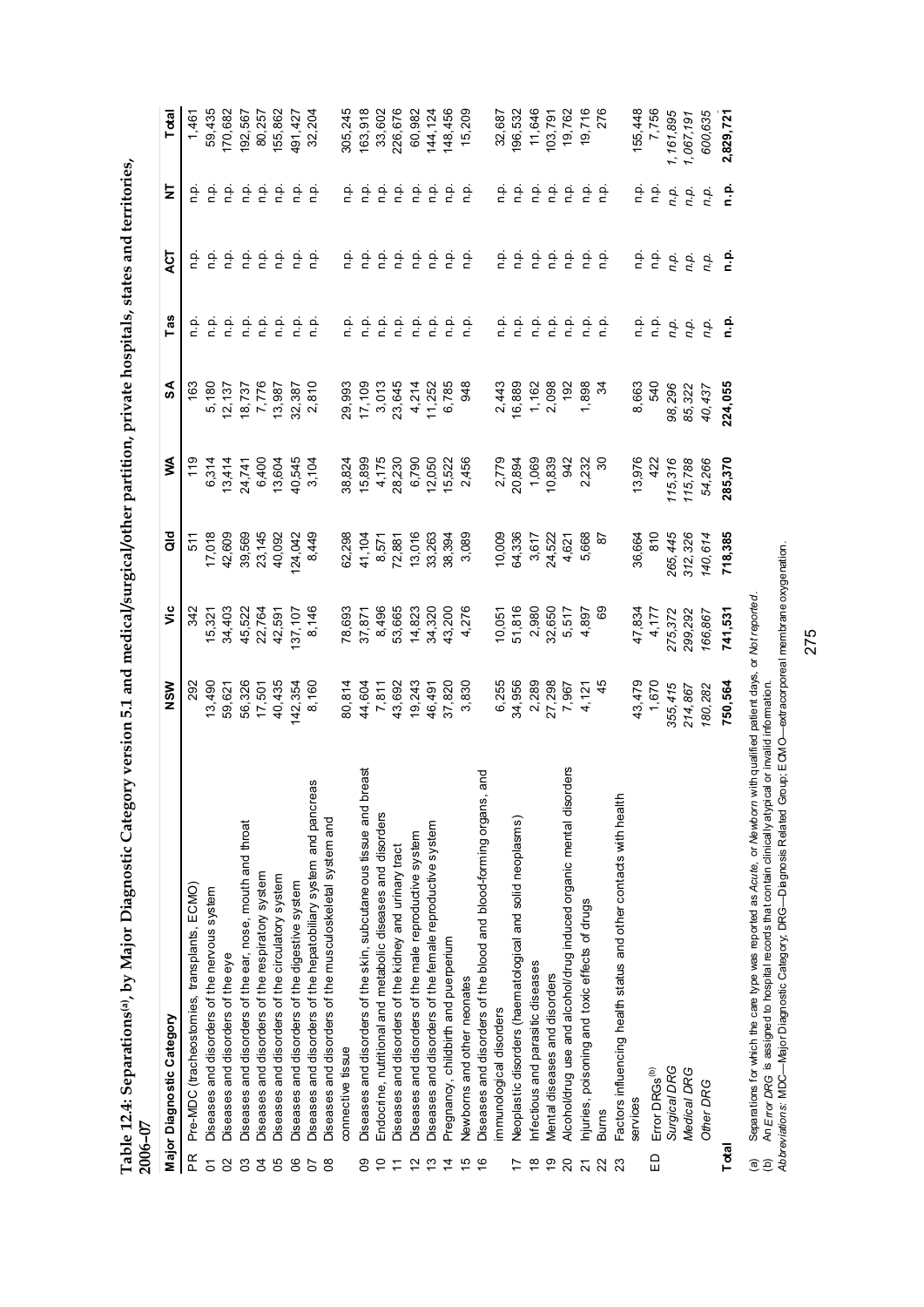**Table 12.4: Separations[(a)], by Major Diagnostic Category version 5.1 and medical/surgical/other partition, private hospitals, states and territories, 2006–07**

| | Major Diagnostic Category | NSW | Vic | Qld | WA | SA | Tas | ACT | NT | Total |
|---|---|---|---|---|---|---|---|---|---|---|
| PR | Pre-MDC (tracheostomies, transplants, ECMO) | 292 | 342 | 511 | 119 | 163 | n.p. | n.p. | n.p. | 1,461 |
| 01 | Diseases and disorders of the nervous system | 13,490 | 15,321 | 17,018 | 6,314 | 5,180 | n.p. | n.p. | n.p. | 59,435 |
| 02 | Diseases and disorders of the eye | 59,621 | 34,403 | 42,609 | 13,414 | 12,137 | n.p. | n.p. | n.p. | 170,682 |
| 03 | Diseases and disorders of the ear, nose, mouth and throat | 56,326 | 45,522 | 39,569 | 24,741 | 18,737 | n.p. | n.p. | n.p. | 192,567 |
| 04 | Diseases and disorders of the respiratory system | 17,501 | 22,764 | 23,145 | 6,400 | 7,776 | n.p. | n.p. | n.p. | 80,257 |
| 05 | Diseases and disorders of the circulatory system | 40,435 | 42,591 | 40,092 | 13,604 | 13,987 | n.p. | n.p. | n.p. | 155,862 |
| 06 | Diseases and disorders of the digestive system | 142,354 | 137,107 | 124,042 | 40,545 | 32,387 | n.p. | n.p. | n.p. | 491,427 |
| 07 | Diseases and disorders of the hepatobiliary system and pancreas | 8,160 | 8,146 | 8,449 | 3,104 | 2,810 | n.p. | n.p. | n.p. | 32,204 |
| 08 | Diseases and disorders of the musculoskeletal system and connective tissue | 80,814 | 78,693 | 62,298 | 38,824 | 29,993 | n.p. | n.p. | n.p. | 305,245 |
| 09 | Diseases and disorders of the skin, subcutaneous tissue and breast | 44,604 | 37,871 | 41,104 | 15,899 | 17,109 | n.p. | n.p. | n.p. | 163,918 |
| 10 | Endocrine, nutritional and metabolic diseases and disorders | 7,811 | 8,496 | 8,571 | 4,175 | 3,013 | n.p. | n.p. | n.p. | 33,602 |
| 11 | Diseases and disorders of the kidney and urinary tract | 43,692 | 53,665 | 72,881 | 28,230 | 23,645 | n.p. | n.p. | n.p. | 226,676 |
| 12 | Diseases and disorders of the male reproductive system | 19,243 | 14,823 | 13,016 | 6,790 | 4,214 | n.p. | n.p. | n.p. | 60,982 |
| 13 | Diseases and disorders of the female reproductive system | 46,491 | 34,320 | 33,263 | 12,050 | 11,252 | n.p. | n.p. | n.p. | 144,124 |
| 14 | Pregnancy, childbirth and puerperium | 37,820 | 43,200 | 38,394 | 15,522 | 6,785 | n.p. | n.p. | n.p. | 148,456 |
| 15 | Newborns and other neonates | 3,830 | 4,276 | 3,089 | 2,456 | 948 | n.p. | n.p. | n.p. | 15,209 |
| 16 | Diseases and disorders of the blood and blood-forming organs, and immunological disorders | 6,255 | 10,051 | 10,009 | 2,779 | 2,443 | n.p. | n.p. | n.p. | 32,687 |
| 17 | Neoplastic disorders (haematological and solid neoplasms) | 34,956 | 51,816 | 64,336 | 20,894 | 16,889 | n.p. | n.p. | n.p. | 196,532 |
| 18 | Infectious and parasitic diseases | 2,289 | 2,980 | 3,617 | 1,069 | 1,162 | n.p. | n.p. | n.p. | 11,646 |
| 19 | Mental diseases and disorders | 27,298 | 32,650 | 24,522 | 10,839 | 2,098 | n.p. | n.p. | n.p. | 103,791 |
| 20 | Alcohol/drug use and alcohol/drug induced organic mental disorders | 7,967 | 5,517 | 4,621 | 942 | 192 | n.p. | n.p. | n.p. | 19,762 |
| 21 | Injuries, poisoning and toxic effects of drugs | 4,121 | 4,897 | 5,668 | 2,232 | 1,898 | n.p. | n.p. | n.p. | 19,716 |
| 22 | Burns | 45 | 69 | 87 | 30 | 34 | n.p. | n.p. | n.p. | 276 |
| 23 | Factors influencing health status and other contacts with health services | 43,479 | 47,834 | 36,664 | 13,976 | 8,663 | n.p. | n.p. | n.p. | 155,448 |
| ED | Error DRGs[(b)] | 1,670 | 4,177 | 810 | 422 | 540 | n.p. | n.p. | n.p. | 7,756 |
| | *Surgical DRG* | *355,415* | *275,372* | *265,445* | *115,316* | *98,296* | *n.p.* | *n.p.* | *n.p.* | *1,161,895* |
| | *Medical DRG* | *214,867* | *299,292* | *312,326* | *115,788* | *85,322* | *n.p.* | *n.p.* | *n.p.* | *1,067,191* |
| | *Other DRG* | *180,282* | *166,867* | *140,614* | *54,266* | *40,437* | *n.p.* | *n.p.* | *n.p.* | *600,635* |
| **Total** | | **750,564** | **741,531** | **718,385** | **285,370** | **224,055** | **n.p.** | **n.p.** | **n.p.** | **2,829,721** |

(a) Separations for which the care type was reported as *Acute*, or *Newborn* with qualified patient days, or *Not reported*.

(b) An *Error DRG* is assigned to hospital records that contain clinically atypical or invalid information.

*Abbreviations:* MDC—Major Diagnostic Category; DRG—Diagnosis Related Group; ECMO—extracorporeal membrane oxygenation.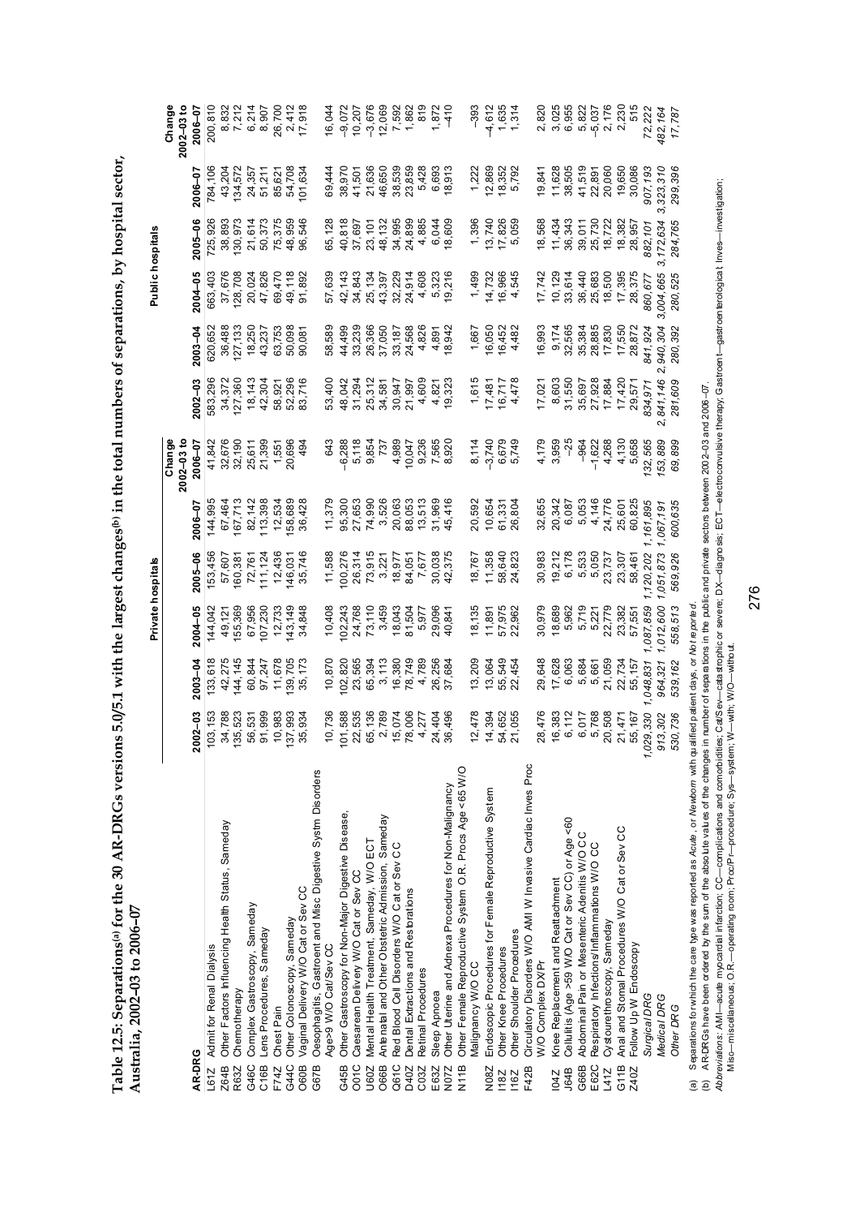**Table 12.5: Separations[(a)] for the 30 AR-DRGs versions 5.0/5.1 with the largest changes[(b)] in the total numbers of separations, by hospital sector, Australia, 2002–03 to 2006–07**

| AR-DRG | | Private hospitals | | | | | | Public hospitals | | | | | |
|---|---|---|---|---|---|---|---|---|---|---|---|---|---|
| | | 2002–03 | 2003–04 | 2004–05 | 2005–06 | 2006–07 | Change 2002–03 to 2006–07 | 2002–03 | 2003–04 | 2004–05 | 2005–06 | 2006–07 | Change 2002–03 to 2006–07 |
| L61Z | Admit for Renal Dialysis | 103,153 | 133,618 | 144,042 | 153,456 | 144,995 | 41,842 | 583,296 | 620,652 | 663,403 | 725,926 | 784,106 | 200,810 |
| Z64B | Other Factors Influencing Health Status, Sameday | 34,788 | 42,275 | 49,121 | 57,607 | 67,464 | 32,676 | 34,372 | 36,488 | 37,676 | 38,893 | 43,204 | 8,832 |
| R63Z | Chemotherapy | 135,523 | 144,145 | 155,369 | 160,381 | 167,713 | 32,190 | 127,360 | 127,133 | 128,708 | 130,973 | 134,572 | 7,212 |
| G46C | Complex Gastroscopy, Sameday | 56,531 | 60,844 | 67,956 | 72,761 | 82,142 | 25,611 | 18,143 | 18,250 | 20,024 | 21,614 | 24,357 | 6,214 |
| C16B | Lens Procedures, Sameday | 91,999 | 97,247 | 107,230 | 111,124 | 113,398 | 21,399 | 42,304 | 43,237 | 47,826 | 50,373 | 51,211 | 8,907 |
| F74Z | Chest Pain | 10,983 | 11,678 | 12,733 | 12,436 | 12,534 | 1,551 | 58,921 | 63,753 | 69,470 | 75,375 | 85,621 | 26,700 |
| G44C | Other Colonoscopy, Sameday | 137,993 | 139,705 | 143,149 | 146,031 | 158,689 | 20,696 | 52,296 | 50,098 | 49,118 | 48,959 | 54,708 | 2,412 |
| O60B | Vaginal Delivery W/O Cat or Sev CC | 35,934 | 35,173 | 34,848 | 35,746 | 36,428 | 494 | 83,716 | 90,081 | 91,892 | 96,546 | 101,634 | 17,918 |
| G67B | Oesophagitis, Gastroent and Misc Digestive Systm Disorders Age>9 W/O Cat/Sev CC | 10,736 | 10,870 | 10,408 | 11,588 | 11,379 | 643 | 53,400 | 58,589 | 57,639 | 65,128 | 69,444 | 16,044 |
| G45B | Other Gastroscopy for Non-Major Digestive Disease, | 101,588 | 102,820 | 102,243 | 100,276 | 95,300 | –6,288 | 48,042 | 44,499 | 42,143 | 40,818 | 38,970 | –9,072 |
| O01C | Caesarean Delivery W/O Cat or Sev CC | 22,535 | 23,565 | 24,768 | 26,314 | 27,653 | 5,118 | 31,294 | 33,239 | 34,843 | 37,697 | 41,501 | 10,207 |
| U60Z | Mental Health Treatment, Sameday, W/O ECT | 65,136 | 65,394 | 73,110 | 73,915 | 74,990 | 9,854 | 25,312 | 26,366 | 25,134 | 23,101 | 21,636 | –3,676 |
| O66B | Antenatal and Other Obstetric Admission, Sameday | 2,789 | 3,113 | 3,459 | 3,221 | 3,526 | 737 | 34,581 | 37,050 | 43,397 | 48,132 | 46,650 | 12,069 |
| Q61C | Red Blood Cell Disorders W/O Cat or Sev CC | 15,074 | 16,380 | 18,043 | 18,977 | 20,063 | 4,989 | 30,947 | 33,187 | 32,229 | 34,995 | 38,539 | 7,592 |
| D40Z | Dental Extractions and Restorations | 78,006 | 78,749 | 81,504 | 84,051 | 88,053 | 10,047 | 21,997 | 24,568 | 24,914 | 24,899 | 23,859 | 1,862 |
| C03Z | Retinal Procedures | 4,277 | 4,789 | 5,977 | 7,677 | 13,513 | 9,236 | 4,609 | 4,826 | 4,608 | 4,885 | 5,428 | 819 |
| E63Z | Sleep Apnoea | 24,404 | 26,256 | 29,096 | 30,038 | 31,969 | 7,565 | 4,821 | 4,891 | 5,323 | 6,044 | 6,693 | 1,872 |
| N07Z | Other Uterine and Adnexa Procedures for Non-Malignancy | 36,496 | 37,684 | 40,841 | 42,375 | 45,416 | 8,920 | 19,323 | 18,942 | 19,216 | 18,609 | 18,913 | –410 |
| N11B | Other Female Reproductive System O.R. Procs Age <65 W/O Malignancy W/O CC | 12,478 | 13,209 | 18,135 | 18,767 | 20,592 | 8,114 | 1,615 | 1,667 | 1,499 | 1,396 | 1,222 | –393 |
| N08Z | Endoscopic Procedures for Female Reproductive System | 14,394 | 13,064 | 11,891 | 11,358 | 10,654 | –3,740 | 17,481 | 16,050 | 14,732 | 13,740 | 12,869 | –4,612 |
| I18Z | Other Knee Procedures | 54,652 | 55,549 | 57,975 | 58,640 | 61,331 | 6,679 | 16,717 | 16,452 | 16,966 | 17,826 | 18,352 | 1,635 |
| I16Z | Other Shoulder Procedures | 21,055 | 22,454 | 22,962 | 24,823 | 26,804 | 5,749 | 4,478 | 4,482 | 4,545 | 5,059 | 5,792 | 1,314 |
| F42B | Circulatory Disorders W/O AMI W Invasive Cardiac Inves Proc W/O Complex DX/Pr | 28,476 | 29,648 | 30,979 | 30,983 | 32,655 | 4,179 | 17,021 | 16,993 | 17,742 | 18,568 | 19,841 | 2,820 |
| I04Z | Knee Replacement and Reattachment | 16,383 | 17,628 | 18,689 | 19,212 | 20,342 | 3,959 | 8,603 | 9,174 | 10,129 | 11,434 | 11,628 | 3,025 |
| J64B | Cellulitis (Age >59 W/O Cat or Sev CC) or Age <60 | 6,112 | 6,063 | 5,962 | 6,178 | 6,087 | –25 | 31,550 | 32,565 | 33,614 | 36,343 | 38,505 | 6,955 |
| G66B | Abdominal Pain or Mesenteric Adenitis W/O CC | 6,017 | 5,684 | 5,719 | 5,533 | 5,053 | –964 | 35,697 | 35,384 | 36,440 | 39,011 | 41,519 | 5,822 |
| E62C | Respiratory Infections/Inflammations W/O CC | 5,768 | 5,661 | 5,221 | 5,050 | 4,146 | –1,622 | 27,928 | 28,885 | 25,683 | 25,730 | 22,891 | –5,037 |
| L41Z | Cystourethroscopy, Sameday | 20,508 | 21,059 | 22,779 | 23,737 | 24,776 | 4,268 | 17,884 | 17,830 | 18,500 | 18,722 | 20,060 | 2,176 |
| G11B | Anal and Stomal Procedures W/O Cat or Sev CC | 21,471 | 22,734 | 23,382 | 23,307 | 25,601 | 4,130 | 17,420 | 17,550 | 17,395 | 18,382 | 19,650 | 2,230 |
| Z40Z | Follow Up W Endoscopy | 55,167 | 55,157 | 57,551 | 58,461 | 60,825 | 5,658 | 29,571 | 28,872 | 28,375 | 28,957 | 30,086 | 515 |
| | *Surgical DRG* | *1,029,330* | *1,048,831* | *1,087,859* | *1,120,202* | *1,161,895* | *132,565* | *834,971* | *841,924* | *860,677* | *882,101* | *907,193* | *72,222* |
| | *Medical DRG* | *913,302* | *964,321* | *1,012,600* | *1,051,873* | *1,067,191* | *153,889* | *2,841,146* | *2,940,304* | *3,004,665* | *3,172,634* | *3,323,310* | *482,164* |
| | *Other DRG* | *530,736* | *539,162* | *558,513* | *569,926* | *600,635* | *69,899* | *281,609* | *280,392* | *280,525* | *284,765* | *299,396* | *17,787* |

(a) Separations for which the care type was reported as *Acute*, or *Newborn* with qualified patient days, or *Not reported*.

(b) AR-DRGs have been ordered by the sum of the absolute values of the changes in number of separations in the public and private sectors between 2002–03 and 2006–07.

*Abbreviations*: AMI—acute myocardial infarction; CC—complications and comorbidities; Cat/Sev—catastrophic or severe; DX—diagnosis; ECT—electroconvulsive therapy; Gastroent—gastroenterological Inves—investigation; Misc—miscellaneous; O.R.—operating room; Proc/Pr—procedure; Sys—system; W—with; W/O—without.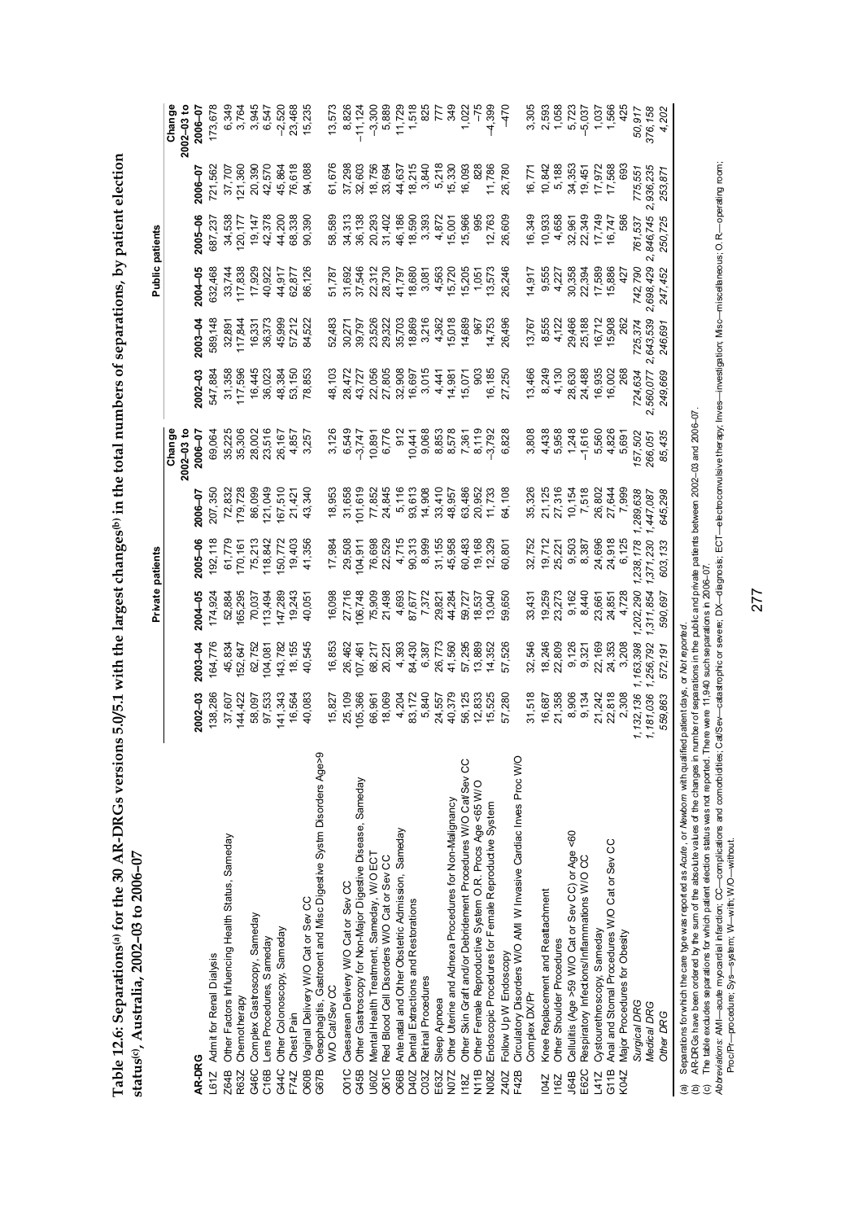**Table 12.6: Separations[(a)] for the 30 AR-DRGs versions 5.0/5.1 with the largest changes[(b)] in the total numbers of separations, by patient election status[(c)], Australia, 2002–03 to 2006–07**

| AR-DRG | | Private patients | | | | | | Public patients | | | | | |
|---|---|---|---|---|---|---|---|---|---|---|---|---|---|
| | | 2002–03 | 2003–04 | 2004–05 | 2005–06 | 2006–07 | Change 2002–03 to 2006–07 | 2002–03 | 2003–04 | 2004–05 | 2005–06 | 2006–07 | Change 2002–03 to 2006–07 |
| L61Z | Admit for Renal Dialysis | 138,286 | 164,776 | 174,924 | 192,118 | 207,350 | 69,064 | 547,884 | 589,148 | 632,468 | 687,237 | 721,562 | 173,678 |
| Z64B | Other Factors Influencing Health Status, Sameday | 37,607 | 45,834 | 52,884 | 61,779 | 72,832 | 35,225 | 31,358 | 32,891 | 33,744 | 34,538 | 37,707 | 6,349 |
| R63Z | Chemotherapy | 144,422 | 152,647 | 165,295 | 170,161 | 179,728 | 35,306 | 117,596 | 117,844 | 117,838 | 120,177 | 121,360 | 3,764 |
| G46C | Complex Gastroscopy, Sameday | 58,097 | 62,752 | 70,037 | 75,213 | 86,099 | 28,002 | 16,445 | 16,331 | 17,929 | 19,147 | 20,390 | 3,945 |
| C16B | Lens Procedures, Sameday | 97,533 | 104,081 | 113,494 | 118,842 | 121,049 | 23,516 | 36,023 | 36,373 | 40,922 | 42,378 | 42,570 | 6,547 |
| G44C | Other Colonoscopy, Sameday | 141,343 | 143,782 | 147,289 | 150,772 | 167,510 | 26,167 | 48,384 | 45,999 | 44,917 | 44,200 | 45,864 | –2,520 |
| F74Z | Chest Pain | 16,564 | 18,155 | 19,243 | 19,403 | 21,421 | 4,857 | 53,150 | 57,212 | 62,877 | 68,338 | 76,618 | 23,468 |
| O60B | Vaginal Delivery W/O Cat or Sev CC | 40,083 | 40,545 | 40,051 | 41,356 | 43,340 | 3,257 | 78,853 | 84,522 | 86,126 | 90,390 | 94,088 | 15,235 |
| G67B | Oesophagitis, Gastroent and Misc Digestive Systm Disorders Age>9 W/O Cat/Sev CC | 15,827 | 16,853 | 16,098 | 17,984 | 18,953 | 3,126 | 48,103 | 52,483 | 51,787 | 58,589 | 61,676 | 13,573 |
| O01C | Caesarean Delivery W/O Cat or Sev CC | 25,109 | 26,462 | 27,716 | 29,508 | 31,658 | 6,549 | 28,472 | 30,271 | 31,692 | 34,313 | 37,298 | 8,826 |
| G45B | Other Gastroscopy for Non-Major Digestive Disease, Sameday | 105,366 | 107,461 | 106,748 | 104,911 | 101,619 | –3,747 | 43,727 | 39,797 | 37,546 | 36,138 | 32,603 | –11,124 |
| U60Z | Mental Health Treatment, Sameday, W/O ECT | 66,961 | 68,217 | 75,909 | 76,698 | 77,852 | 10,891 | 22,056 | 23,526 | 22,312 | 20,293 | 18,756 | –3,300 |
| Q61C | Red Blood Cell Disorders W/O Cat or Sev CC | 18,069 | 20,221 | 21,498 | 22,529 | 24,845 | 6,776 | 27,805 | 29,322 | 28,730 | 31,402 | 33,694 | 5,889 |
| O66B | Antenatal and Other Obstetric Admission, Sameday | 4,204 | 4,393 | 4,693 | 4,715 | 5,116 | 912 | 32,908 | 35,703 | 41,797 | 46,186 | 44,637 | 11,729 |
| D40Z | Dental Extractions and Restorations | 83,172 | 84,430 | 87,677 | 90,313 | 93,613 | 10,441 | 16,697 | 18,869 | 18,680 | 18,590 | 18,215 | 1,518 |
| C03Z | Retinal Procedures | 5,840 | 6,387 | 7,372 | 8,999 | 14,908 | 9,068 | 3,015 | 3,216 | 3,081 | 3,393 | 3,840 | 825 |
| E63Z | Sleep Apnoea | 24,557 | 26,773 | 29,821 | 31,155 | 33,410 | 8,853 | 4,441 | 4,362 | 4,563 | 4,872 | 5,218 | 777 |
| N07Z | Other Uterine and Adnexa Procedures for Non-Malignancy | 40,379 | 41,560 | 44,284 | 45,958 | 48,957 | 8,578 | 14,981 | 15,018 | 15,720 | 15,001 | 15,330 | 349 |
| I18Z | Other Skin Graft and/or Debridement Procedures W/O Cat/Sev CC | 56,125 | 57,295 | 59,727 | 60,483 | 63,486 | 7,361 | 15,071 | 14,689 | 15,205 | 15,966 | 16,093 | 1,022 |
| N11B | Other Female Reproductive System O.R. Procs Age <65 W/O | 12,833 | 13,889 | 18,537 | 19,168 | 20,952 | 8,119 | 903 | 967 | 1,051 | 995 | 828 | –75 |
| N08Z | Endoscopic Procedures for Female Reproductive System | 15,525 | 14,352 | 13,040 | 12,329 | 11,733 | –3,792 | 16,185 | 14,753 | 13,573 | 12,763 | 11,786 | –4,399 |
| Z40Z | Follow Up W Endoscopy | 57,280 | 57,526 | 59,650 | 60,801 | 64,108 | 6,828 | 27,250 | 26,496 | 26,246 | 26,609 | 26,780 | –470 |
| F42B | Circulatory Disorders W/O AMI W Invasive Cardiac Inves Proc W/O Complex DX/Pr | 31,518 | 32,546 | 33,431 | 32,752 | 35,326 | 3,808 | 13,466 | 13,767 | 14,917 | 16,349 | 16,771 | 3,305 |
| I04Z | Knee Replacement and Reattachment | 16,687 | 18,246 | 19,259 | 19,712 | 21,125 | 4,438 | 8,249 | 8,555 | 9,555 | 10,933 | 10,842 | 2,593 |
| I16Z | Other Shoulder Procedures | 21,358 | 22,809 | 23,273 | 25,221 | 27,316 | 5,958 | 4,130 | 4,122 | 4,227 | 4,658 | 5,188 | 1,058 |
| J64B | Cellulitis (Age >59 W/O Cat or Sev CC) or Age <60 | 8,906 | 9,126 | 9,162 | 9,503 | 10,154 | 1,248 | 28,630 | 29,466 | 30,358 | 32,961 | 34,353 | 5,723 |
| E62C | Respiratory Infections/Inflammations W/O CC | 9,134 | 9,321 | 8,440 | 8,387 | 7,518 | –1,616 | 24,488 | 25,188 | 22,394 | 22,349 | 19,451 | –5,037 |
| L41Z | Cystourethroscopy, Sameday | 21,242 | 22,169 | 23,661 | 24,696 | 26,802 | 5,560 | 16,935 | 16,712 | 17,589 | 17,749 | 17,972 | 1,037 |
| G11B | Anal and Stomal Procedures W/O Cat or Sev CC | 22,818 | 24,353 | 24,851 | 24,918 | 27,644 | 4,826 | 16,002 | 15,908 | 15,886 | 16,747 | 17,568 | 1,566 |
| K04Z | Major Procedures for Obesity | 2,308 | 3,208 | 4,728 | 6,125 | 7,999 | 5,691 | 268 | 262 | 427 | 586 | 693 | 425 |
| | *Surgical DRG* | *1,132,136* | *1,163,398* | *1,202,290* | *1,238,178* | *1,289,638* | *157,502* | *724,634* | *725,374* | *742,790* | *761,537* | *775,551* | *50,917* |
| | *Medical DRG* | *1,181,036* | *1,256,792* | *1,311,854* | *1,371,230* | *1,447,087* | *266,051* | *2,560,077* | *2,643,539* | *2,698,429* | *2,846,745* | *2,936,235* | *376,158* |
| | *Other DRG* | *559,863* | *572,191* | *590,697* | *603,133* | *645,298* | *85,435* | *249,669* | *246,691* | *247,452* | *250,725* | *253,871* | *4,202* |

(a) Separations for which the care type was reported as *Acute*, or *Newborn* with qualified patient days, or *Not reported*.

(b) AR-DRGs have been ordered by the sum of the absolute values of the changes in number of separations in the public and private patients between 2002–03 and 2006–07.

(c) The table excludes separations for which patient election status was not reported. There were 11,940 such separations in 2006–07.

*Abbreviations:* AMI—acute myocardial infarction; CC—complications and comorbidities; Cat/Sev—catastrophic or severe; DX—diagnosis; ECT—electroconvulsive therapy; Inves—investigation; Misc—miscellaneous; O.R.—operating room; Proc/Pr—procedure; Sys—system; W—with; W/O—without.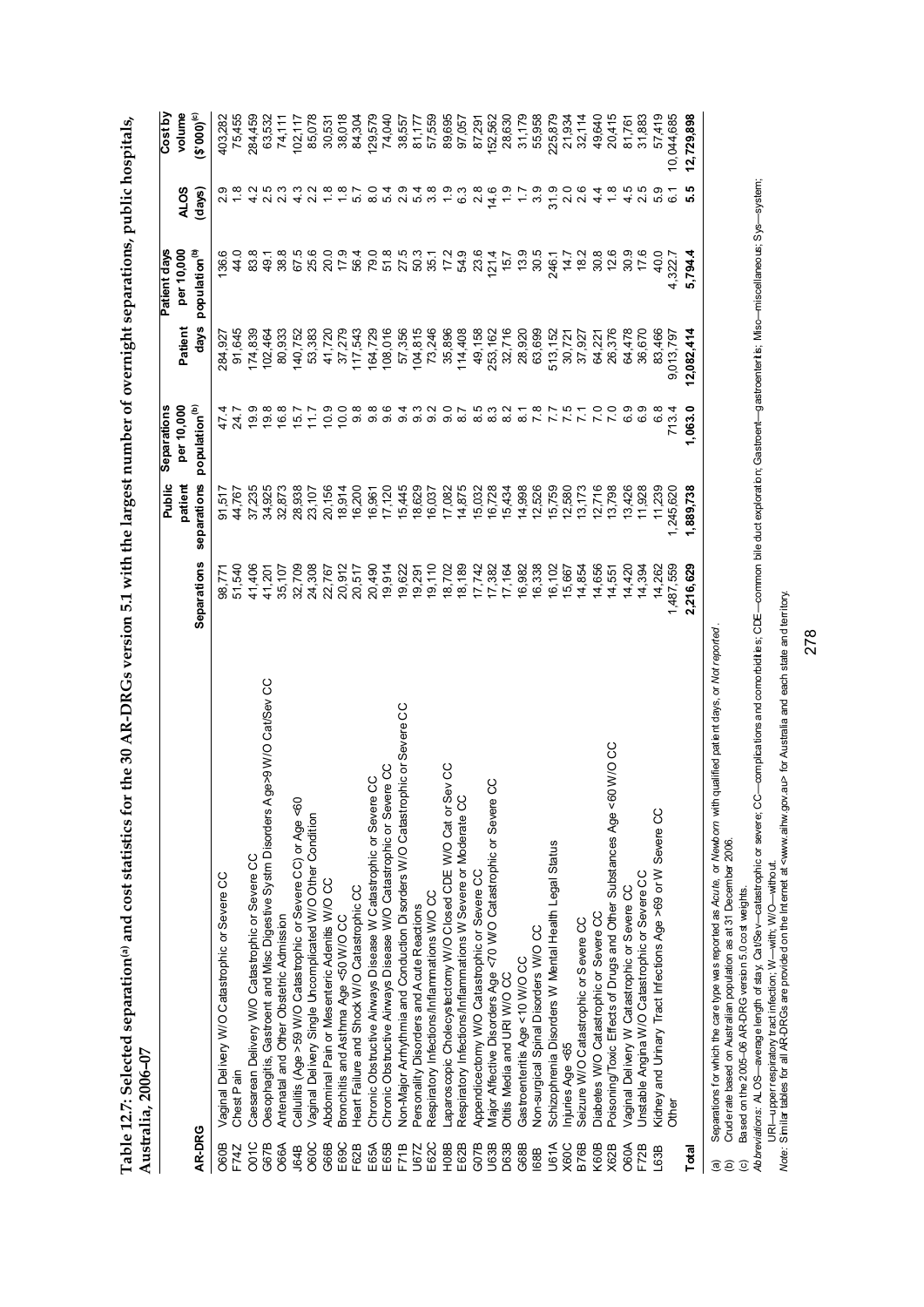**Table 12.7: Selected separation[(a)] and cost statistics for the 30 AR-DRGs version 5.1 with the largest number of overnight separations, public hospitals, Australia, 2006–07**

| AR-DRG | | Separations | Public patient separations | Separations per 10,000 population[(b)] | Patient days | Patient days per 10,000 population[(b)] | ALOS (days) | Cost by volume ($'000)[(c)] |
|---|---|---|---|---|---|---|---|---|
| O60B | Vaginal Delivery W/O Catastrophic or Severe CC | 98,771 | 91,517 | 47.4 | 284,927 | 136.6 | 2.9 | 403,282 |
| F74Z | Chest Pain | 51,540 | 44,767 | 24.7 | 91,645 | 44.0 | 1.8 | 75,455 |
| O01C | Caesarean Delivery W/O Catastrophic or Severe CC | 41,406 | 37,235 | 19.9 | 174,839 | 83.8 | 4.2 | 284,459 |
| G67B | Oesophagitis, Gastroent and Misc Digestive Systm Disorders Age>9 W/O Cat/Sev CC | 41,201 | 34,925 | 19.8 | 102,464 | 49.1 | 2.5 | 63,532 |
| O66A | Antenatal and Other Obstetric Admission | 35,107 | 32,873 | 16.8 | 80,933 | 38.8 | 2.3 | 74,111 |
| J64B | Cellulitis (Age >59 W/O Catastrophic or Severe CC) or Age <60 | 32,709 | 28,938 | 15.7 | 140,752 | 67.5 | 4.3 | 102,117 |
| O60C | Vaginal Delivery Single Uncomplicated W/O Other Condition | 24,308 | 23,107 | 11.7 | 53,383 | 25.6 | 2.2 | 85,078 |
| G66B | Abdominal Pain or Mesenteric Adenitis W/O CC | 22,767 | 20,156 | 10.9 | 41,720 | 20.0 | 1.8 | 30,531 |
| E69C | Bronchitis and Asthma Age <50 W/O CC | 20,912 | 18,914 | 10.0 | 37,279 | 17.9 | 1.8 | 38,018 |
| F62B | Heart Failure and Shock W/O Catastrophic CC | 20,517 | 16,200 | 9.8 | 117,543 | 56.4 | 5.7 | 84,304 |
| E65A | Chronic Obstructive Airways Disease W Catastrophic or Severe CC | 20,490 | 16,961 | 9.8 | 164,729 | 79.0 | 8.0 | 129,579 |
| E65B | Chronic Obstructive Airways Disease W/O Catastrophic or Severe CC | 19,914 | 17,120 | 9.6 | 108,016 | 51.8 | 5.4 | 74,040 |
| F71B | Non-Major Arrhythmia and Conduction Disorders W/O Catastrophic or Severe CC | 19,622 | 15,445 | 9.4 | 57,356 | 27.5 | 2.9 | 38,557 |
| U67Z | Personality Disorders and Acute Reactions | 19,291 | 18,629 | 9.3 | 104,815 | 50.3 | 5.4 | 81,177 |
| E62C | Respiratory Infections/Inflammations W/O CC | 19,110 | 16,037 | 9.2 | 73,246 | 35.1 | 3.8 | 57,559 |
| H08B | Laparoscopic Cholecystectomy W/O Closed CDE W/O Cat or Sev CC | 18,702 | 17,082 | 9.0 | 35,896 | 17.2 | 1.9 | 89,695 |
| E62B | Respiratory Infections/Inflammations W Severe or Moderate CC | 18,189 | 14,875 | 8.7 | 114,408 | 54.9 | 6.3 | 97,057 |
| G07B | Appendicectomy W/O Catastrophic or Severe CC | 17,742 | 15,032 | 8.5 | 49,158 | 23.6 | 2.8 | 87,291 |
| U63B | Major Affective Disorders Age <70 W/O Catastrophic or Severe CC | 17,382 | 16,728 | 8.3 | 253,162 | 121.4 | 14.6 | 152,562 |
| D63B | Otitis Media and URI W/O CC | 17,164 | 15,434 | 8.2 | 32,716 | 15.7 | 1.9 | 28,630 |
| G68B | Gastroenteritis Age <10 W/O CC | 16,982 | 14,998 | 8.1 | 28,920 | 13.9 | 1.7 | 31,179 |
| I68B | Non-surgical Spinal Disorders W/O CC | 16,338 | 12,526 | 7.8 | 63,699 | 30.5 | 3.9 | 55,958 |
| U61A | Schizophrenia Disorders W Mental Health Legal Status | 16,102 | 15,759 | 7.7 | 513,152 | 246.1 | 31.9 | 225,879 |
| X60C | Injuries Age <65 | 15,667 | 12,580 | 7.5 | 30,721 | 14.7 | 2.0 | 21,934 |
| B76B | Seizure W/O Catastrophic or Severe CC | 14,854 | 13,173 | 7.1 | 37,927 | 18.2 | 2.6 | 32,114 |
| K60B | Diabetes W/O Catastrophic or Severe CC | 14,656 | 12,716 | 7.0 | 64,221 | 30.8 | 4.4 | 49,640 |
| X62B | Poisoning/Toxic Effects of Drugs and Other Substances Age <60 W/O CC | 14,551 | 13,798 | 7.0 | 26,376 | 12.6 | 1.8 | 20,415 |
| O60A | Vaginal Delivery W Catastrophic or Severe CC | 14,420 | 13,426 | 6.9 | 64,478 | 30.9 | 4.5 | 81,761 |
| F72B | Unstable Angina W/O Catastrophic or Severe CC | 14,394 | 11,928 | 6.9 | 36,670 | 17.6 | 2.5 | 31,883 |
| L63B | Kidney and Urinary Tract Infections Age >69 or W Severe CC | 14,262 | 11,239 | 6.8 | 83,466 | 40.0 | 5.9 | 57,419 |
| | Other | 1,487,559 | 1,245,620 | 713.4 | 9,013,797 | 4,322.7 | 6.1 | 10,044,685 |
| **Total** | | **2,216,629** | **1,889,738** | **1,063.0** | **12,082,414** | **5,794.4** | **5.5** | **12,729,898** |

(a) Separations for which the care type was reported as *Acute*, or *Newborn* with qualified patient days, or *Not reported*.

(b) Crude rate based on Australian population as at 31 December 2006.

(c) Based on the 2005–06 AR-DRG version 5.0 cost weights.

*Abbreviations:* ALOS—average length of stay; Cat/Sev—catastrophic or severe; CC—complications and comorbidities; CDE—common bile duct exploration; Gastroent—gastroenteritis; Misc—miscellaneous; Sys—system; URI—upper respiratory tract infection; W—with; W/O—without.

*Note:* Similar tables for all AR-DRGs are provided on the Internet at <www.aihw.gov.au> for Australia and each state and territory.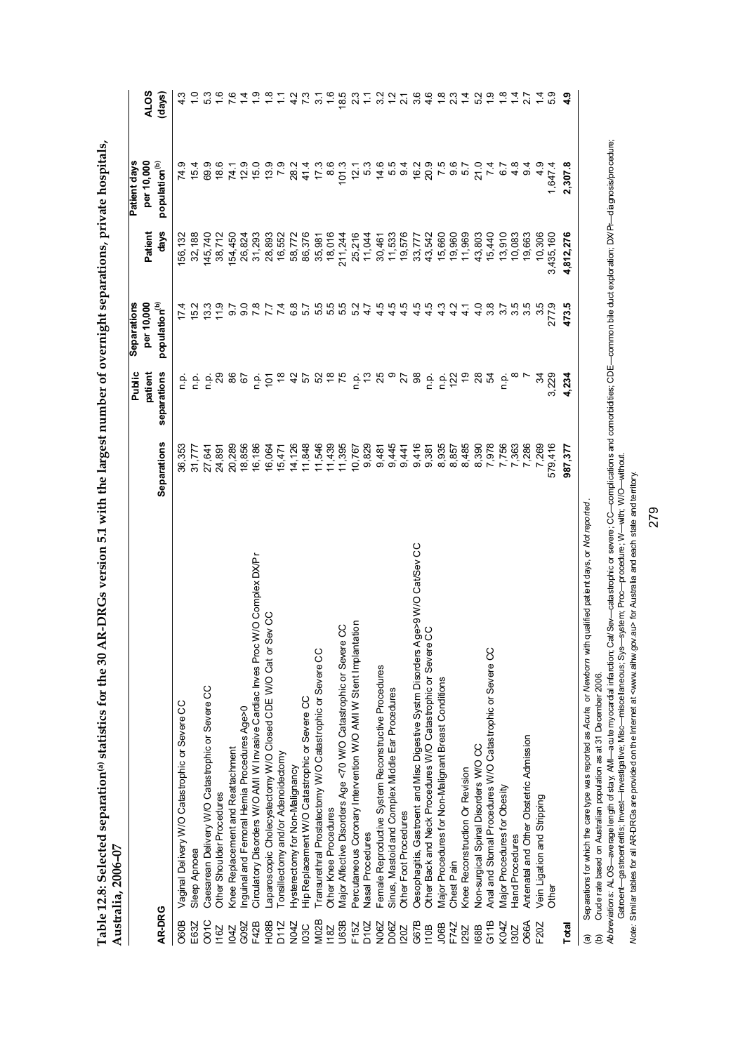**Table 12.8: Selected separation[(a)] statistics for the 30 AR-DRGs version 5.1 with the largest number of overnight separations, private hospitals, Australia, 2006–07**

| AR-DRG | | Separations | Public patient separations | Separations per 10,000 population[(b)] | Patient days | Patient days per 10,000 population[(b)] | ALOS (days) |
|---|---|---|---|---|---|---|---|
| O60B | Vaginal Delivery W/O Catastrophic or Severe CC | 36,353 | n.p. | 17.4 | 156,132 | 74.9 | 4.3 |
| E63Z | Sleep Apnoea | 31,777 | n.p. | 15.2 | 32,188 | 15.4 | 1.0 |
| O01C | Caesarean Delivery W/O Catastrophic or Severe CC | 27,641 | n.p. | 13.3 | 145,740 | 69.9 | 5.3 |
| I16Z | Other Shoulder Procedures | 24,891 | 29 | 11.9 | 38,712 | 18.6 | 1.6 |
| I04Z | Knee Replacement and Reattachment | 20,289 | 86 | 9.7 | 154,450 | 74.1 | 7.6 |
| G09Z | Inguinal and Femoral Hernia Procedures Age>0 | 18,856 | 67 | 9.0 | 26,824 | 12.9 | 1.4 |
| F42B | Circulatory Disorders W/O AMI W Invasive Cardiac Inves Proc W/O Complex DX/Pr | 16,186 | n.p. | 7.8 | 31,293 | 15.0 | 1.9 |
| H08B | Laparoscopic Cholecystectomy W/O Closed CDE W/O Cat or Sev CC | 16,064 | 101 | 7.7 | 28,893 | 13.9 | 1.8 |
| D11Z | Tonsillectomy and/or Adenoidectomy | 15,471 | 18 | 7.4 | 16,552 | 7.9 | 1.1 |
| N04Z | Hysterectomy for Non-Malignancy | 14,126 | 42 | 6.8 | 58,772 | 28.2 | 4.2 |
| I03C | Hip Replacement W/O Catastrophic or Severe CC | 11,848 | 57 | 5.7 | 86,376 | 41.4 | 7.3 |
| M02B | Transurethral Prostatectomy W/O Catastrophic or Severe CC | 11,546 | 52 | 5.5 | 35,981 | 17.3 | 3.1 |
| I18Z | Other Knee Procedures | 11,439 | 18 | 5.5 | 18,016 | 8.6 | 1.6 |
| U63B | Major Affective Disorders Age <70 W/O Catastrophic or Severe CC | 11,395 | 75 | 5.5 | 211,244 | 101.3 | 18.5 |
| F15Z | Percutaneous Coronary Intervention W/O AMI W Stent Implantation | 10,767 | n.p. | 5.2 | 25,216 | 12.1 | 2.3 |
| D10Z | Nasal Procedures | 9,829 | 13 | 4.7 | 11,044 | 5.3 | 1.1 |
| N06Z | Female Reproductive System Reconstructive Procedures | 9,481 | 25 | 4.5 | 30,461 | 14.6 | 3.2 |
| D06Z | Sinus, Mastoid and Complex Middle Ear Procedures | 9,445 | 9 | 4.5 | 11,533 | 5.5 | 1.2 |
| I20Z | Other Foot Procedures | 9,441 | 27 | 4.5 | 19,576 | 9.4 | 2.1 |
| G67B | Oesophagitis, Gastroent and Misc Digestive Systm Disorders Age>9 W/O Cat/Sev CC | 9,416 | 98 | 4.5 | 33,777 | 16.2 | 3.6 |
| I10B | Other Back and Neck Procedures W/O Catastrophic or Severe CC | 9,381 | n.p. | 4.5 | 43,542 | 20.9 | 4.6 |
| J06B | Major Procedures for Non-Malignant Breast Conditions | 8,935 | n.p. | 4.3 | 15,660 | 7.5 | 1.8 |
| F74Z | Chest Pain | 8,857 | 122 | 4.2 | 19,960 | 9.6 | 2.3 |
| I29Z | Knee Reconstruction Or Revision | 8,485 | 19 | 4.1 | 11,969 | 5.7 | 1.4 |
| I68B | Non-surgical Spinal Disorders W/O CC | 8,390 | 28 | 4.0 | 43,803 | 21.0 | 5.2 |
| G11B | Anal and Stomal Procedures W/O Catastrophic or Severe CC | 7,978 | 54 | 3.8 | 15,440 | 7.4 | 1.9 |
| K04Z | Major Procedures for Obesity | 7,756 | n.p. | 3.7 | 13,910 | 6.7 | 1.8 |
| I30Z | Hand Procedures | 7,363 | 8 | 3.5 | 10,083 | 4.8 | 1.4 |
| O66A | Antenatal and Other Obstetric Admission | 7,286 | 7 | 3.5 | 19,663 | 9.4 | 2.7 |
| F20Z | Vein Ligation and Stripping | 7,269 | 34 | 3.5 | 10,306 | 4.9 | 1.4 |
| | Other | 579,416 | 3,229 | 277.9 | 3,435,160 | 1,647.4 | 5.9 |
| **Total** | | **987,377** | **4,234** | **473.5** | **4,812,276** | **2,307.8** | **4.9** |

(a) Separations for which the care type was reported as *Acute*, or *Newborn* with qualified patient days, or *Not reported*.

(b) Crude rate based on Australian population as at 31 December 2006.

*Abbreviations:* ALOS—average length of stay; AMI—acute myocardial infarction; Cat/Sev—catastrophic or severe; CC—complications and comorbidities; CDE—common bile duct exploration; DX/Pr—diagnosis/procedure; Gastroent—gastroenteritis; Invest—investigative; Misc—miscellaneous; Sys—system; Proc—procedure; W—with; W/O—without.

*Note:* Similar tables for all AR-DRGs are provided on the Internet at <www.aihw.gov.au> for Australia and each state and territory.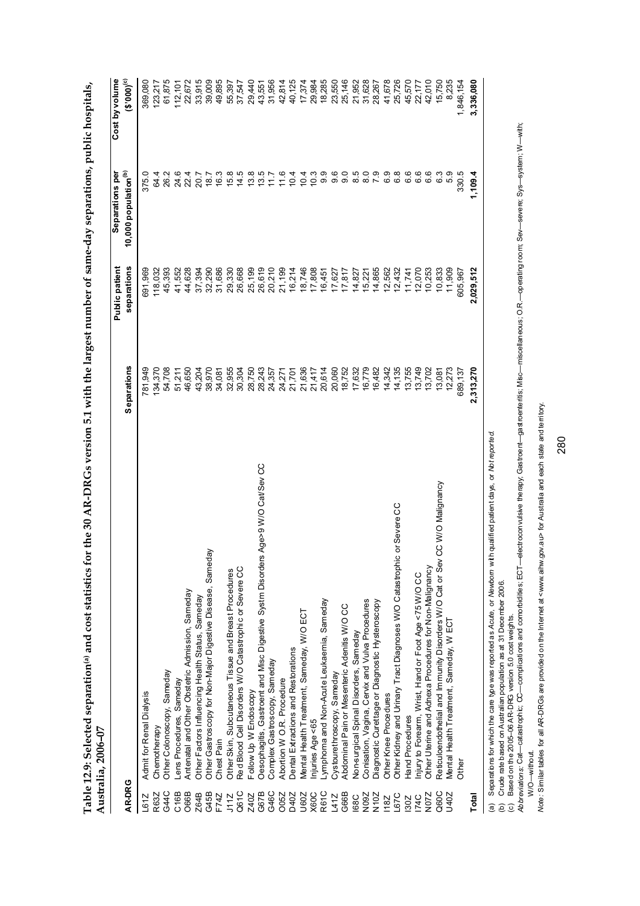**Table 12.9: Selected separation(a) and cost statistics for the 30 AR-DRGs version 5.1 with the largest number of same-day separations, public hospitals, Australia, 2006–07**

| AR-DRG | | Separations | Public patient separations | Separations per 10,000 population(b) | Cost by volume ($'000)(c) |
|---|---|---|---|---|---|
| L61Z | Admit for Renal Dialysis | 781,949 | 691,969 | 375.0 | 369,080 |
| R63Z | Chemotherapy | 134,370 | 118,032 | 64.4 | 123,217 |
| G44C | Other Colonoscopy, Sameday | 54,708 | 45,393 | 26.2 | 61,875 |
| C16B | Lens Procedures, Sameday | 51,211 | 41,552 | 24.6 | 112,101 |
| O66B | Antenatal and Other Obstetric Admission, Sameday | 46,650 | 44,628 | 22.4 | 22,672 |
| Z64B | Other Factors Influencing Health Status, Sameday | 43,204 | 37,394 | 20.7 | 33,915 |
| G45B | Other Gastroscopy for Non-Major Digestive Disease, Sameday | 38,970 | 32,290 | 18.7 | 39,009 |
| F74Z | Chest Pain | 34,081 | 31,686 | 16.3 | 49,895 |
| J11Z | Other Skin, Subcutaneous Tissue and Breast Procedures | 32,955 | 29,330 | 15.8 | 55,397 |
| Q61C | Red Blood Cell Disorders W/O Catastrophic or Severe CC | 30,304 | 26,668 | 14.5 | 37,547 |
| Z40Z | Follow Up W Endoscopy | 28,750 | 25,199 | 13.8 | 29,440 |
| G67B | Oesophagitis, Gastroent and Misc Digestive Systm Disorders Age>9 W/O Cat/Sev CC | 28,243 | 26,619 | 13.5 | 43,551 |
| G46C | Complex Gastroscopy, Sameday | 24,357 | 20,210 | 11.7 | 31,956 |
| O05Z | Abortion W O.R. Procedure | 24,271 | 21,199 | 11.6 | 42,814 |
| D40Z | Dental Extractions and Restorations | 21,701 | 16,214 | 10.4 | 40,125 |
| U60Z | Mental Health Treatment, Sameday, W/O ECT | 21,636 | 18,746 | 10.4 | 17,374 |
| X60C | Injuries Age <65 | 21,417 | 17,808 | 10.3 | 29,984 |
| R61C | Lymphoma and Non-Acute Leukaemia, Sameday | 20,614 | 16,451 | 9.9 | 18,285 |
| L41Z | Cystourethroscopy, Sameday | 20,060 | 17,627 | 9.6 | 23,550 |
| G66B | Abdominal Pain or Mesenteric Adenitis W/O CC | 18,752 | 17,817 | 9.0 | 25,146 |
| I68C | Non-surgical Spinal Disorders, Sameday | 17,632 | 14,827 | 8.5 | 21,952 |
| N09Z | Conisation, Vagina, Cervix and Vulva Procedures | 16,779 | 15,221 | 8.0 | 31,628 |
| N10Z | Diagnostic Curettage or Diagnostic Hysteroscopy | 16,482 | 14,865 | 7.9 | 28,267 |
| I18Z | Other Knee Procedures | 14,342 | 12,562 | 6.9 | 41,678 |
| L67C | Other Kidney and Urinary Tract Diagnoses W/O Catastrophic or Severe CC | 14,135 | 12,432 | 6.8 | 25,726 |
| I30Z | Hand Procedures | 13,755 | 11,741 | 6.6 | 45,570 |
| I74C | Injury to Forearm, Wrist, Hand or Foot Age <75 W/O CC | 13,749 | 12,070 | 6.6 | 22,177 |
| N07Z | Other Uterine and Adnexa Procedures for Non-Malignancy | 13,702 | 10,253 | 6.6 | 42,010 |
| Q60C | Reticuloendothelial and Immunity Disorders W/O Cat or Sev CC W/O Malignancy | 13,081 | 10,833 | 6.3 | 15,750 |
| U40Z | Mental Health Treatment, Sameday, W ECT | 12,273 | 11,909 | 5.9 | 8,235 |
| | Other | 689,137 | 605,967 | 330.5 | 1,846,154 |
| **Total** | | **2,313,270** | **2,029,512** | **1,109.4** | **3,336,080** |

(a) Separations for which the care type was reported as *Acute*, or *Newborn* with qualified patient days, or *Not reported*.

(b) Crude rate based on Australian population as at 31 December 2006.

(c) Based on the 2005–06 AR-DRG version 5.0 cost weights.

*Abbreviations:* Cat—catastrophic; CC—complications and comorbidities; ECT—electroconvulsive therapy; Gastroent—gastroenteritis; Misc—miscellaneous; O.R.—operating room; Sev—severe; Sys—system; W—with; W/O—without.

*Note:* Similar tables for all AR-DRGs are provided on the Internet at <www.aihw.gov.au> for Australia and each state and territory.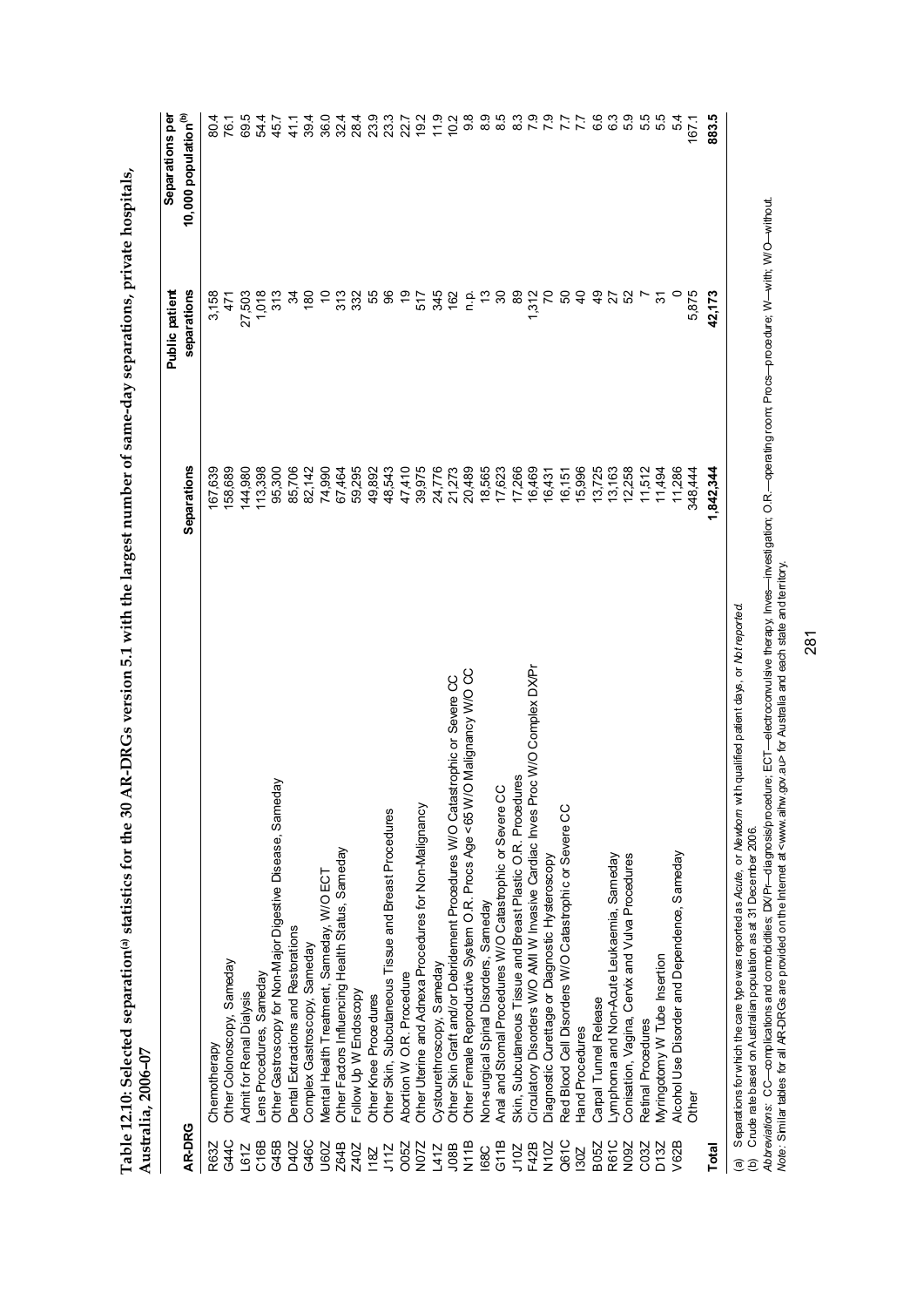**Table 12.10: Selected separation[(a)] statistics for the 30 AR-DRGs version 5.1 with the largest number of same-day separations, private hospitals, Australia, 2006–07**

| AR-DRG | | Separations | Public patient separations | Separations per 10,000 population[(b)] |
|---|---|---|---|---|
| R63Z | Chemotherapy | 167,639 | 3,158 | 80.4 |
| G44C | Other Colonoscopy, Sameday | 158,689 | 471 | 76.1 |
| L61Z | Admit for Renal Dialysis | 144,980 | 27,503 | 69.5 |
| C16B | Lens Procedures, Sameday | 113,398 | 1,018 | 54.4 |
| G45B | Other Gastroscopy for Non-Major Digestive Disease, Sameday | 95,300 | 313 | 45.7 |
| D40Z | Dental Extractions and Restorations | 85,706 | 34 | 41.1 |
| G46C | Complex Gastroscopy, Sameday | 82,142 | 180 | 39.4 |
| U60Z | Mental Health Treatment, Sameday, W/O ECT | 74,990 | 10 | 36.0 |
| Z64B | Other Factors Influencing Health Status, Sameday | 67,464 | 313 | 32.4 |
| Z40Z | Follow Up W Endoscopy | 59,295 | 332 | 28.4 |
| I18Z | Other Knee Procedures | 49,892 | 55 | 23.9 |
| J11Z | Other Skin, Subcutaneous Tissue and Breast Procedures | 48,543 | 96 | 23.3 |
| O05Z | Abortion W O.R. Procedure | 47,410 | 19 | 22.7 |
| N07Z | Other Uterine and Adnexa Procedures for Non-Malignancy | 39,975 | 517 | 19.2 |
| L41Z | Cystourethroscopy, Sameday | 24,776 | 345 | 11.9 |
| J08B | Other Skin Graft and/or Debridement Procedures W/O Catastrophic or Severe CC | 21,273 | 162 | 10.2 |
| N11B | Other Female Reproductive System O.R. Procs Age <65 W/O Malignancy W/O CC | 20,489 | n.p. | 9.8 |
| I68C | Non-surgical Spinal Disorders, Sameday | 18,565 | 13 | 8.9 |
| G11B | Anal and Stomal Procedures W/O Catastrophic or Severe CC | 17,623 | 30 | 8.5 |
| J10Z | Skin, Subcutaneous Tissue and Breast Plastic O.R. Procedures | 17,266 | 89 | 8.3 |
| F42B | Circulatory Disorders W/O AMI W Invasive Cardiac Inves Proc W/O Complex DXPr | 16,469 | 1,312 | 7.9 |
| N10Z | Diagnostic Curettage or Diagnostic Hysteroscopy | 16,431 | 70 | 7.9 |
| Q61C | Red Blood Cell Disorders W/O Catastrophic or Severe CC | 16,151 | 50 | 7.7 |
| I30Z | Hand Procedures | 15,996 | 40 | 7.7 |
| B05Z | Carpal Tunnel Release | 13,725 | 49 | 6.6 |
| R61C | Lymphoma and Non-Acute Leukaemia, Sameday | 13,163 | 27 | 6.3 |
| N09Z | Conisation, Vagina, Cervix and Vulva Procedures | 12,258 | 52 | 5.9 |
| C03Z | Retinal Procedures | 11,512 | 7 | 5.5 |
| D13Z | Myringotomy W Tube Insertion | 11,494 | 31 | 5.5 |
| V62B | Alcohol Use Disorder and Dependence, Sameday | 11,286 | 0 | 5.4 |
| | Other | 348,444 | 5,875 | 167.1 |
| **Total** | | **1,842,344** | **42,173** | **883.5** |

(a) Separations for which the care type was reported as *Acute*, or *Newborn* with qualified patient days, or *Not reported*.

(b) Crude rate based on Australian population as at 31 December 2006.

*Abbreviations:* CC—complications and comorbidities; DXPr—diagnosis/procedure; ECT—electroconvulsive therapy; Inves—investigation; O.R.—operating room; Procs—procedure; W—with; W/O—without.

*Note:* Similar tables for all AR-DRGs are provided on the Internet at <www.aihw.gov.au> for Australia and each state and territory.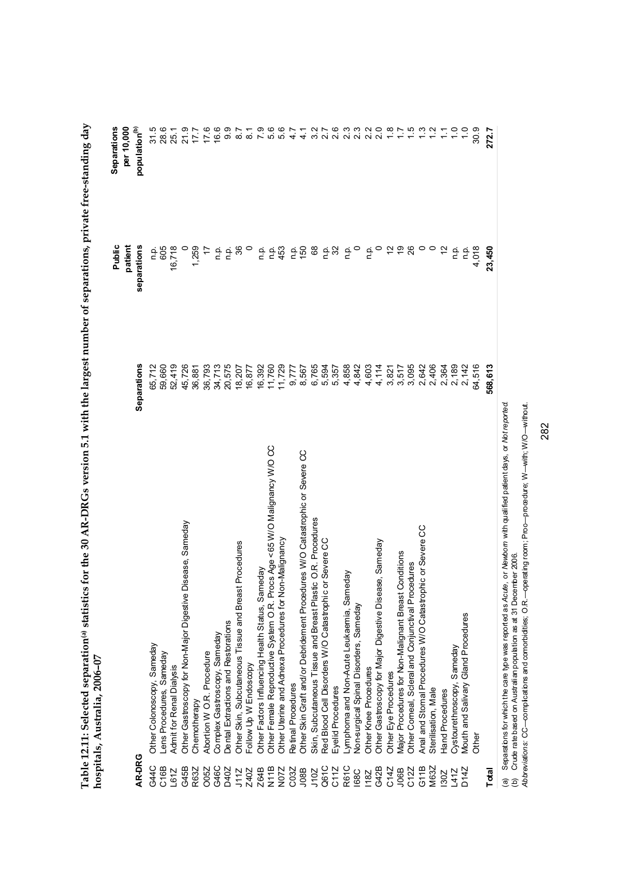**Table 12.11: Selected separation[(a)] statistics for the 30 AR-DRGs version 5.1 with the largest number of separations, private free-standing day hospitals, Australia, 2006–07**

| AR-DRG | | Separations | Public patient separations | Separations per 10,000 population[(b)] |
|---|---|---|---|---|
| G44C | Other Colonoscopy, Sameday | 65,712 | n.p. | 31.5 |
| C16B | Lens Procedures, Sameday | 59,660 | 605 | 28.6 |
| L61Z | Admit for Renal Dialysis | 52,419 | 16,718 | 25.1 |
| G45B | Other Gastroscopy for Non-Major Digestive Disease, Sameday | 45,726 | 0 | 21.9 |
| R63Z | Chemotherapy | 36,881 | 1,259 | 17.7 |
| O05Z | Abortion W O.R. Procedure | 36,793 | 17 | 17.6 |
| G46C | Complex Gastroscopy, Sameday | 34,713 | n.p. | 16.6 |
| D40Z | Dental Extractions and Restorations | 20,575 | n.p. | 9.9 |
| J11Z | Other Skin, Subcutaneous Tissue and Breast Procedures | 18,207 | 36 | 8.7 |
| Z40Z | Follow Up W Endoscopy | 16,877 | 0 | 8.1 |
| Z64B | Other Factors Influencing Health Status, Sameday | 16,392 | n.p. | 7.9 |
| N11B | Other Female Reproductive System O.R. Procs Age <65 W/O Malignancy W/O CC | 11,760 | n.p. | 5.6 |
| N07Z | Other Uterine and Adnexa Procedures for Non-Malignancy | 11,729 | 453 | 5.6 |
| C03Z | Retinal Procedures | 9,777 | n.p. | 4.7 |
| J08B | Other Skin Graft and/or Debridement Procedures W/O Catastrophic or Severe CC | 8,567 | 150 | 4.1 |
| J10Z | Skin, Subcutaneous Tissue and Breast Plastic O.R. Procedures | 6,765 | 68 | 3.2 |
| Q61C | Red Blood Cell Disorders W/O Catastrophic or Severe CC | 5,594 | n.p. | 2.7 |
| C11Z | Eyelid Procedures | 5,357 | 32 | 2.6 |
| R61C | Lymphoma and Non-Acute Leukaemia, Sameday | 4,858 | n.p. | 2.3 |
| I68C | Non-surgical Spinal Disorders, Sameday | 4,842 | 0 | 2.3 |
| I18Z | Other Knee Procedures | 4,603 | n.p. | 2.2 |
| G42B | Other Gastroscopy for Major Digestive Disease, Sameday | 4,114 | 0 | 2.0 |
| C14Z | Other Eye Procedures | 3,821 | 12 | 1.8 |
| J06B | Major Procedures for Non-Malignant Breast Conditions | 3,517 | 19 | 1.7 |
| C12Z | Other Corneal, Scleral and Conjunctival Procedures | 3,095 | 26 | 1.5 |
| G11B | Anal and Stomal Procedures W/O Catastrophic or Severe CC | 2,642 | 0 | 1.3 |
| M63Z | Sterilisation, Male | 2,406 | 0 | 1.2 |
| I30Z | Hand Procedures | 2,364 | 12 | 1.1 |
| L41Z | Cystourethroscopy, Sameday | 2,189 | n.p. | 1.0 |
| D14Z | Mouth and Salivary Gland Procedures | 2,142 | n.p. | 1.0 |
| | Other | 64,516 | 4,018 | 30.9 |
| **Total** | | **568,613** | **23,450** | **272.7** |

(a) Separations for which the care type was reported as *Acute*, or *Newborn* with qualified patient days, or *Not reported*.
(b) Crude rate based on Australian population as at 31 December 2006.
*Abbreviations:* CC—complications and comorbidities; O.R.—operating room; Proc—procedure; W—with; W/O—without.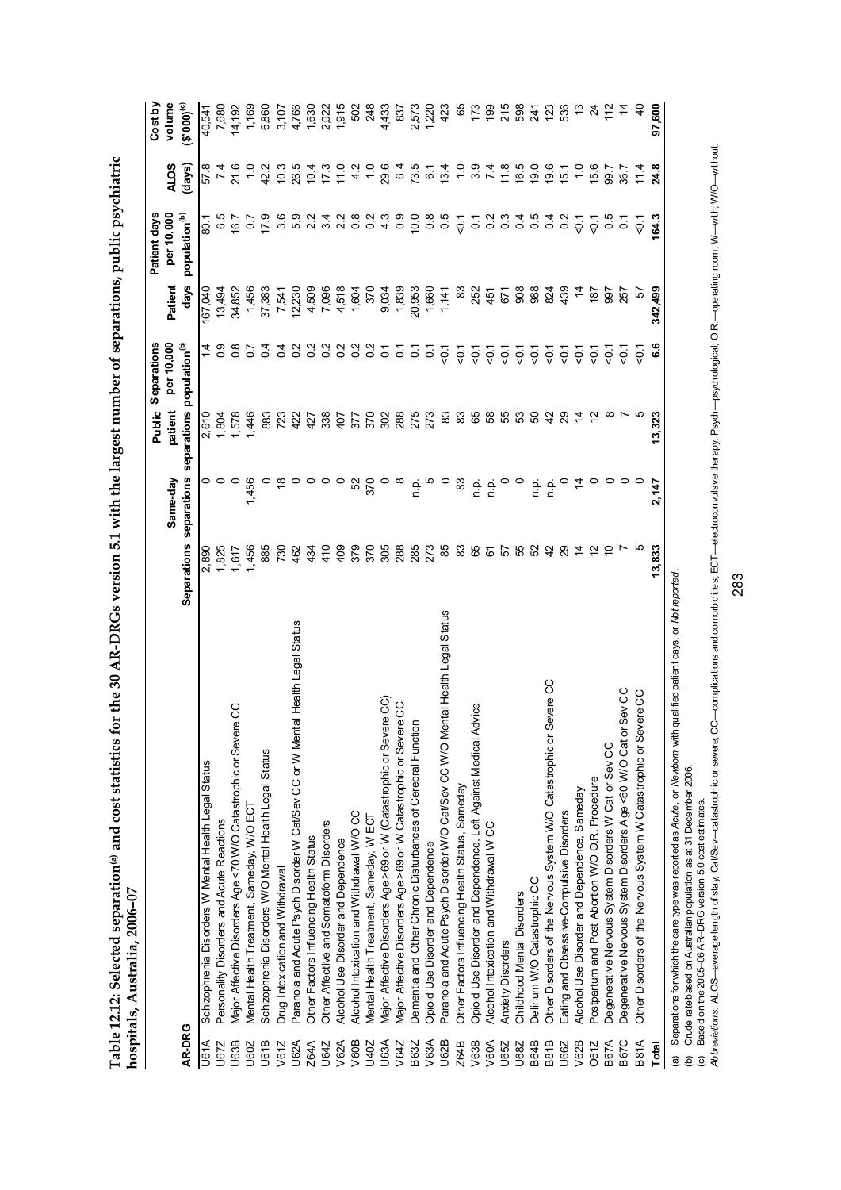**Table 12.12: Selected separation[(a)] and cost statistics for the 30 AR-DRGs version 5.1 with the largest number of separations, public psychiatric hospitals, Australia, 2006–07**

| AR-DRG | | Separations | Same-day separations | Public patient separations | Separations per 10,000 population[(b)] | Patient days | Patient days per 10,000 population[(b)] | ALOS (days) | Cost by volume ($'000)[(c)] |
|---|---|---|---|---|---|---|---|---|---|
| U61A | Schizophrenia Disorders W Mental Health Legal Status | 2,890 | 0 | 2,610 | 1.4 | 167,040 | 80.1 | 57.8 | 40,541 |
| U67Z | Personality Disorders and Acute Reactions | 1,825 | 0 | 1,804 | 0.9 | 13,494 | 6.5 | 7.4 | 7,680 |
| U63B | Major Affective Disorders Age <70 W/O Catastrophic or Severe CC | 1,617 | 0 | 1,578 | 0.8 | 34,852 | 16.7 | 21.6 | 14,192 |
| U60Z | Mental Health Treatment, Sameday, W/O ECT | 1,456 | 1,456 | 1,446 | 0.7 | 1,456 | 0.7 | 1.0 | 1,169 |
| U61B | Schizophrenia Disorders W/O Mental Health Legal Status | 885 | 0 | 883 | 0.4 | 37,383 | 17.9 | 42.2 | 6,860 |
| V61Z | Drug Intoxication and Withdrawal | 730 | 18 | 723 | 0.4 | 7,541 | 3.6 | 10.3 | 3,107 |
| U62A | Paranoia and Acute Psych Disorder W Cat/Sev CC or W Mental Health Legal Status | 462 | 0 | 422 | 0.2 | 12,230 | 5.9 | 26.5 | 4,766 |
| Z64A | Other Factors Influencing Health Status | 434 | 0 | 427 | 0.2 | 4,509 | 2.2 | 10.4 | 1,630 |
| U64Z | Other Affective and Somatoform Disorders | 410 | 0 | 338 | 0.2 | 7,096 | 3.4 | 17.3 | 2,022 |
| V62A | Alcohol Use Disorder and Dependence | 409 | 0 | 407 | 0.2 | 4,518 | 2.2 | 11.0 | 1,915 |
| V60B | Alcohol Intoxication and Withdrawal W/O CC | 379 | 52 | 377 | 0.2 | 1,604 | 0.8 | 4.2 | 502 |
| U40Z | Mental Health Treatment, Sameday, W ECT | 370 | 370 | 370 | 0.2 | 370 | 0.2 | 1.0 | 248 |
| U63A | Major Affective Disorders Age >69 or W (Catastrophic or Severe CC) | 305 | 0 | 302 | 0.1 | 9,034 | 4.3 | 29.6 | 4,433 |
| V64Z | Major Affective Disorders Age >69 or W Catastrophic or Severe CC | 288 | 8 | 288 | 0.1 | 1,839 | 0.9 | 6.4 | 837 |
| B63Z | Dementia and Other Chronic Disturbances of Cerebral Function | 285 | n.p. | 275 | 0.1 | 20,953 | 10.0 | 73.5 | 2,573 |
| V63A | Opioid Use Disorder and Dependence | 273 | 5 | 273 | 0.1 | 1,660 | 0.8 | 6.1 | 1,220 |
| U62B | Paranoia and Acute Psych Disorder W/O Cat/Sev CC W/O Mental Health Legal Status | 85 | 0 | 83 | <0.1 | 1,141 | 0.5 | 13.4 | 423 |
| Z64B | Other Factors Influencing Health Status, Sameday | 83 | 83 | 83 | <0.1 | 83 | <0.1 | 1.0 | 65 |
| V63B | Opioid Use Disorder and Dependence, Left Against Medical Advice | 65 | n.p. | 65 | <0.1 | 252 | 0.1 | 3.9 | 173 |
| V60A | Alcohol Intoxication and Withdrawal W CC | 61 | n.p. | 58 | <0.1 | 451 | 0.2 | 7.4 | 199 |
| U65Z | Anxiety Disorders | 57 | 0 | 55 | <0.1 | 671 | 0.3 | 11.8 | 215 |
| U68Z | Childhood Mental Disorders | 55 | 0 | 53 | <0.1 | 908 | 0.4 | 16.5 | 598 |
| B64B | Delirium W/O Catastrophic CC | 52 | n.p. | 50 | <0.1 | 988 | 0.5 | 19.0 | 241 |
| B81B | Other Disorders of the Nervous System W/O Catastrophic or Severe CC | 42 | n.p. | 42 | <0.1 | 824 | 0.4 | 19.6 | 123 |
| U66Z | Eating and Obsessive-Compulsive Disorders | 29 | 0 | 29 | <0.1 | 439 | 0.2 | 15.1 | 536 |
| V62B | Alcohol Use Disorder and Dependence, Sameday | 14 | 14 | 14 | <0.1 | 14 | <0.1 | 1.0 | 13 |
| O61Z | Postpartum and Post Abortion W/O O.R. Procedure | 12 | 0 | 12 | <0.1 | 187 | <0.1 | 15.6 | 24 |
| B67A | Degenerative Nervous System Disorders W Cat or Sev CC | 10 | 0 | 8 | <0.1 | 997 | 0.5 | 99.7 | 112 |
| B67C | Degenerative Nervous System Disorders Age <60 W/O Cat or Sev CC | 7 | 0 | 7 | <0.1 | 257 | 0.1 | 36.7 | 14 |
| B81A | Other Disorders of the Nervous System W Catastrophic or Severe CC | 5 | 0 | 5 | <0.1 | 57 | <0.1 | 11.4 | 40 |
| **Total** | | **13,833** | **2,147** | **13,323** | **6.6** | **342,499** | **164.3** | **24.8** | **97,600** |

(a) Separations for which the care type was reported as *Acute*, or *Newborn* with qualified patient days, or *Not reported*.

(b) Crude rate based on Australian population as at 31 December 2006.

(c) Based on the 2005–06 AR-DRG version 5.0 cost estimates.

*Abbreviations:* ALOS—average length of stay; Cat/Sev—catastrophic or severe; CC—complications and comorbidities; ECT—electroconvulsive therapy; Psych—psychological; O.R.—operating room; W—with; W/O—without.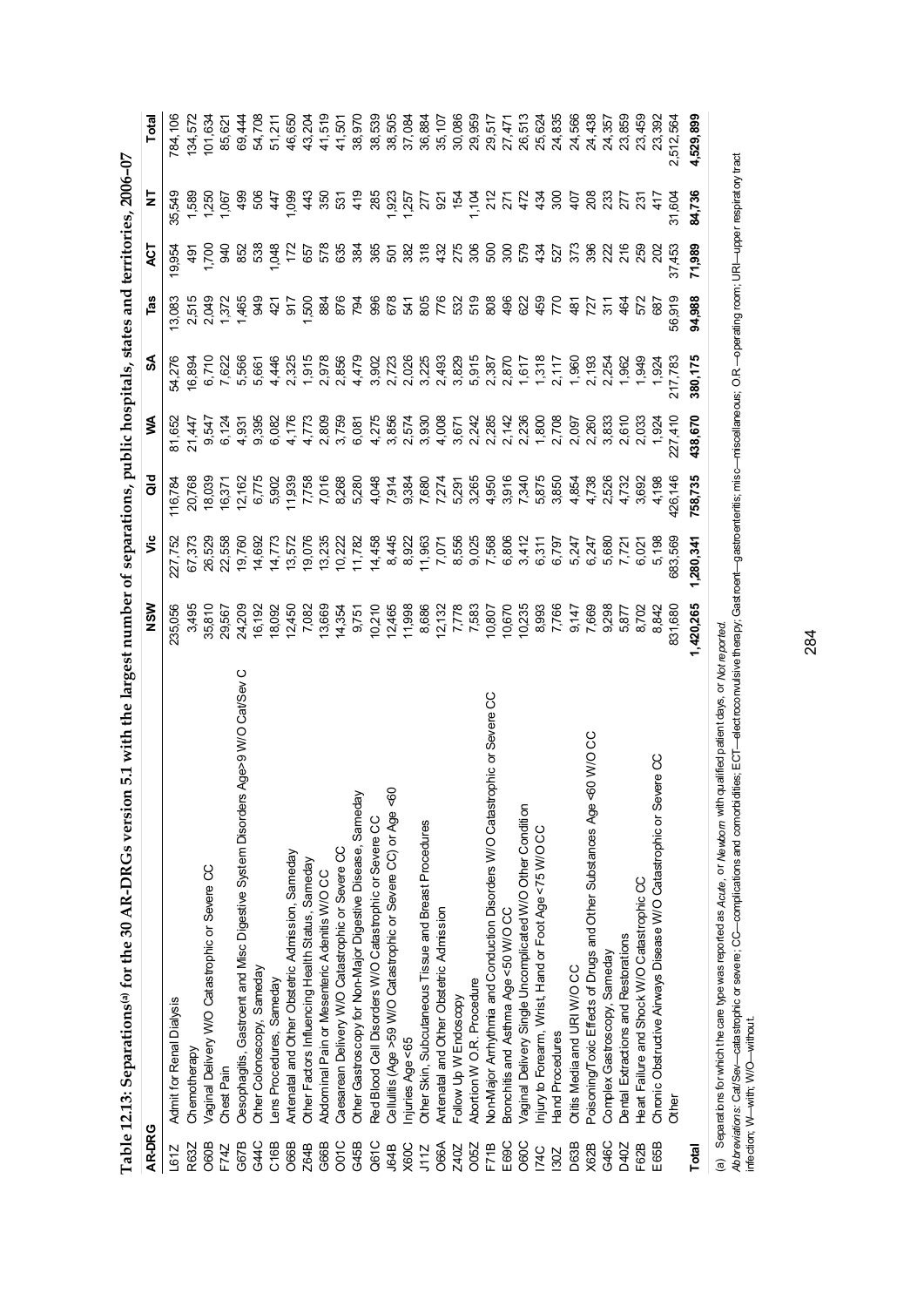**Table 12.13: Separations[(a)] for the 30 AR-DRGs version 5.1 with the largest number of separations, public hospitals, states and territories, 2006–07**

| AR-DRG | | NSW | Vic | Qld | WA | SA | Tas | ACT | NT | Total |
|---|---|---|---|---|---|---|---|---|---|---|
| L61Z | Admit for Renal Dialysis | 235,056 | 227,752 | 116,784 | 81,652 | 54,276 | 13,083 | 19,954 | 35,549 | 784,106 |
| R63Z | Chemotherapy | 3,495 | 67,373 | 20,768 | 21,447 | 16,894 | 2,515 | 491 | 1,589 | 134,572 |
| O60B | Vaginal Delivery W/O Catastrophic or Severe CC | 35,810 | 26,529 | 18,039 | 9,547 | 6,710 | 2,049 | 1,700 | 1,250 | 101,634 |
| F74Z | Chest Pain | 29,567 | 22,558 | 16,371 | 6,124 | 7,622 | 1,372 | 940 | 1,067 | 85,621 |
| G67B | Oesophagitis, Gastroent and Misc Digestive System Disorders Age>9 W/O Cat/Sev C | 24,209 | 19,760 | 12,162 | 4,931 | 5,566 | 1,465 | 852 | 499 | 69,444 |
| G44C | Other Colonoscopy, Sameday | 16,192 | 14,692 | 6,775 | 9,395 | 5,661 | 949 | 538 | 506 | 54,708 |
| C16B | Lens Procedures, Sameday | 18,092 | 14,773 | 5,902 | 6,082 | 4,446 | 421 | 1,048 | 447 | 51,211 |
| O66B | Antenatal and Other Obstetric Admission, Sameday | 12,450 | 13,572 | 11,939 | 4,176 | 2,325 | 917 | 172 | 1,099 | 46,650 |
| Z64B | Other Factors Influencing Health Status, Sameday | 7,082 | 19,076 | 7,758 | 4,773 | 1,915 | 1,500 | 657 | 443 | 43,204 |
| G66B | Abdominal Pain or Mesenteric Adenitis W/O CC | 13,669 | 13,235 | 7,016 | 2,809 | 2,978 | 884 | 578 | 350 | 41,519 |
| O01C | Caesarean Delivery W/O Catastrophic or Severe CC | 14,354 | 10,222 | 8,268 | 3,759 | 2,856 | 876 | 635 | 531 | 41,501 |
| G45B | Other Gastroscopy for Non-Major Digestive Disease, Sameday | 9,751 | 11,782 | 5,280 | 6,081 | 4,479 | 794 | 384 | 419 | 38,970 |
| Q61C | Red Blood Cell Disorders W/O Catastrophic or Severe CC | 10,210 | 14,458 | 4,048 | 4,275 | 3,902 | 996 | 365 | 285 | 38,539 |
| J64B | Cellulitis (Age >59 W/O Catastrophic or Severe CC) or Age <60 | 12,465 | 8,445 | 7,914 | 3,856 | 2,723 | 678 | 501 | 1,923 | 38,505 |
| X60C | Injuries Age <65 | 11,998 | 8,922 | 9,384 | 2,574 | 2,026 | 541 | 382 | 1,257 | 37,084 |
| J11Z | Other Skin, Subcutaneous Tissue and Breast Procedures | 8,686 | 11,963 | 7,680 | 3,930 | 3,225 | 805 | 318 | 277 | 36,884 |
| O66A | Antenatal and Other Obstetric Admission | 12,132 | 7,071 | 7,274 | 4,008 | 2,493 | 776 | 432 | 921 | 35,107 |
| Z40Z | Follow Up W Endoscopy | 7,778 | 8,556 | 5,291 | 3,671 | 3,829 | 532 | 275 | 154 | 30,086 |
| O05Z | Abortion W O.R. Procedure | 7,583 | 9,025 | 3,265 | 2,242 | 5,915 | 519 | 306 | 1,104 | 29,959 |
| F71B | Non-Major Arrhythmia and Conduction Disorders W/O Catastrophic or Severe CC | 10,807 | 7,568 | 4,950 | 2,285 | 2,387 | 808 | 500 | 212 | 29,517 |
| E69C | Bronchitis and Asthma Age <50 W/O CC | 10,670 | 6,806 | 3,916 | 2,142 | 2,870 | 496 | 300 | 271 | 27,471 |
| O60C | Vaginal Delivery Single Uncomplicated W/O Other Condition | 10,235 | 3,412 | 7,340 | 2,236 | 1,617 | 622 | 579 | 472 | 26,513 |
| I74C | Injury to Forearm, Wrist, Hand or Foot Age <75 W/O CC | 8,993 | 6,311 | 5,875 | 1,800 | 1,318 | 459 | 434 | 434 | 25,624 |
| I30Z | Hand Procedures | 7,766 | 6,797 | 3,850 | 2,708 | 2,117 | 770 | 527 | 300 | 24,835 |
| D63B | Otitis Media and URI W/O CC | 9,147 | 5,247 | 4,854 | 2,097 | 1,960 | 481 | 373 | 407 | 24,566 |
| X62B | Poisoning/Toxic Effects of Drugs and Other Substances Age <60 W/O CC | 7,669 | 6,247 | 4,738 | 2,260 | 2,193 | 727 | 396 | 208 | 24,438 |
| G46C | Complex Gastroscopy, Sameday | 9,298 | 5,680 | 2,526 | 3,833 | 2,254 | 311 | 222 | 233 | 24,357 |
| D40Z | Dental Extractions and Restorations | 5,877 | 7,721 | 4,732 | 2,610 | 1,962 | 464 | 216 | 277 | 23,859 |
| F62B | Heart Failure and Shock W/O Catastrophic CC | 8,702 | 6,021 | 3,692 | 2,033 | 1,949 | 572 | 259 | 231 | 23,459 |
| E65B | Chronic Obstructive Airways Disease W/O Catastrophic or Severe CC | 8,842 | 5,198 | 4,198 | 1,924 | 1,924 | 687 | 202 | 417 | 23,392 |
| | Other | 831,680 | 683,569 | 426,146 | 227,410 | 217,783 | 56,919 | 37,453 | 31,604 | 2,512,564 |
| **Total** | | **1,420,265** | **1,280,341** | **758,735** | **438,670** | **380,175** | **94,988** | **71,989** | **84,736** | **4,529,899** |

(a) Separations for which the care type was reported as *Acute*, or *Newborn* with qualified patient days, or *Not reported*.

*Abbreviations:* Cat/Sev—catastrophic or severe; CC—complications and comorbidities; ECT—electroconvulsive therapy; Gastroent—gastroenteritis; misc—miscellaneous; O.R.—operating room; URI—upper respiratory tract infection; W—with; W/O—without.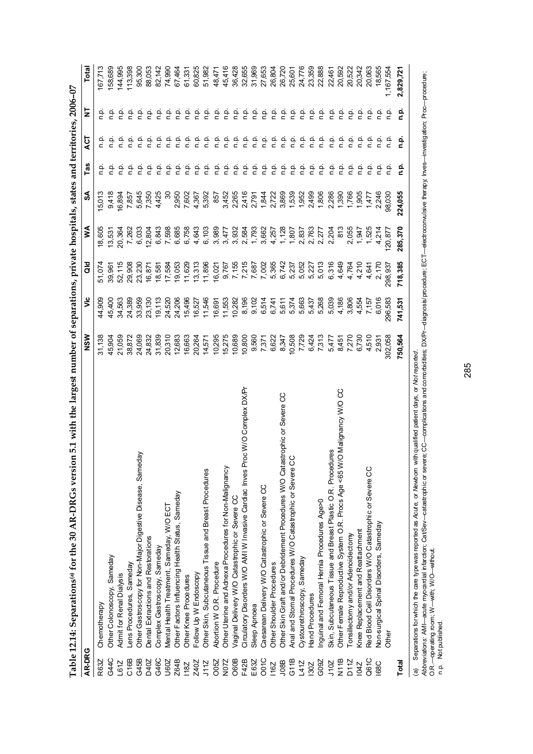**Table 12.14: Separations[(a)] for the 30 AR-DRGs version 5.1 with the largest number of separations, private hospitals, states and territories, 2006–07**

| AR-DRG | | NSW | Vic | Qld | WA | SA | Tas | ACT | NT | Total |
|---|---|---|---|---|---|---|---|---|---|---|
| R63Z | Chemotherapy | 31,138 | 44,909 | 51,074 | 18,605 | 15,013 | n.p. | n.p. | n.p. | 167,713 |
| G44C | Other Colonoscopy, Sameday | 45,904 | 45,400 | 39,961 | 13,531 | 9,418 | n.p. | n.p. | n.p. | 158,689 |
| L61Z | Admit for Renal Dialysis | 21,059 | 34,563 | 52,115 | 20,364 | 16,894 | n.p. | n.p. | n.p. | 144,995 |
| C16B | Lens Procedures, Sameday | 38,872 | 24,389 | 29,908 | 7,262 | 7,857 | n.p. | n.p. | n.p. | 113,398 |
| G45B | Other Gastroscopy for Non-Major Digestive Disease, Sameday | 24,069 | 33,959 | 23,230 | 6,033 | 5,645 | n.p. | n.p. | n.p. | 95,300 |
| D40Z | Dental Extractions and Restorations | 24,832 | 23,130 | 16,871 | 12,804 | 7,350 | n.p. | n.p. | n.p. | 88,053 |
| G46C | Complex Gastroscopy, Sameday | 31,839 | 19,113 | 18,581 | 6,843 | 4,425 | n.p. | n.p. | n.p. | 82,142 |
| U60Z | Mental Health Treatment, Sameday, W/O ECT | 20,310 | 24,520 | 17,584 | 7,598 | 30 | n.p. | n.p. | n.p. | 74,990 |
| Z64B | Other Factors Influencing Health Status, Sameday | 12,683 | 24,206 | 19,053 | 6,685 | 2,950 | n.p. | n.p. | n.p. | 67,464 |
| I18Z | Other Knee Procedures | 16,663 | 15,496 | 11,629 | 6,758 | 7,602 | n.p. | n.p. | n.p. | 61,331 |
| Z40Z | Follow Up W Endoscopy | 20,264 | 16,527 | 13,313 | 4,643 | 4,367 | n.p. | n.p. | n.p. | 60,825 |
| J11Z | Other Skin, Subcutaneous Tissue and Breast Procedures | 14,571 | 11,546 | 11,896 | 6,103 | 5,392 | n.p. | n.p. | n.p. | 51,982 |
| O05Z | Abortion W O.R. Procedure | 10,295 | 16,691 | 16,021 | 3,989 | 857 | n.p. | n.p. | n.p. | 48,471 |
| N07Z | Other Uterine and Adnexa Procedures for Non-Malignancy | 15,275 | 11,553 | 9,767 | 3,477 | 3,452 | n.p. | n.p. | n.p. | 45,416 |
| O60B | Vaginal Delivery W/O Catastrophic or Severe CC | 10,689 | 10,282 | 7,155 | 3,932 | 2,265 | n.p. | n.p. | n.p. | 36,428 |
| F42B | Circulatory Disorders W/O AMI W Invasive Cardiac Inves Proc W/O Complex DX/Pr | 10,800 | 8,196 | 7,215 | 2,584 | 2,416 | n.p. | n.p. | n.p. | 32,655 |
| E63Z | Sleep Apnoea | 9,560 | 9,102 | 7,687 | 1,793 | 2,791 | n.p. | n.p. | n.p. | 31,969 |
| O01C | Caesarean Delivery W/O Catastrophic or Severe CC | 7,371 | 6,514 | 7,002 | 3,662 | 1,844 | n.p. | n.p. | n.p. | 27,653 |
| I16Z | Other Shoulder Procedures | 6,622 | 6,741 | 5,365 | 4,257 | 2,722 | n.p. | n.p. | n.p. | 26,804 |
| J08B | Other Skin Graft and/or Debridement Procedures W/O Catastrophic or Severe CC | 8,347 | 5,611 | 6,742 | 1,128 | 3,869 | n.p. | n.p. | n.p. | 26,720 |
| G11B | Anal and Stomal Procedures W/O Catastrophic or Severe CC | 10,508 | 5,374 | 5,237 | 1,807 | 1,539 | n.p. | n.p. | n.p. | 25,601 |
| L41Z | Cystourethroscopy, Sameday | 7,729 | 5,663 | 5,052 | 2,837 | 1,952 | n.p. | n.p. | n.p. | 24,776 |
| I30Z | Hand Procedures | 6,424 | 5,437 | 5,227 | 2,763 | 2,499 | n.p. | n.p. | n.p. | 23,359 |
| G09Z | Inguinal and Femoral Hernia Procedures Age>0 | 7,313 | 5,268 | 5,013 | 2,277 | 1,806 | n.p. | n.p. | n.p. | 22,888 |
| J10Z | Skin, Subcutaneous Tissue and Breast Plastic O.R. Procedures | 5,477 | 5,039 | 6,316 | 2,204 | 2,286 | n.p. | n.p. | n.p. | 22,461 |
| N11B | Other Female Reproductive System O.R. Procs Age <65 W/O Malignancy W/O CC | 8,451 | 4,186 | 4,649 | 813 | 1,390 | n.p. | n.p. | n.p. | 20,592 |
| D11Z | Tonsillectomy and/or Adenoidectomy | 7,270 | 3,806 | 4,764 | 2,055 | 1,766 | n.p. | n.p. | n.p. | 20,522 |
| I04Z | Knee Replacement and Reattachment | 6,730 | 4,554 | 4,210 | 1,947 | 1,905 | n.p. | n.p. | n.p. | 20,342 |
| Q61C | Red Blood Cell Disorders W/O Catastrophic or Severe CC | 4,510 | 7,157 | 4,641 | 1,525 | 1,477 | n.p. | n.p. | n.p. | 20,063 |
| I68C | Non-surgical Spinal Disorders, Sameday | 2,931 | 6,016 | 2,170 | 4,214 | 2,246 | n.p. | n.p. | n.p. | 18,565 |
| | Other | 302,058 | 296,583 | 298,937 | 120,877 | 98,030 | n.p. | n.p. | n.p. | 1,167,554 |
| **Total** | | **750,564** | **741,531** | **718,385** | **285,370** | **224,055** | **n.p.** | **n.p.** | **n.p.** | **2,829,721** |

(a) Separations for which the care type was reported as *Acute*, or *Newborn* with qualified patient days, or *Not reported*.

*Abbreviations:* AMI—acute myocardial infarction; Cat/Sev—catastrophic or severe; CC—complications and comorbidities; DX/Pr—diagnosis/procedure; ECT—electroconvulsive therapy; Inves—investigation; Proc—procedure; O.R.—operating room; W—with; W/O—without.

n.p. Not published.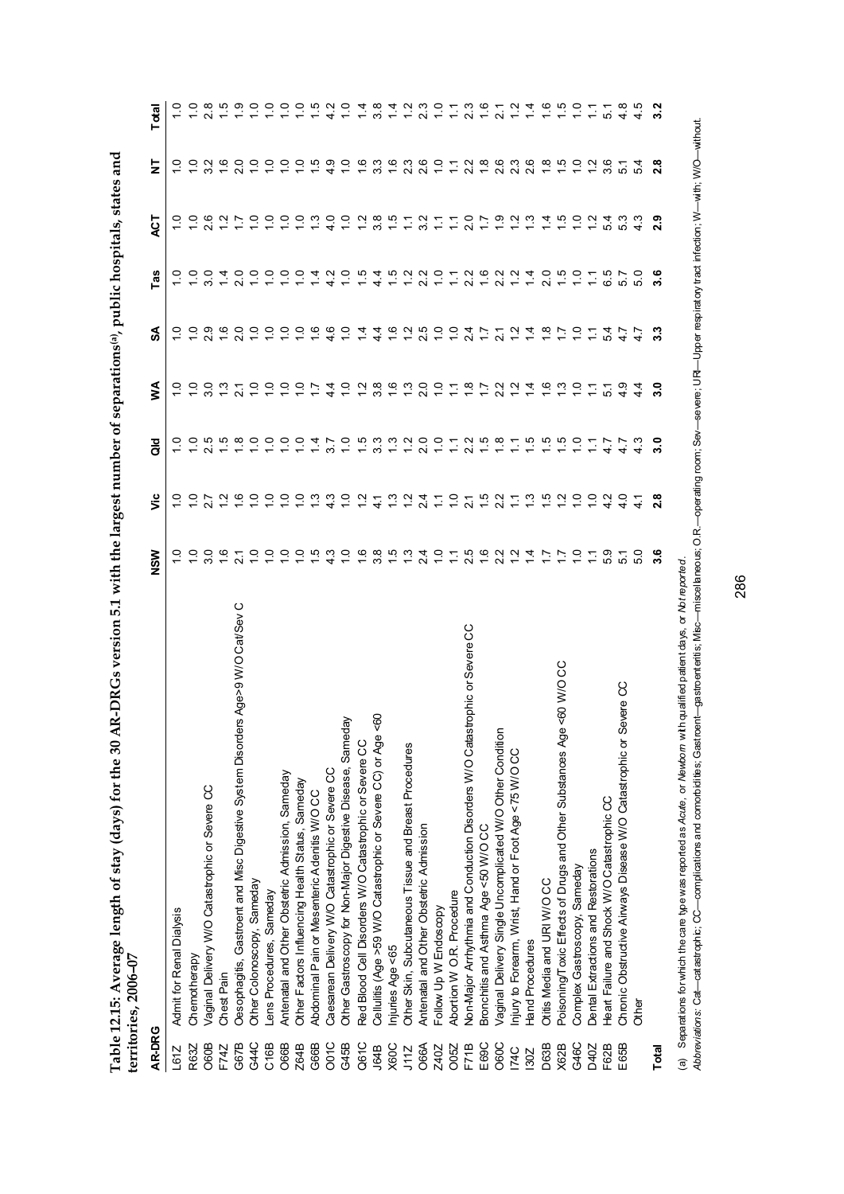**Table 12.15: Average length of stay (days) for the 30 AR-DRGs version 5.1 with the largest number of separations[(a)], public hospitals, states and territories, 2006–07**

| AR-DRG | | NSW | Vic | Qld | WA | SA | Tas | ACT | NT | Total |
|---|---|---|---|---|---|---|---|---|---|---|
| L61Z | Admit for Renal Dialysis | 1.0 | 1.0 | 1.0 | 1.0 | 1.0 | 1.0 | 1.0 | 1.0 | 1.0 |
| R63Z | Chemotherapy | 1.0 | 1.0 | 1.0 | 1.0 | 1.0 | 1.0 | 1.0 | 1.0 | 1.0 |
| O60B | Vaginal Delivery W/O Catastrophic or Severe CC | 3.0 | 2.7 | 2.5 | 3.0 | 2.9 | 3.0 | 2.6 | 3.2 | 2.8 |
| F74Z | Chest Pain | 1.6 | 1.2 | 1.5 | 1.3 | 1.6 | 1.4 | 1.2 | 1.6 | 1.5 |
| G67B | Oesophagitis, Gastroent and Misc Digestive System Disorders Age>9 W/O Cat/Sev C | 2.1 | 1.6 | 1.8 | 2.1 | 2.0 | 2.0 | 1.7 | 2.0 | 1.9 |
| G44C | Other Colonoscopy, Sameday | 1.0 | 1.0 | 1.0 | 1.0 | 1.0 | 1.0 | 1.0 | 1.0 | 1.0 |
| C16B | Lens Procedures, Sameday | 1.0 | 1.0 | 1.0 | 1.0 | 1.0 | 1.0 | 1.0 | 1.0 | 1.0 |
| O66B | Antenatal and Other Obstetric Admission, Sameday | 1.0 | 1.0 | 1.0 | 1.0 | 1.0 | 1.0 | 1.0 | 1.0 | 1.0 |
| Z64B | Other Factors Influencing Health Status, Sameday | 1.0 | 1.0 | 1.0 | 1.0 | 1.0 | 1.0 | 1.0 | 1.0 | 1.0 |
| G66B | Abdominal Pain or Mesenteric Adenitis W/O CC | 1.5 | 1.3 | 1.4 | 1.7 | 1.6 | 1.4 | 1.3 | 1.5 | 1.5 |
| O01C | Caesarean Delivery W/O Catastrophic or Severe CC | 4.3 | 4.3 | 3.7 | 4.4 | 4.6 | 4.2 | 4.0 | 4.9 | 4.2 |
| G45B | Other Gastroscopy for Non-Major Digestive Disease, Sameday | 1.0 | 1.0 | 1.0 | 1.0 | 1.0 | 1.0 | 1.0 | 1.0 | 1.0 |
| Q61C | Red Blood Cell Disorders W/O Catastrophic or Severe CC | 1.6 | 1.2 | 1.5 | 1.2 | 1.4 | 1.5 | 1.2 | 1.6 | 1.4 |
| J64B | Cellulitis (Age >59 W/O Catastrophic or Severe CC) or Age <60 | 3.8 | 4.1 | 3.3 | 3.8 | 4.4 | 4.4 | 3.8 | 3.3 | 3.8 |
| X60C | Injuries Age <65 | 1.5 | 1.3 | 1.3 | 1.6 | 1.6 | 1.5 | 1.5 | 1.6 | 1.4 |
| J11Z | Other Skin, Subcutaneous Tissue and Breast Procedures | 1.3 | 1.2 | 1.2 | 1.3 | 1.2 | 1.2 | 1.1 | 2.3 | 1.2 |
| O66A | Antenatal and Other Obstetric Admission | 2.4 | 2.4 | 2.0 | 2.0 | 2.5 | 2.2 | 3.2 | 2.6 | 2.3 |
| Z40Z | Follow Up W Endoscopy | 1.0 | 1.1 | 1.0 | 1.0 | 1.0 | 1.0 | 1.1 | 1.0 | 1.0 |
| O05Z | Abortion W O.R. Procedure | 1.1 | 1.0 | 1.1 | 1.1 | 1.0 | 1.1 | 1.1 | 1.1 | 1.1 |
| F71B | Non-Major Arrhythmia and Conduction Disorders W/O Catastrophic or Severe CC | 2.5 | 2.1 | 2.2 | 1.8 | 2.4 | 2.2 | 2.0 | 2.2 | 2.3 |
| E69C | Bronchitis and Asthma Age <50 W/O CC | 1.6 | 1.5 | 1.5 | 1.7 | 1.7 | 1.6 | 1.7 | 1.8 | 1.6 |
| O60C | Vaginal Delivery Single Uncomplicated W/O Other Condition | 2.2 | 2.2 | 1.8 | 2.2 | 2.1 | 2.2 | 1.9 | 2.6 | 2.1 |
| I74C | Injury to Forearm, Wrist, Hand or Foot Age <75 W/O CC | 1.2 | 1.1 | 1.1 | 1.2 | 1.2 | 1.2 | 1.2 | 2.3 | 1.2 |
| I30Z | Hand Procedures | 1.4 | 1.3 | 1.5 | 1.4 | 1.4 | 1.4 | 1.3 | 2.6 | 1.4 |
| D63B | Otitis Media and URI W/O CC | 1.7 | 1.5 | 1.5 | 1.6 | 1.8 | 2.0 | 1.4 | 1.8 | 1.6 |
| X62B | Poisoning/Toxic Effects of Drugs and Other Substances Age <60 W/O CC | 1.7 | 1.2 | 1.5 | 1.3 | 1.7 | 1.5 | 1.5 | 1.5 | 1.5 |
| G46C | Complex Gastroscopy, Sameday | 1.0 | 1.0 | 1.0 | 1.0 | 1.0 | 1.0 | 1.0 | 1.0 | 1.0 |
| D40Z | Dental Extractions and Restorations | 1.1 | 1.0 | 1.1 | 1.1 | 1.1 | 1.1 | 1.2 | 1.2 | 1.1 |
| F62B | Heart Failure and Shock W/O Catastrophic CC | 5.9 | 4.2 | 4.7 | 5.1 | 5.4 | 6.5 | 5.4 | 3.6 | 5.1 |
| E65B | Chronic Obstructive Airways Disease W/O Catastrophic or Severe CC | 5.1 | 4.0 | 4.7 | 4.9 | 4.7 | 5.7 | 5.3 | 5.1 | 4.8 |
| | Other | 5.0 | 4.1 | 4.3 | 4.4 | 4.7 | 5.0 | 4.3 | 5.4 | 4.5 |
| **Total** | | **3.6** | **2.8** | **3.0** | **3.0** | **3.3** | **3.6** | **2.9** | **2.8** | **3.2** |

(a) Separations for which the care type was reported as *Acute*, or *Newborn* with qualified patient days, or *Not reported*.

*Abbreviations:* Cat—catastrophic; CC—complications and comorbidities; Gastroent—gastroenteritis; Misc—miscellaneous; O.R.—operating room; Sev—severe; URI—Upper respiratory tract infection; W—with; W/O—without.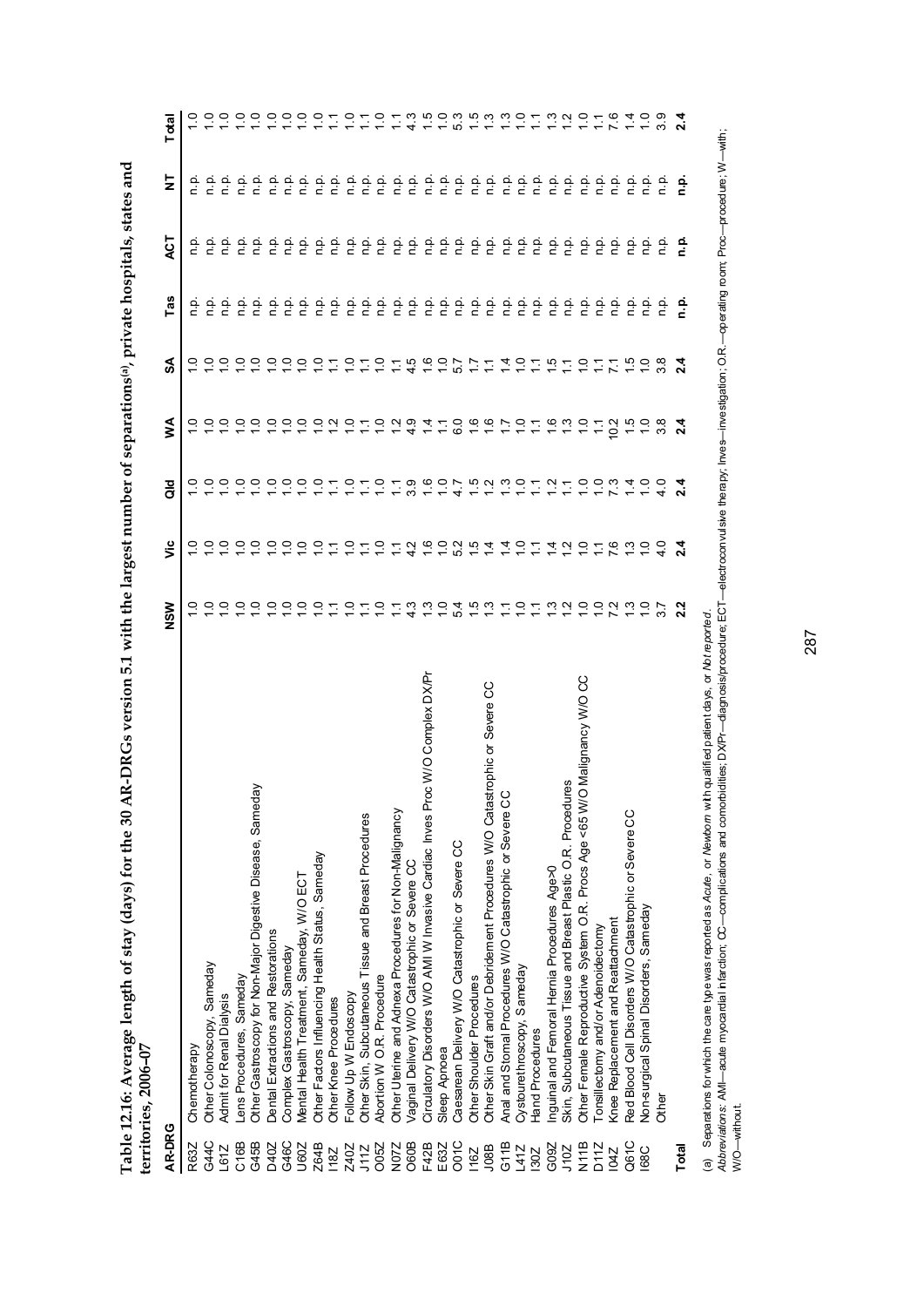**Table 12.16: Average length of stay (days) for the 30 AR-DRGs version 5.1 with the largest number of separations[(a)], private hospitals, states and territories, 2006–07**

| AR-DRG | | NSW | Vic | Qld | WA | SA | Tas | ACT | NT | Total |
|---|---|---|---|---|---|---|---|---|---|---|
| R63Z | Chemotherapy | 1.0 | 1.0 | 1.0 | 1.0 | 1.0 | n.p. | n.p. | n.p. | 1.0 |
| G44C | Other Colonoscopy, Sameday | 1.0 | 1.0 | 1.0 | 1.0 | 1.0 | n.p. | n.p. | n.p. | 1.0 |
| L61Z | Admit for Renal Dialysis | 1.0 | 1.0 | 1.0 | 1.0 | 1.0 | n.p. | n.p. | n.p. | 1.0 |
| C16B | Lens Procedures, Sameday | 1.0 | 1.0 | 1.0 | 1.0 | 1.0 | n.p. | n.p. | n.p. | 1.0 |
| G45B | Other Gastroscopy for Non-Major Digestive Disease, Sameday | 1.0 | 1.0 | 1.0 | 1.0 | 1.0 | n.p. | n.p. | n.p. | 1.0 |
| D40Z | Dental Extractions and Restorations | 1.0 | 1.0 | 1.0 | 1.0 | 1.0 | n.p. | n.p. | n.p. | 1.0 |
| G46C | Complex Gastroscopy, Sameday | 1.0 | 1.0 | 1.0 | 1.0 | 1.0 | n.p. | n.p. | n.p. | 1.0 |
| U60Z | Mental Health Treatment, Sameday, W/O ECT | 1.0 | 1.0 | 1.0 | 1.0 | 1.0 | n.p. | n.p. | n.p. | 1.0 |
| Z64B | Other Factors Influencing Health Status, Sameday | 1.0 | 1.0 | 1.0 | 1.0 | 1.0 | n.p. | n.p. | n.p. | 1.0 |
| I18Z | Other Knee Procedures | 1.1 | 1.1 | 1.1 | 1.2 | 1.1 | n.p. | n.p. | n.p. | 1.1 |
| Z40Z | Follow Up W Endoscopy | 1.0 | 1.0 | 1.0 | 1.0 | 1.0 | n.p. | n.p. | n.p. | 1.0 |
| J11Z | Other Skin, Subcutaneous Tissue and Breast Procedures | 1.1 | 1.1 | 1.1 | 1.1 | 1.1 | n.p. | n.p. | n.p. | 1.1 |
| O05Z | Abortion W O.R. Procedure | 1.0 | 1.0 | 1.0 | 1.0 | 1.0 | n.p. | n.p. | n.p. | 1.0 |
| N07Z | Other Uterine and Adnexa Procedures for Non-Malignancy | 1.1 | 1.1 | 1.1 | 1.2 | 1.1 | n.p. | n.p. | n.p. | 1.1 |
| O60B | Vaginal Delivery W/O Catastrophic or Severe CC | 4.3 | 4.2 | 3.9 | 4.9 | 4.5 | n.p. | n.p. | n.p. | 4.3 |
| F42B | Circulatory Disorders W/O AMI W Invasive Cardiac Inves Proc W/O Complex DX/Pr | 1.3 | 1.6 | 1.6 | 1.4 | 1.6 | n.p. | n.p. | n.p. | 1.5 |
| E63Z | Sleep Apnoea | 1.0 | 1.0 | 1.0 | 1.1 | 1.0 | n.p. | n.p. | n.p. | 1.0 |
| O01C | Caesarean Delivery W/O Catastrophic or Severe CC | 5.4 | 5.2 | 4.7 | 6.0 | 5.7 | n.p. | n.p. | n.p. | 5.3 |
| I16Z | Other Shoulder Procedures | 1.5 | 1.5 | 1.5 | 1.6 | 1.7 | n.p. | n.p. | n.p. | 1.5 |
| J08B | Other Skin Graft and/or Debridement Procedures W/O Catastrophic or Severe CC | 1.3 | 1.4 | 1.2 | 1.6 | 1.1 | n.p. | n.p. | n.p. | 1.3 |
| G11B | Anal and Stomal Procedures W/O Catastrophic or Severe CC | 1.1 | 1.4 | 1.3 | 1.7 | 1.4 | n.p. | n.p. | n.p. | 1.3 |
| L41Z | Cystourethroscopy, Sameday | 1.0 | 1.0 | 1.0 | 1.0 | 1.0 | n.p. | n.p. | n.p. | 1.0 |
| I30Z | Hand Procedures | 1.1 | 1.1 | 1.1 | 1.1 | 1.1 | n.p. | n.p. | n.p. | 1.1 |
| G09Z | Inguinal and Femoral Hernia Procedures Age>0 | 1.3 | 1.4 | 1.2 | 1.6 | 1.5 | n.p. | n.p. | n.p. | 1.3 |
| J10Z | Skin, Subcutaneous Tissue and Breast Plastic O.R. Procedures | 1.2 | 1.2 | 1.1 | 1.3 | 1.1 | n.p. | n.p. | n.p. | 1.2 |
| N11B | Other Female Reproductive System O.R. Procs Age <65 W/O Malignancy W/O CC | 1.0 | 1.0 | 1.0 | 1.0 | 1.0 | n.p. | n.p. | n.p. | 1.0 |
| D11Z | Tonsillectomy and/or Adenoidectomy | 1.0 | 1.1 | 1.0 | 1.1 | 1.1 | n.p. | n.p. | n.p. | 1.1 |
| I04Z | Knee Replacement and Reattachment | 7.2 | 7.6 | 7.3 | 10.2 | 7.1 | n.p. | n.p. | n.p. | 7.6 |
| Q61C | Red Blood Cell Disorders W/O Catastrophic or Severe CC | 1.3 | 1.3 | 1.4 | 1.5 | 1.5 | n.p. | n.p. | n.p. | 1.4 |
| I68C | Non-surgical Spinal Disorders, Sameday | 1.0 | 1.0 | 1.0 | 1.0 | 1.0 | n.p. | n.p. | n.p. | 1.0 |
| | Other | 3.7 | 4.0 | 4.0 | 3.8 | 3.8 | n.p. | n.p. | n.p. | 3.9 |
| **Total** | | **2.2** | **2.4** | **2.4** | **2.4** | **2.4** | **n.p.** | **n.p.** | **n.p.** | **2.4** |

(a) Separations for which the care type was reported as *Acute*, or *Newborn* with qualified patient days, or *Not reported*.

*Abbreviations:* AMI—acute myocardial infarction; CC—complications and comorbidities; DX/Pr—diagnosis/procedure; ECT—electroconvulsive therapy; Inves—investigation; O.R.—operating room; Proc—procedure; W—with; W/O—without.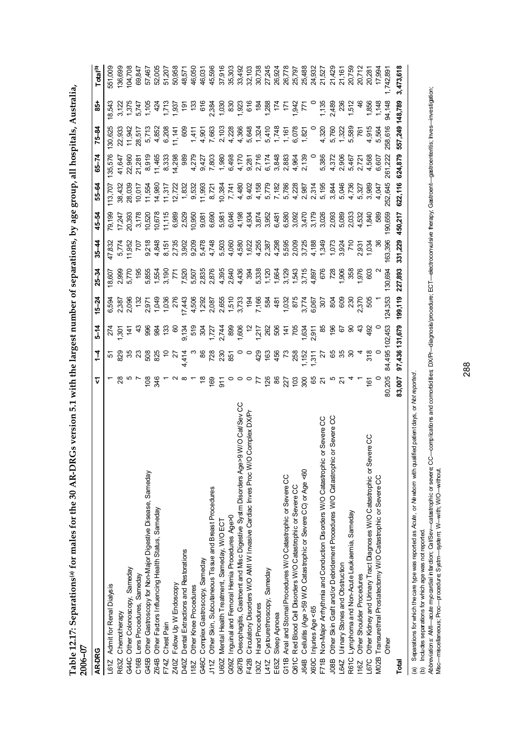**Table 12.17: Separations[(a)] for males for the 30 AR-DRGs version 5.1 with the largest number of separations, by age group, all hospitals, Australia, 2006–07**

| AR-DRG | | <1 | 1–4 | 5–14 | 15–24 | 25–34 | 35–44 | 45–54 | 55–64 | 65–74 | 75–84 | 85+ | Total[(b)] |
|---|---|---|---|---|---|---|---|---|---|---|---|---|---|
| L61Z | Admit for Renal Dialysis | 1 | 51 | 274 | 6,594 | 18,607 | 47,832 | 79,199 | 113,707 | 135,576 | 130,625 | 18,543 | 551,009 |
| R63Z | Chemotherapy | 28 | 829 | 1,301 | 2,387 | 2,999 | 5,774 | 17,247 | 38,432 | 41,647 | 22,933 | 3,122 | 136,699 |
| G44C | Other Colonoscopy, Sameday | 5 | 35 | 141 | 2,096 | 5,770 | 11,952 | 20,393 | 28,039 | 22,960 | 11,942 | 1,375 | 104,708 |
| C16B | Lens Procedures, Sameday | 7 | 23 | 43 | 132 | 195 | 707 | 3,178 | 10,017 | 21,281 | 28,517 | 5,747 | 69,847 |
| G45B | Other Gastroscopy for Non-Major Digestive Disease, Sameday | 108 | 508 | 996 | 2,971 | 5,855 | 9,218 | 10,520 | 11,554 | 8,919 | 5,713 | 1,105 | 57,467 |
| Z64B | Other Factors Influencing Health Status, Sameday | 346 | 825 | 984 | 1,049 | 1,554 | 4,848 | 10,678 | 14,980 | 11,465 | 4,852 | 424 | 52,005 |
| F74Z | Chest Pain | 1 | 10 | 133 | 1,036 | 3,190 | 8,151 | 11,115 | 11,317 | 8,333 | 6,208 | 1,713 | 51,207 |
| Z40Z | Follow Up W Endoscopy | 2 | 27 | 60 | 276 | 771 | 2,735 | 6,989 | 12,722 | 14,298 | 11,141 | 1,937 | 50,958 |
| D40Z | Dental Extractions and Restorations | 8 | 4,414 | 9,134 | 17,443 | 7,520 | 3,902 | 2,529 | 1,832 | 989 | 609 | 191 | 48,571 |
| I18Z | Other Knee Procedures | 1 | 3 | 519 | 4,506 | 5,507 | 9,209 | 10,950 | 9,532 | 4,279 | 1,411 | 133 | 46,050 |
| G46C | Complex Gastroscopy, Sameday | 18 | 86 | 304 | 1,292 | 2,835 | 5,478 | 9,081 | 11,993 | 9,427 | 4,901 | 616 | 46,031 |
| J11Z | Other Skin, Subcutaneous Tissue and Breast Procedures | 169 | 728 | 1,727 | 2,087 | 2,876 | 4,748 | 6,690 | 8,721 | 7,803 | 7,663 | 2,384 | 45,596 |
| U60Z | Mental Health Treatment, Sameday, W/O ECT | 911 | 230 | 2,744 | 2,655 | 4,395 | 5,503 | 5,981 | 10,384 | 1,980 | 2,103 | 1,030 | 37,916 |
| G09Z | Inguinal and Femoral Hernia Procedures Age>0 | 0 | 851 | 899 | 1,510 | 2,640 | 4,060 | 6,046 | 7,741 | 6,498 | 4,228 | 830 | 35,303 |
| G67B | Oesophagitis, Gastroent and Misc Digestive Systm Disorders Age>9 W/O Cat/Sev CC | 0 | 0 | 1,606 | 3,733 | 4,436 | 4,580 | 4,198 | 4,480 | 4,170 | 4,366 | 1,923 | 33,492 |
| F42B | Circulatory Disorders W/O AMI W Invasive Cardiac Inves Proc W/O Complex DX/Pr | 0 | 0 | 12 | 194 | 394 | 1,622 | 4,934 | 9,402 | 9,281 | 5,648 | 616 | 32,103 |
| I30Z | Hand Procedures | 77 | 429 | 1,217 | 7,166 | 5,338 | 4,255 | 3,874 | 4,158 | 2,716 | 1,324 | 184 | 30,738 |
| L41Z | Cystourethroscopy, Sameday | 126 | 163 | 262 | 584 | 1,120 | 2,387 | 3,952 | 5,779 | 6,174 | 5,410 | 1,288 | 27,245 |
| E63Z | Sleep Apnoea | 86 | 456 | 506 | 481 | 1,664 | 4,298 | 6,481 | 7,182 | 3,848 | 1,748 | 174 | 26,924 |
| G11B | Anal and Stomal Procedures W/O Catastrophic or Severe CC | 227 | 73 | 141 | 1,032 | 3,129 | 5,595 | 6,580 | 5,786 | 2,883 | 1,161 | 171 | 26,778 |
| Q61C | Red Blood Cell Disorders W/O Catastrophic or Severe CC | 103 | 258 | 705 | 875 | 1,543 | 2,009 | 3,092 | 4,228 | 4,964 | 6,078 | 1,942 | 25,797 |
| J64B | Cellulitis (Age >59 W/O Catastrophic or Severe CC) or Age <60 | 300 | 1,152 | 1,634 | 3,774 | 3,715 | 3,725 | 3,470 | 2,987 | 2,139 | 1,821 | 771 | 25,488 |
| X60C | Injuries Age <65 | 65 | 1,311 | 2,911 | 6,067 | 4,897 | 4,188 | 3,179 | 2,314 | 0 | 0 | 0 | 24,932 |
| F71B | Non-Major Arrhythmia and Conduction Disorders W/O Catastrophic or Severe CC | 21 | 27 | 85 | 307 | 676 | 1,349 | 3,026 | 5,195 | 5,386 | 4,320 | 1,135 | 21,527 |
| J08B | Other Skin Graft and/or Debridement Procedures W/O Catastrophic or Severe CC | 5 | 65 | 196 | 804 | 728 | 1,073 | 2,093 | 3,844 | 4,372 | 5,760 | 2,489 | 21,429 |
| L64Z | Urinary Stones and Obstruction | 21 | 35 | 67 | 609 | 1,906 | 3,924 | 5,089 | 5,046 | 2,906 | 1,322 | 236 | 21,161 |
| R61C | Lymphoma and Non-Acute Leukaemia, Sameday | 4 | 30 | 90 | 230 | 358 | 710 | 2,033 | 4,736 | 5,467 | 5,589 | 1,512 | 20,759 |
| I16Z | Other Shoulder Procedures | 1 | 4 | 43 | 2,370 | 1,976 | 2,931 | 4,532 | 5,327 | 2,721 | 761 | 46 | 20,712 |
| L67C | Other Kidney and Urinary Tract Diagnoses W/O Catastrophic or Severe CC | 161 | 318 | 492 | 505 | 603 | 1,034 | 1,840 | 3,989 | 4,568 | 4,915 | 1,856 | 20,281 |
| M02B | Transurethral Prostatectomy W/O Catastrophic or Severe CC | 0 | 0 | 0 | 1 | 2 | 36 | 589 | 4,047 | 6,607 | 5,564 | 1,148 | 17,994 |
| | Other | 80,205 | 84,495 | 102,453 | 124,353 | 130,694 | 163,396 | 190,659 | 252,645 | 261,222 | 258,616 | 94,148 | 1,742,891 |
| **Total** | | **83,007** | **97,436** | **131,679** | **199,119** | **227,893** | **331,229** | **450,217** | **622,116** | **624,879** | **557,249** | **148,789** | **3,473,618** |

(a) Separations for which the care type was reported as *Acute*, or *Newborn* with qualified patient days, or *Not reported*.

(b) Includes separations for which age was not reported.

*Abbreviations:* AMI—acute myocardial infarction; Cat/Sev—catastrophic or severe; CC—complications and comorbidities; DX/Pr—diagnosis/procedure; ECT—electroconvulsive therapy; Gastroent—gastroenteritis; Inves—investigation; Misc—miscellaneous; Proc—procedure; Systm—system; W—with; W/O—without.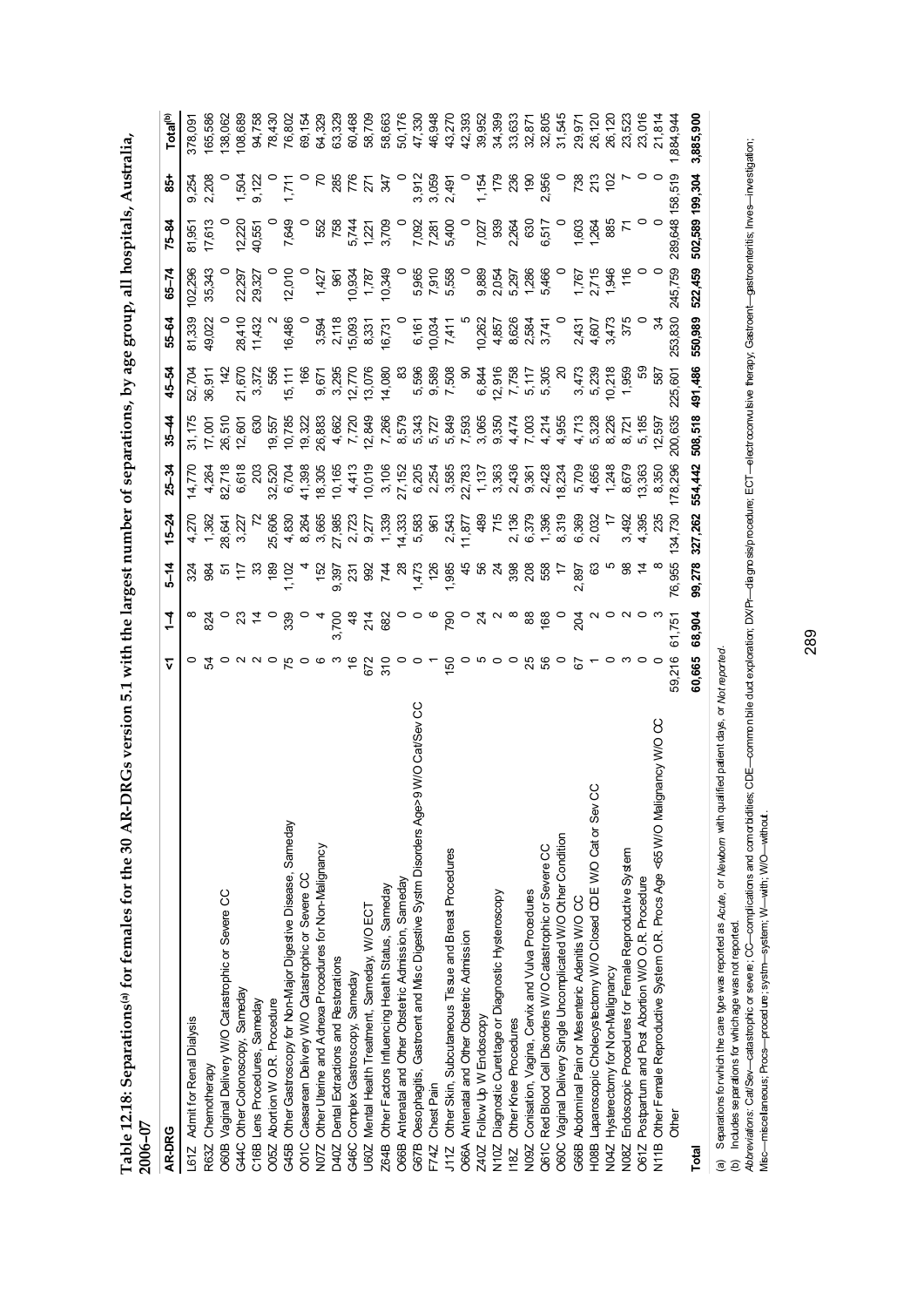**Table 12.18: Separations[(a)] for females for the 30 AR-DRGs version 5.1 with the largest number of separations, by age group, all hospitals, Australia, 2006–07**

| AR-DRG | <1 | 1–4 | 5–14 | 15–24 | 25–34 | 35–44 | 45–54 | 55–64 | 65–74 | 75–84 | 85+ | Total[(b)] |
|---|---|---|---|---|---|---|---|---|---|---|---|---|
| L61Z Admit for Renal Dialysis | 0 | 8 | 324 | 4,270 | 14,770 | 31,175 | 52,704 | 81,339 | 102,296 | 81,951 | 9,254 | 378,091 |
| R63Z Chemotherapy | 54 | 824 | 984 | 1,362 | 4,264 | 17,001 | 36,911 | 49,022 | 35,343 | 17,613 | 2,208 | 165,586 |
| O60B Vaginal Delivery W/O Catastrophic or Severe CC | 0 | 0 | 51 | 28,641 | 82,718 | 26,510 | 142 | 0 | 0 | 0 | 0 | 138,062 |
| G44C Other Colonoscopy, Sameday | 2 | 23 | 117 | 3,227 | 6,618 | 12,601 | 21,670 | 28,410 | 22,297 | 12,220 | 1,504 | 108,689 |
| C16B Lens Procedures, Sameday | 2 | 14 | 33 | 72 | 203 | 630 | 3,372 | 11,432 | 29,327 | 40,551 | 9,122 | 94,758 |
| O05Z Abortion W O.R. Procedure | 0 | 0 | 189 | 25,606 | 32,520 | 19,557 | 556 | 2 | 0 | 0 | 0 | 78,430 |
| G45B Other Gastroscopy for Non-Major Digestive Disease, Sameday | 75 | 339 | 1,102 | 4,830 | 6,704 | 10,785 | 15,111 | 16,486 | 12,010 | 7,649 | 1,711 | 76,802 |
| O01C Caesarean Delivery W/O Catastrophic or Severe CC | 0 | 0 | 4 | 8,264 | 41,398 | 19,322 | 166 | 0 | 0 | 0 | 0 | 69,154 |
| N07Z Other Uterine and Adnexa Procedures for Non-Malignancy | 6 | 4 | 152 | 3,665 | 18,305 | 26,883 | 9,671 | 3,594 | 1,427 | 552 | 70 | 64,329 |
| D40Z Dental Extractions and Restorations | 3 | 3,700 | 9,397 | 27,985 | 10,165 | 4,662 | 3,295 | 2,118 | 961 | 758 | 285 | 63,329 |
| G46C Complex Gastroscopy, Sameday | 16 | 48 | 231 | 2,723 | 4,413 | 7,720 | 12,770 | 15,093 | 10,934 | 5,744 | 776 | 60,468 |
| U60Z Mental Health Treatment, Sameday, W/O ECT | 672 | 214 | 992 | 9,277 | 10,019 | 12,849 | 13,076 | 8,331 | 1,787 | 1,221 | 271 | 58,709 |
| Z64B Other Factors Influencing Health Status, Sameday | 310 | 682 | 744 | 1,339 | 3,106 | 7,266 | 14,080 | 16,731 | 10,349 | 3,709 | 347 | 58,663 |
| O66B Antenatal and Other Obstetric Admission, Sameday | 0 | 0 | 28 | 14,333 | 27,152 | 8,579 | 83 | 0 | 0 | 0 | 0 | 50,176 |
| G67B Oesophagitis, Gastroent and Misc Digestive Systm Disorders Age>9 W/O Cat/Sev CC | 0 | 0 | 1,473 | 5,583 | 6,205 | 5,343 | 5,596 | 6,161 | 5,965 | 7,092 | 3,912 | 47,330 |
| F74Z Chest Pain | 1 | 6 | 126 | 961 | 2,254 | 5,727 | 9,589 | 10,034 | 7,910 | 7,281 | 3,059 | 46,948 |
| J11Z Other Skin, Subcutaneous Tissue and Breast Procedures | 150 | 790 | 1,985 | 2,543 | 3,585 | 5,849 | 7,508 | 7,411 | 5,558 | 5,400 | 2,491 | 43,270 |
| O66A Antenatal and Other Obstetric Admission | 0 | 0 | 45 | 11,877 | 22,783 | 7,593 | 90 | 5 | 0 | 0 | 0 | 42,393 |
| Z40Z Follow Up W Endoscopy | 5 | 24 | 56 | 489 | 1,137 | 3,065 | 6,844 | 10,262 | 9,889 | 7,027 | 1,154 | 39,952 |
| N10Z Diagnostic Curettage or Diagnostic Hysteroscopy | 0 | 2 | 24 | 715 | 3,363 | 9,350 | 12,916 | 4,857 | 2,054 | 939 | 179 | 34,399 |
| I18Z Other Knee Procedures | 0 | 8 | 398 | 2,136 | 2,436 | 4,474 | 7,758 | 8,626 | 5,297 | 2,264 | 236 | 33,633 |
| N09Z Conisation, Vagina, Cervix and Vulva Procedures | 25 | 88 | 208 | 6,379 | 9,361 | 7,003 | 5,117 | 2,584 | 1,286 | 630 | 190 | 32,871 |
| Q61C Red Blood Cell Disorders W/O Catastrophic or Severe CC | 56 | 168 | 558 | 1,396 | 2,428 | 4,214 | 5,305 | 3,741 | 5,466 | 6,517 | 2,956 | 32,805 |
| O60C Vaginal Delivery Single Uncomplicated W/O Other Condition | 0 | 0 | 17 | 8,319 | 18,234 | 4,955 | 20 | 0 | 0 | 0 | 0 | 31,545 |
| G66B Abdominal Pain or Mesenteric Adenitis W/O CC | 67 | 204 | 2,897 | 6,369 | 5,709 | 4,713 | 3,473 | 2,431 | 1,767 | 1,603 | 738 | 29,971 |
| H08B Laparoscopic Cholecystectomy W/O Closed CDE W/O Cat or Sev CC | 1 | 2 | 63 | 2,032 | 4,656 | 5,328 | 5,239 | 4,607 | 2,715 | 1,264 | 213 | 26,120 |
| N04Z Hysterectomy for Non-Malignancy | 0 | 0 | 5 | 17 | 1,248 | 8,226 | 10,218 | 3,473 | 1,946 | 885 | 102 | 26,120 |
| N08Z Endoscopic Procedures for Female Reproductive System | 3 | 2 | 98 | 3,492 | 8,679 | 8,721 | 1,959 | 375 | 116 | 71 | 7 | 23,523 |
| O61Z Postpartum and Post Abortion W/O O.R. Procedure | 0 | 0 | 14 | 4,395 | 13,363 | 5,185 | 59 | 0 | 0 | 0 | 0 | 23,016 |
| N11B Other Female Reproductive System O.R. Procs Age <65 W/O Malignancy W/O CC | 0 | 3 | 8 | 235 | 8,350 | 12,597 | 587 | 34 | 0 | 0 | 0 | 21,814 |
| Other | 59,216 | 61,751 | 76,955 | 134,730 | 178,296 | 200,635 | 225,601 | 253,830 | 245,759 | 289,648 | 158,519 | 1,884,944 |
| **Total** | **60,665** | **68,904** | **99,278** | **327,262** | **554,442** | **508,518** | **491,486** | **550,989** | **522,459** | **502,589** | **199,304** | **3,885,900** |

(a) Separations for which the care type was reported as *Acute*, or *Newborn* with qualified patient days, or *Not reported*.

(b) Includes separations for which age was not reported.

*Abbreviations:* Cat/Sev—catastrophic or severe; CC—complications and comorbidities; CDE—common bile duct exploration; DX/Pr—diagnosis/procedure; ECT—electroconvulsive therapy; Gastroent—gastroenteritis; Inves—investigation; Misc—miscellaneous; Procs—procedure; systm—system; W—with; W/O—without.